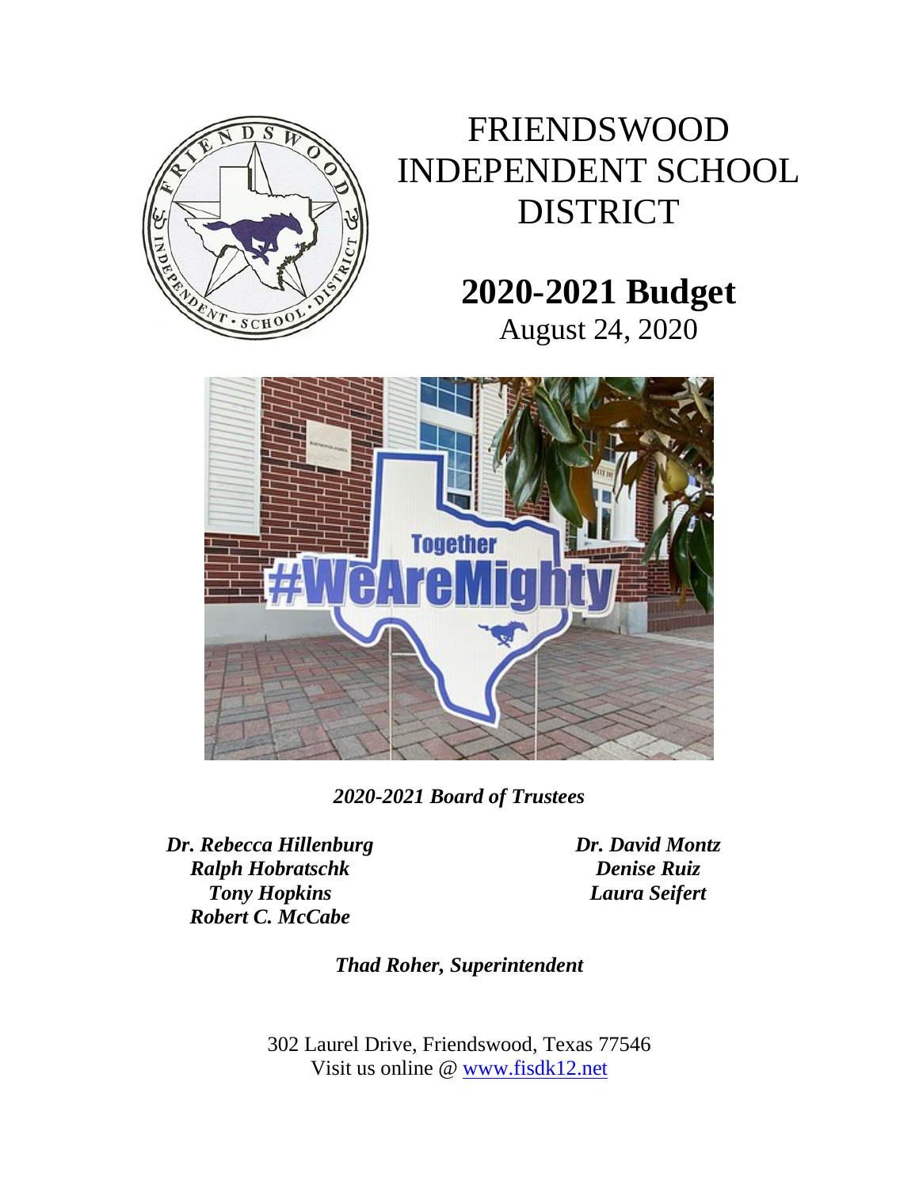# FRIENDSWOOD INDEPENDENT SCHOOL DISTRICT

## 2020-2021 Budget

August 24, 2020

***2020-2021 Board of Trustees***

***Dr. Rebecca Hillenburg***
***Ralph Hobratschk***
***Tony Hopkins***
***Robert C. McCabe***

***Dr. David Montz***
***Denise Ruiz***
***Laura Seifert***

***Thad Roher, Superintendent***

302 Laurel Drive, Friendswood, Texas 77546
Visit us online @ www.fisdk12.net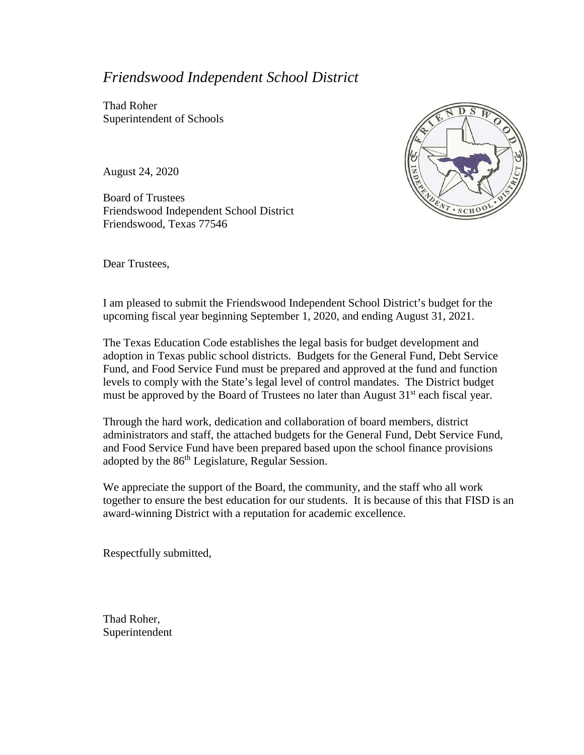*Friendswood Independent School District*

Thad Roher
Superintendent of Schools

August 24, 2020

Board of Trustees
Friendswood Independent School District
Friendswood, Texas 77546

Dear Trustees,

I am pleased to submit the Friendswood Independent School District's budget for the upcoming fiscal year beginning September 1, 2020, and ending August 31, 2021.

The Texas Education Code establishes the legal basis for budget development and adoption in Texas public school districts. Budgets for the General Fund, Debt Service Fund, and Food Service Fund must be prepared and approved at the fund and function levels to comply with the State's legal level of control mandates. The District budget must be approved by the Board of Trustees no later than August 31st each fiscal year.

Through the hard work, dedication and collaboration of board members, district administrators and staff, the attached budgets for the General Fund, Debt Service Fund, and Food Service Fund have been prepared based upon the school finance provisions adopted by the 86th Legislature, Regular Session.

We appreciate the support of the Board, the community, and the staff who all work together to ensure the best education for our students. It is because of this that FISD is an award-winning District with a reputation for academic excellence.

Respectfully submitted,

Thad Roher,
Superintendent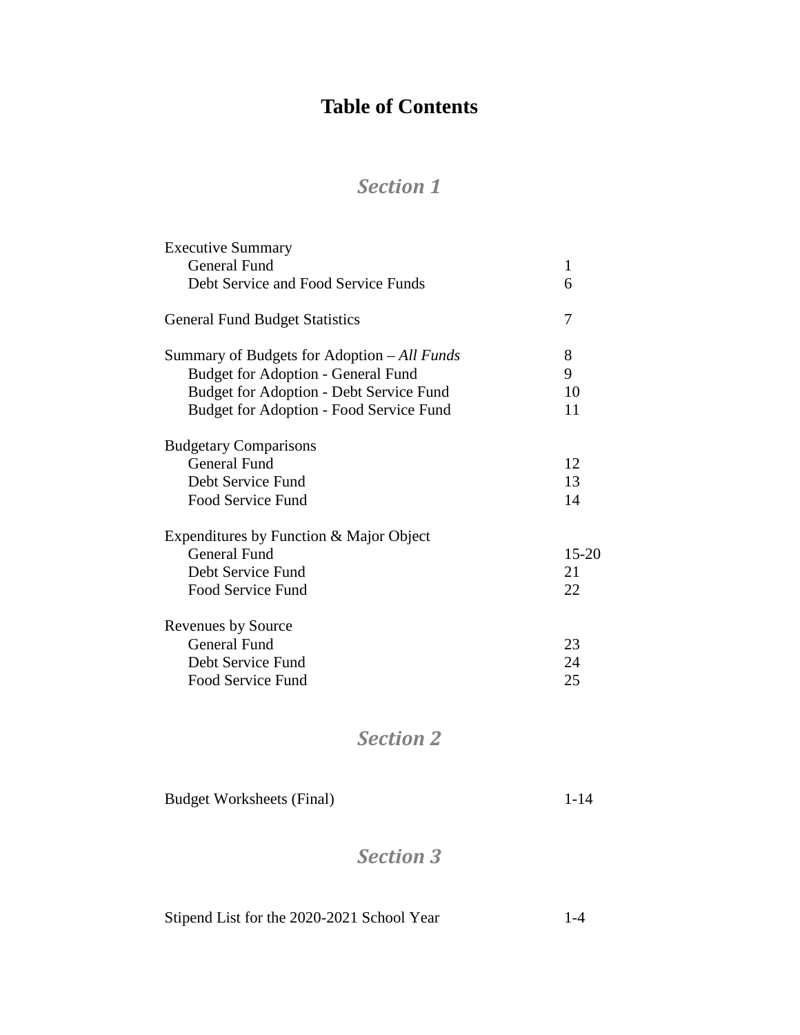# Table of Contents

## *Section 1*

| | |
|---|---|
| Executive Summary | |
| General Fund | 1 |
| Debt Service and Food Service Funds | 6 |
| General Fund Budget Statistics | 7 |
| Summary of Budgets for Adoption – *All Funds* | 8 |
| Budget for Adoption - General Fund | 9 |
| Budget for Adoption - Debt Service Fund | 10 |
| Budget for Adoption - Food Service Fund | 11 |
| Budgetary Comparisons | |
| General Fund | 12 |
| Debt Service Fund | 13 |
| Food Service Fund | 14 |
| Expenditures by Function & Major Object | |
| General Fund | 15-20 |
| Debt Service Fund | 21 |
| Food Service Fund | 22 |
| Revenues by Source | |
| General Fund | 23 |
| Debt Service Fund | 24 |
| Food Service Fund | 25 |

## *Section 2*

| | |
|---|---|
| Budget Worksheets (Final) | 1-14 |

## *Section 3*

| | |
|---|---|
| Stipend List for the 2020-2021 School Year | 1-4 |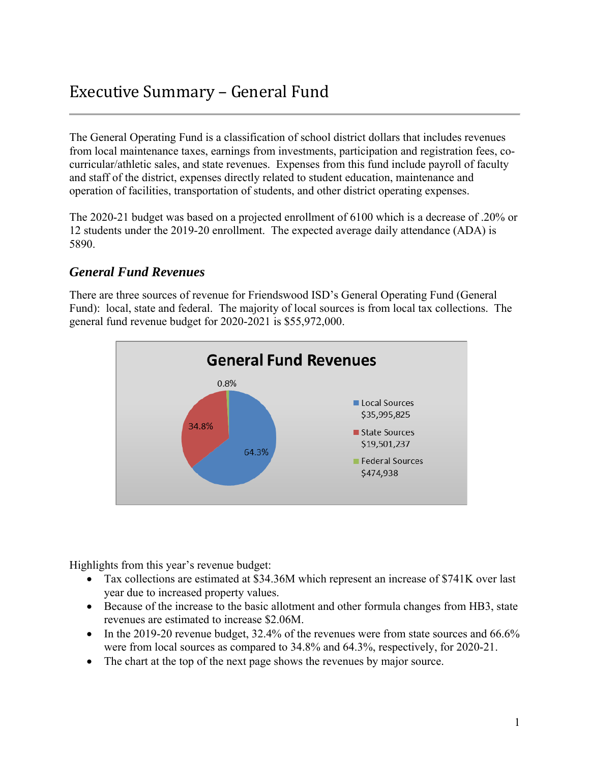# Executive Summary – General Fund

The General Operating Fund is a classification of school district dollars that includes revenues from local maintenance taxes, earnings from investments, participation and registration fees, co-curricular/athletic sales, and state revenues. Expenses from this fund include payroll of faculty and staff of the district, expenses directly related to student education, maintenance and operation of facilities, transportation of students, and other district operating expenses.

The 2020-21 budget was based on a projected enrollment of 6100 which is a decrease of .20% or 12 students under the 2019-20 enrollment. The expected average daily attendance (ADA) is 5890.

## *General Fund Revenues*

There are three sources of revenue for Friendswood ISD's General Operating Fund (General Fund): local, state and federal. The majority of local sources is from local tax collections. The general fund revenue budget for 2020-2021 is $55,972,000.

**General Fund Revenues**

| Source | Amount | Percent |
|---|---|---|
| Local Sources | $35,995,825 | 64.3% |
| State Sources | $19,501,237 | 34.8% |
| Federal Sources | $474,938 | 0.8% |

Highlights from this year's revenue budget:

- Tax collections are estimated at $34.36M which represent an increase of $741K over last year due to increased property values.
- Because of the increase to the basic allotment and other formula changes from HB3, state revenues are estimated to increase $2.06M.
- In the 2019-20 revenue budget, 32.4% of the revenues were from state sources and 66.6% were from local sources as compared to 34.8% and 64.3%, respectively, for 2020-21.
- The chart at the top of the next page shows the revenues by major source.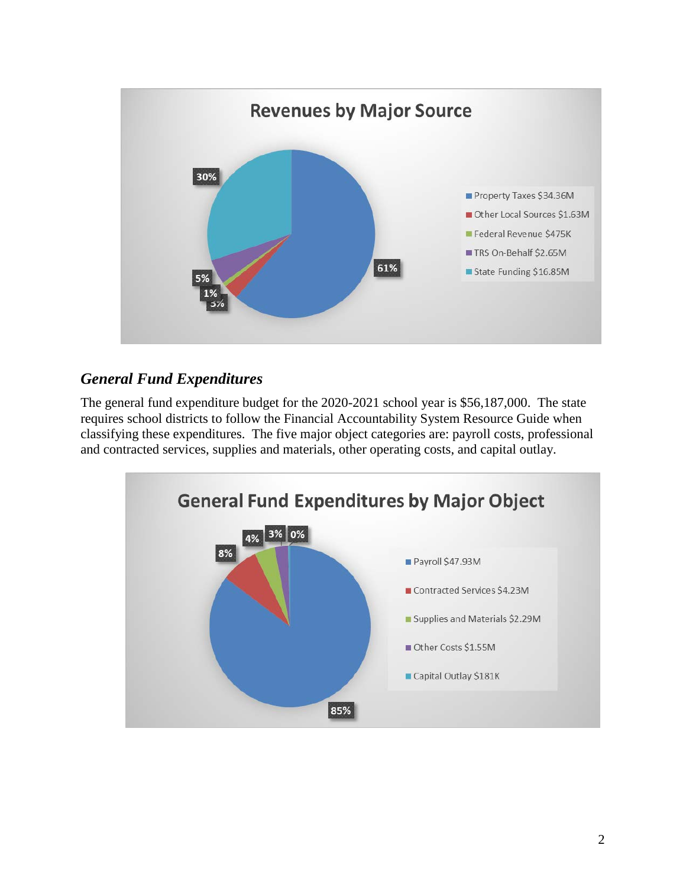**Revenues by Major Source**

- Property Taxes $34.36M — 61%
- Other Local Sources $1.63M — 3%
- Federal Revenue $475K — 1%
- TRS On-Behalf $2.65M — 5%
- State Funding $16.85M — 30%

### *General Fund Expenditures*

The general fund expenditure budget for the 2020-2021 school year is $56,187,000. The state requires school districts to follow the Financial Accountability System Resource Guide when classifying these expenditures. The five major object categories are: payroll costs, professional and contracted services, supplies and materials, other operating costs, and capital outlay.

**General Fund Expenditures by Major Object**

- Payroll $47.93M — 85%
- Contracted Services $4.23M — 8%
- Supplies and Materials $2.29M — 4%
- Other Costs $1.55M — 3%
- Capital Outlay $181K — 0%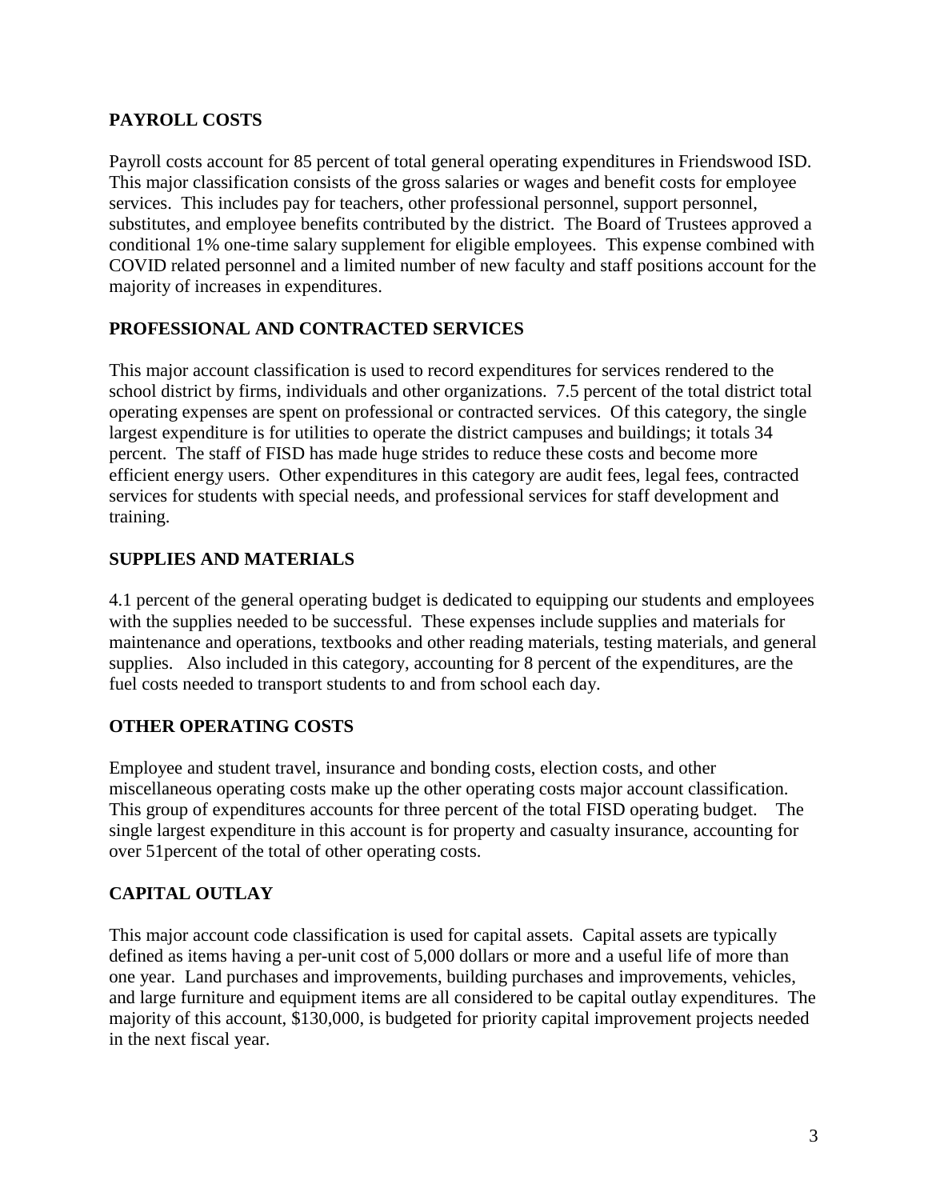## PAYROLL COSTS

Payroll costs account for 85 percent of total general operating expenditures in Friendswood ISD. This major classification consists of the gross salaries or wages and benefit costs for employee services. This includes pay for teachers, other professional personnel, support personnel, substitutes, and employee benefits contributed by the district. The Board of Trustees approved a conditional 1% one-time salary supplement for eligible employees. This expense combined with COVID related personnel and a limited number of new faculty and staff positions account for the majority of increases in expenditures.

## PROFESSIONAL AND CONTRACTED SERVICES

This major account classification is used to record expenditures for services rendered to the school district by firms, individuals and other organizations. 7.5 percent of the total district total operating expenses are spent on professional or contracted services. Of this category, the single largest expenditure is for utilities to operate the district campuses and buildings; it totals 34 percent. The staff of FISD has made huge strides to reduce these costs and become more efficient energy users. Other expenditures in this category are audit fees, legal fees, contracted services for students with special needs, and professional services for staff development and training.

## SUPPLIES AND MATERIALS

4.1 percent of the general operating budget is dedicated to equipping our students and employees with the supplies needed to be successful. These expenses include supplies and materials for maintenance and operations, textbooks and other reading materials, testing materials, and general supplies. Also included in this category, accounting for 8 percent of the expenditures, are the fuel costs needed to transport students to and from school each day.

## OTHER OPERATING COSTS

Employee and student travel, insurance and bonding costs, election costs, and other miscellaneous operating costs make up the other operating costs major account classification. This group of expenditures accounts for three percent of the total FISD operating budget. The single largest expenditure in this account is for property and casualty insurance, accounting for over 51percent of the total of other operating costs.

## CAPITAL OUTLAY

This major account code classification is used for capital assets. Capital assets are typically defined as items having a per-unit cost of 5,000 dollars or more and a useful life of more than one year. Land purchases and improvements, building purchases and improvements, vehicles, and large furniture and equipment items are all considered to be capital outlay expenditures. The majority of this account, $130,000, is budgeted for priority capital improvement projects needed in the next fiscal year.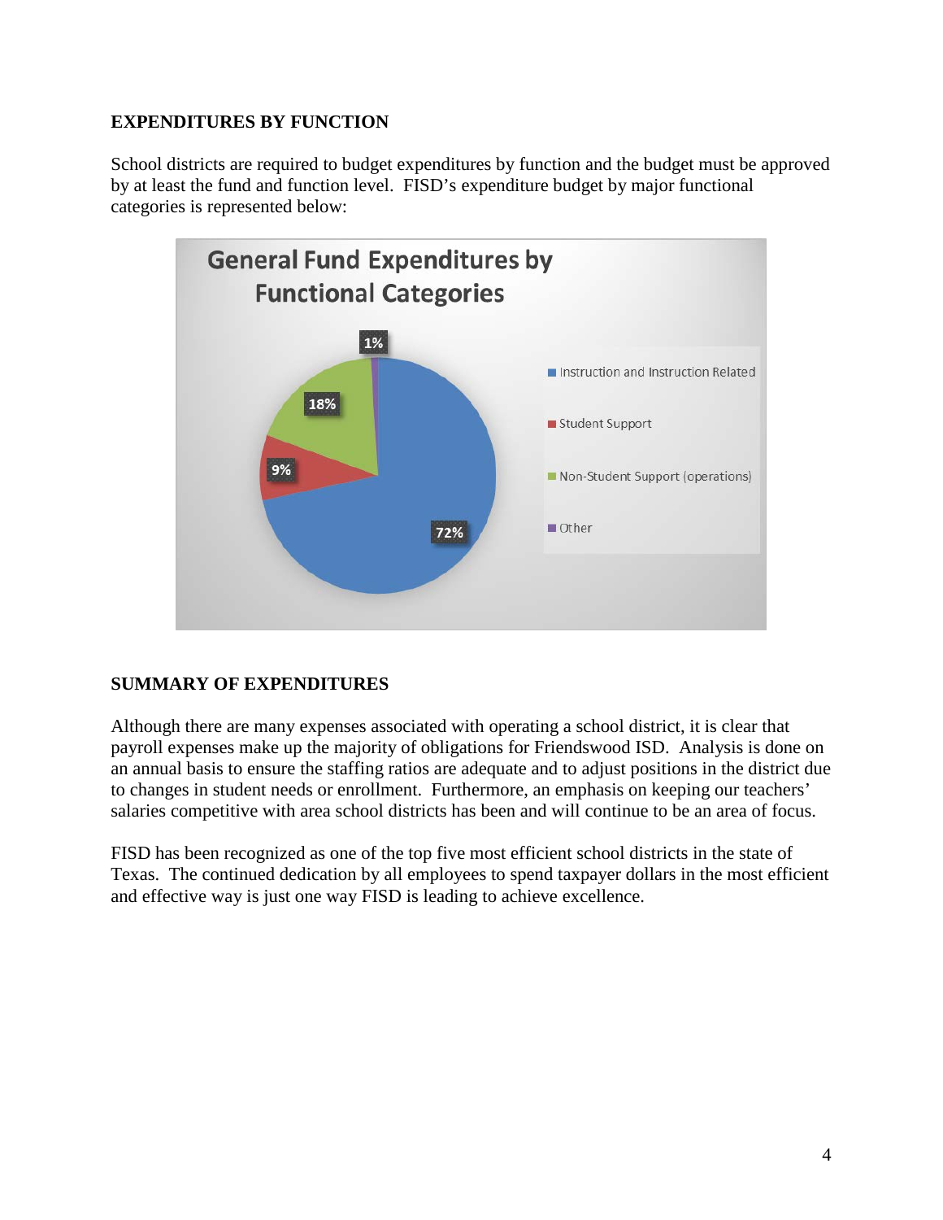## EXPENDITURES BY FUNCTION

School districts are required to budget expenditures by function and the budget must be approved by at least the fund and function level. FISD's expenditure budget by major functional categories is represented below:

## SUMMARY OF EXPENDITURES

Although there are many expenses associated with operating a school district, it is clear that payroll expenses make up the majority of obligations for Friendswood ISD. Analysis is done on an annual basis to ensure the staffing ratios are adequate and to adjust positions in the district due to changes in student needs or enrollment. Furthermore, an emphasis on keeping our teachers' salaries competitive with area school districts has been and will continue to be an area of focus.

FISD has been recognized as one of the top five most efficient school districts in the state of Texas. The continued dedication by all employees to spend taxpayer dollars in the most efficient and effective way is just one way FISD is leading to achieve excellence.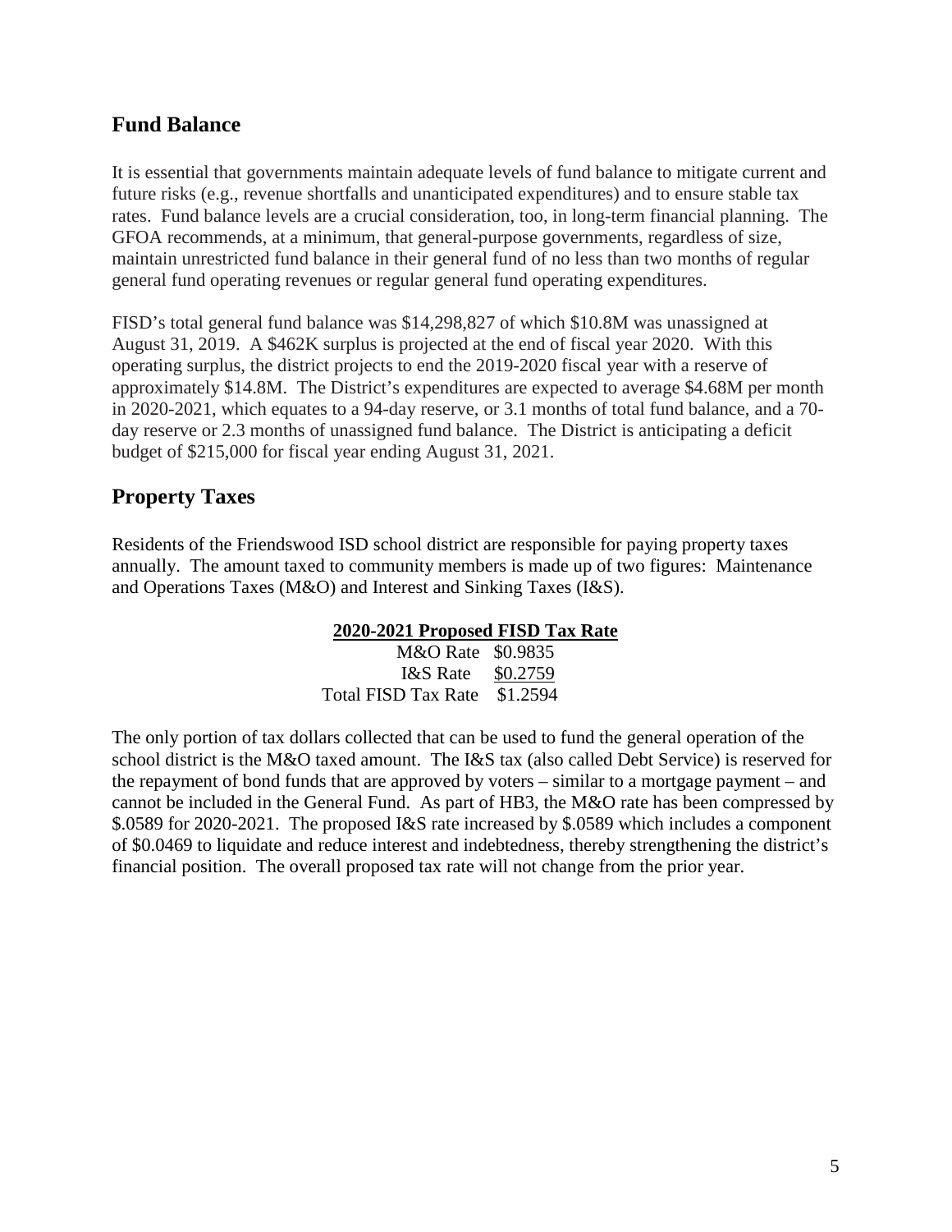## Fund Balance

It is essential that governments maintain adequate levels of fund balance to mitigate current and future risks (e.g., revenue shortfalls and unanticipated expenditures) and to ensure stable tax rates. Fund balance levels are a crucial consideration, too, in long-term financial planning. The GFOA recommends, at a minimum, that general-purpose governments, regardless of size, maintain unrestricted fund balance in their general fund of no less than two months of regular general fund operating revenues or regular general fund operating expenditures.

FISD's total general fund balance was $14,298,827 of which $10.8M was unassigned at August 31, 2019. A $462K surplus is projected at the end of fiscal year 2020. With this operating surplus, the district projects to end the 2019-2020 fiscal year with a reserve of approximately $14.8M. The District's expenditures are expected to average $4.68M per month in 2020-2021, which equates to a 94-day reserve, or 3.1 months of total fund balance, and a 70-day reserve or 2.3 months of unassigned fund balance. The District is anticipating a deficit budget of $215,000 for fiscal year ending August 31, 2021.

## Property Taxes

Residents of the Friendswood ISD school district are responsible for paying property taxes annually. The amount taxed to community members is made up of two figures: Maintenance and Operations Taxes (M&O) and Interest and Sinking Taxes (I&S).

**2020-2021 Proposed FISD Tax Rate**

| | |
|---|---|
| M&O Rate | $0.9835 |
| I&S Rate | $0.2759 |
| Total FISD Tax Rate | $1.2594 |

The only portion of tax dollars collected that can be used to fund the general operation of the school district is the M&O taxed amount. The I&S tax (also called Debt Service) is reserved for the repayment of bond funds that are approved by voters – similar to a mortgage payment – and cannot be included in the General Fund. As part of HB3, the M&O rate has been compressed by $.0589 for 2020-2021. The proposed I&S rate increased by $.0589 which includes a component of $0.0469 to liquidate and reduce interest and indebtedness, thereby strengthening the district's financial position. The overall proposed tax rate will not change from the prior year.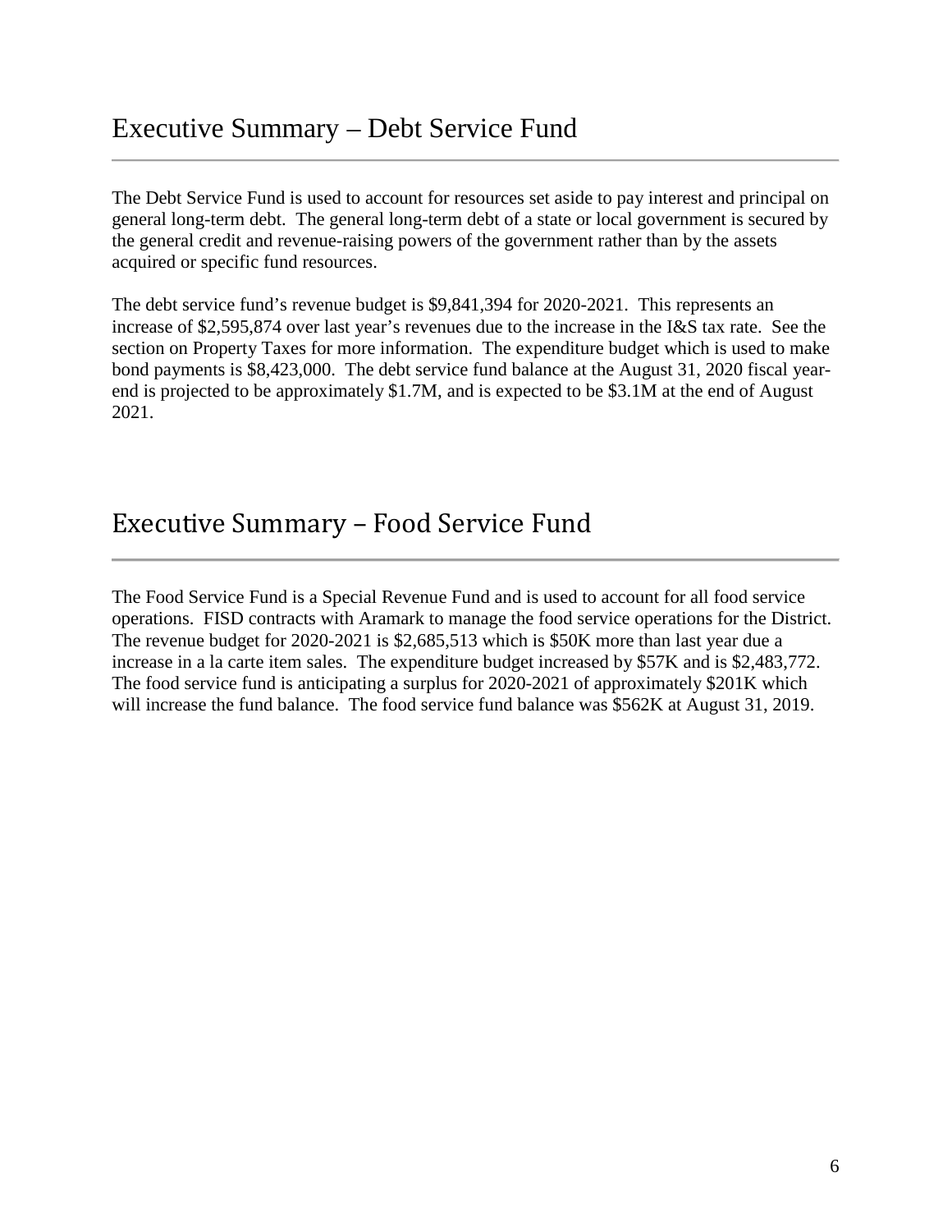## Executive Summary – Debt Service Fund

The Debt Service Fund is used to account for resources set aside to pay interest and principal on general long-term debt. The general long-term debt of a state or local government is secured by the general credit and revenue-raising powers of the government rather than by the assets acquired or specific fund resources.

The debt service fund's revenue budget is $9,841,394 for 2020-2021. This represents an increase of $2,595,874 over last year's revenues due to the increase in the I&S tax rate. See the section on Property Taxes for more information. The expenditure budget which is used to make bond payments is $8,423,000. The debt service fund balance at the August 31, 2020 fiscal year-end is projected to be approximately $1.7M, and is expected to be $3.1M at the end of August 2021.

## Executive Summary – Food Service Fund

The Food Service Fund is a Special Revenue Fund and is used to account for all food service operations. FISD contracts with Aramark to manage the food service operations for the District. The revenue budget for 2020-2021 is $2,685,513 which is $50K more than last year due a increase in a la carte item sales. The expenditure budget increased by $57K and is $2,483,772. The food service fund is anticipating a surplus for 2020-2021 of approximately $201K which will increase the fund balance. The food service fund balance was $562K at August 31, 2019.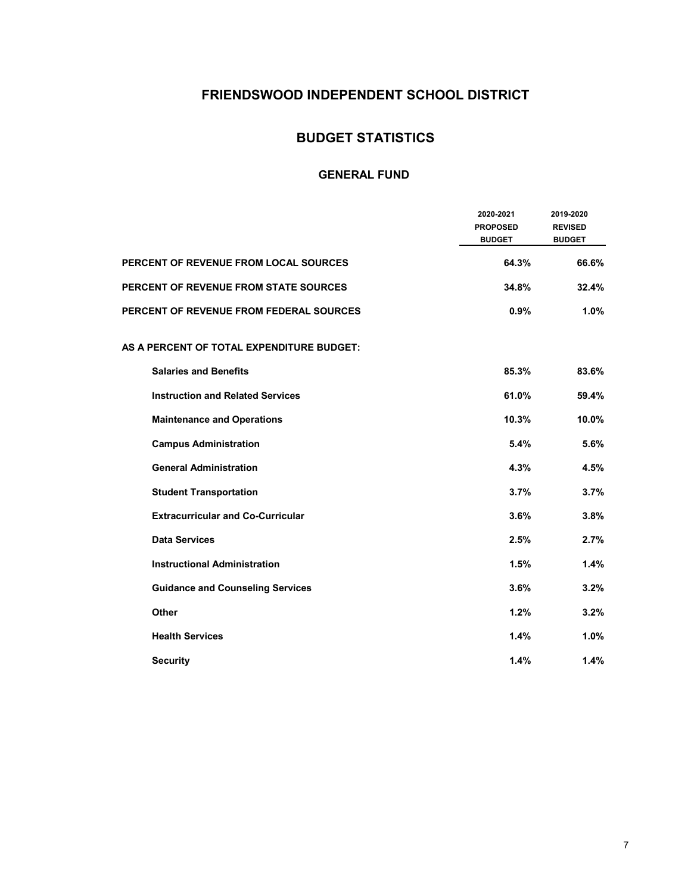# FRIENDSWOOD INDEPENDENT SCHOOL DISTRICT

## BUDGET STATISTICS

### GENERAL FUND

| | 2020-2021 PROPOSED BUDGET | 2019-2020 REVISED BUDGET |
|---|---|---|
| **PERCENT OF REVENUE FROM LOCAL SOURCES** | **64.3%** | **66.6%** |
| **PERCENT OF REVENUE FROM STATE SOURCES** | **34.8%** | **32.4%** |
| **PERCENT OF REVENUE FROM FEDERAL SOURCES** | **0.9%** | **1.0%** |
| **AS A PERCENT OF TOTAL EXPENDITURE BUDGET:** | | |
| **Salaries and Benefits** | **85.3%** | **83.6%** |
| **Instruction and Related Services** | **61.0%** | **59.4%** |
| **Maintenance and Operations** | **10.3%** | **10.0%** |
| **Campus Administration** | **5.4%** | **5.6%** |
| **General Administration** | **4.3%** | **4.5%** |
| **Student Transportation** | **3.7%** | **3.7%** |
| **Extracurricular and Co-Curricular** | **3.6%** | **3.8%** |
| **Data Services** | **2.5%** | **2.7%** |
| **Instructional Administration** | **1.5%** | **1.4%** |
| **Guidance and Counseling Services** | **3.6%** | **3.2%** |
| **Other** | **1.2%** | **3.2%** |
| **Health Services** | **1.4%** | **1.0%** |
| **Security** | **1.4%** | **1.4%** |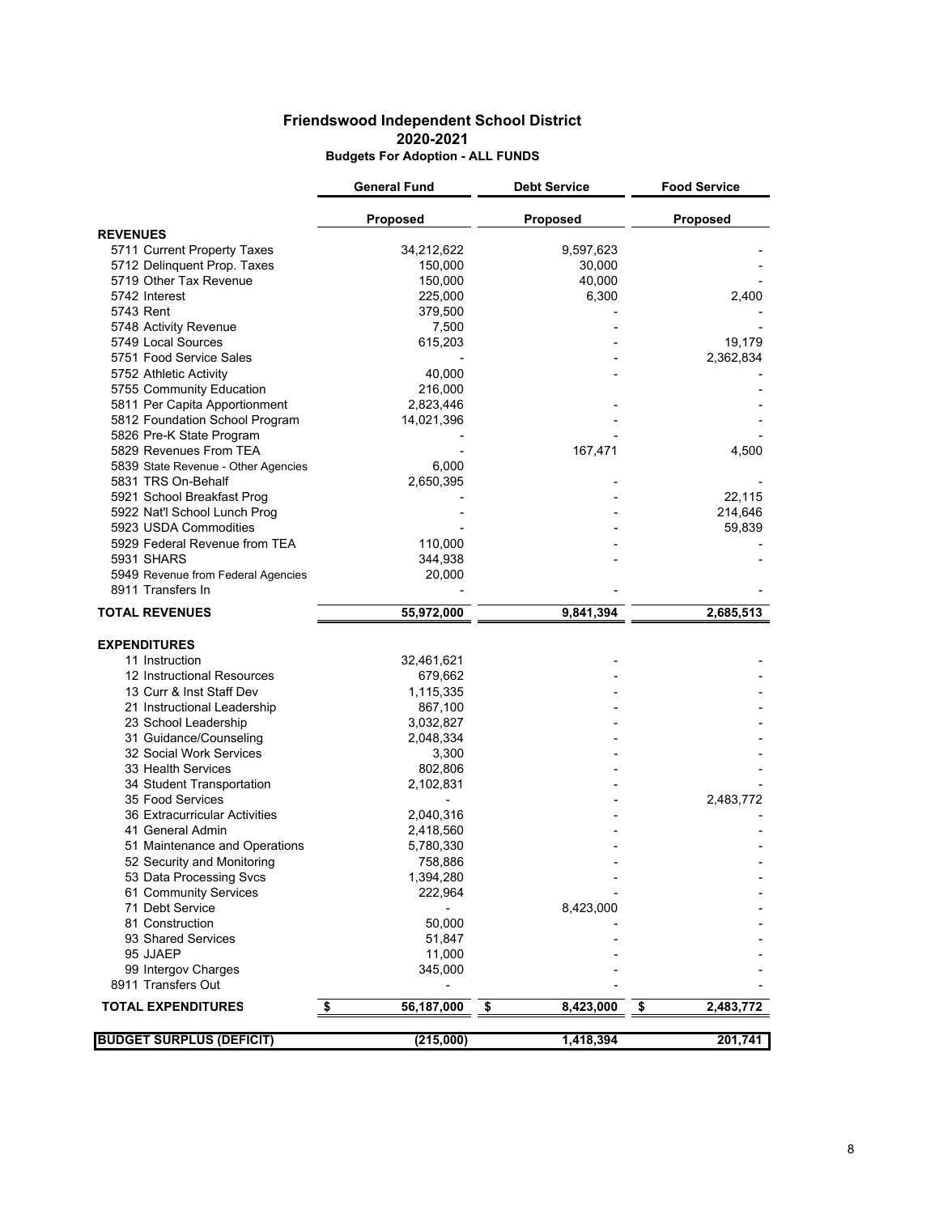# Friendswood Independent School District
## 2020-2021
### Budgets For Adoption - ALL FUNDS

| | General Fund | Debt Service | Food Service |
|---|---|---|---|
| | **Proposed** | **Proposed** | **Proposed** |
| **REVENUES** | | | |
| 5711 Current Property Taxes | 34,212,622 | 9,597,623 | - |
| 5712 Delinquent Prop. Taxes | 150,000 | 30,000 | - |
| 5719 Other Tax Revenue | 150,000 | 40,000 | - |
| 5742 Interest | 225,000 | 6,300 | 2,400 |
| 5743 Rent | 379,500 | - | - |
| 5748 Activity Revenue | 7,500 | - | - |
| 5749 Local Sources | 615,203 | - | 19,179 |
| 5751 Food Service Sales | - | - | 2,362,834 |
| 5752 Athletic Activity | 40,000 | - | - |
| 5755 Community Education | 216,000 | | - |
| 5811 Per Capita Apportionment | 2,823,446 | - | - |
| 5812 Foundation School Program | 14,021,396 | - | - |
| 5826 Pre-K State Program | - | - | - |
| 5829 Revenues From TEA | - | 167,471 | 4,500 |
| 5839 State Revenue - Other Agencies | 6,000 | | |
| 5831 TRS On-Behalf | 2,650,395 | - | - |
| 5921 School Breakfast Prog | - | - | 22,115 |
| 5922 Nat'l School Lunch Prog | - | - | 214,646 |
| 5923 USDA Commodities | - | - | 59,839 |
| 5929 Federal Revenue from TEA | 110,000 | - | - |
| 5931 SHARS | 344,938 | - | - |
| 5949 Revenue from Federal Agencies | 20,000 | | |
| 8911 Transfers In | - | - | - |
| **TOTAL REVENUES** | **55,972,000** | **9,841,394** | **2,685,513** |
| **EXPENDITURES** | | | |
| 11 Instruction | 32,461,621 | - | - |
| 12 Instructional Resources | 679,662 | - | - |
| 13 Curr & Inst Staff Dev | 1,115,335 | - | - |
| 21 Instructional Leadership | 867,100 | - | - |
| 23 School Leadership | 3,032,827 | - | - |
| 31 Guidance/Counseling | 2,048,334 | - | - |
| 32 Social Work Services | 3,300 | - | - |
| 33 Health Services | 802,806 | - | - |
| 34 Student Transportation | 2,102,831 | - | - |
| 35 Food Services | - | - | 2,483,772 |
| 36 Extracurricular Activities | 2,040,316 | - | - |
| 41 General Admin | 2,418,560 | - | - |
| 51 Maintenance and Operations | 5,780,330 | - | - |
| 52 Security and Monitoring | 758,886 | - | - |
| 53 Data Processing Svcs | 1,394,280 | - | - |
| 61 Community Services | 222,964 | - | - |
| 71 Debt Service | - | 8,423,000 | - |
| 81 Construction | 50,000 | - | - |
| 93 Shared Services | 51,847 | - | - |
| 95 JJAEP | 11,000 | - | - |
| 99 Intergov Charges | 345,000 | - | - |
| 8911 Transfers Out | - | - | - |
| **TOTAL EXPENDITURES** | **$ 56,187,000** | **$ 8,423,000** | **$ 2,483,772** |
| **BUDGET SURPLUS (DEFICIT)** | **(215,000)** | **1,418,394** | **201,741** |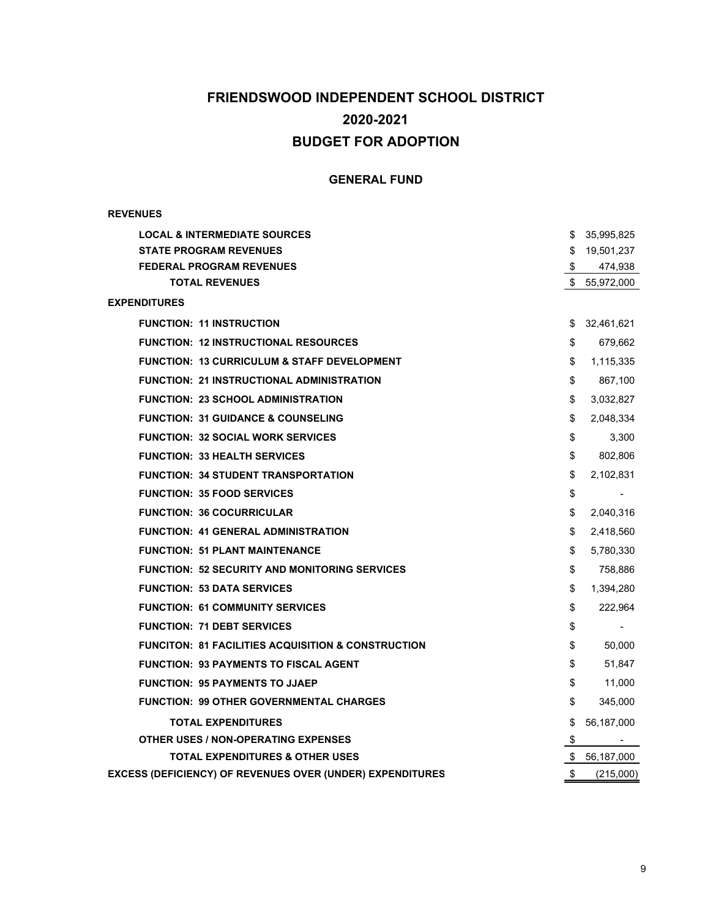# FRIENDSWOOD INDEPENDENT SCHOOL DISTRICT
# 2020-2021
# BUDGET FOR ADOPTION

## GENERAL FUND

| | | |
|---|---|---|
| **REVENUES** | | |
| **LOCAL & INTERMEDIATE SOURCES** | $ | 35,995,825 |
| **STATE PROGRAM REVENUES** | $ | 19,501,237 |
| **FEDERAL PROGRAM REVENUES** | $ | 474,938 |
| **TOTAL REVENUES** | $ | 55,972,000 |
| **EXPENDITURES** | | |
| **FUNCTION: 11 INSTRUCTION** | $ | 32,461,621 |
| **FUNCTION: 12 INSTRUCTIONAL RESOURCES** | $ | 679,662 |
| **FUNCTION: 13 CURRICULUM & STAFF DEVELOPMENT** | $ | 1,115,335 |
| **FUNCTION: 21 INSTRUCTIONAL ADMINISTRATION** | $ | 867,100 |
| **FUNCTION: 23 SCHOOL ADMINISTRATION** | $ | 3,032,827 |
| **FUNCTION: 31 GUIDANCE & COUNSELING** | $ | 2,048,334 |
| **FUNCTION: 32 SOCIAL WORK SERVICES** | $ | 3,300 |
| **FUNCTION: 33 HEALTH SERVICES** | $ | 802,806 |
| **FUNCTION: 34 STUDENT TRANSPORTATION** | $ | 2,102,831 |
| **FUNCTION: 35 FOOD SERVICES** | $ | - |
| **FUNCTION: 36 COCURRICULAR** | $ | 2,040,316 |
| **FUNCTION: 41 GENERAL ADMINISTRATION** | $ | 2,418,560 |
| **FUNCTION: 51 PLANT MAINTENANCE** | $ | 5,780,330 |
| **FUNCTION: 52 SECURITY AND MONITORING SERVICES** | $ | 758,886 |
| **FUNCTION: 53 DATA SERVICES** | $ | 1,394,280 |
| **FUNCTION: 61 COMMUNITY SERVICES** | $ | 222,964 |
| **FUNCTION: 71 DEBT SERVICES** | $ | - |
| **FUNCITON: 81 FACILITIES ACQUISITION & CONSTRUCTION** | $ | 50,000 |
| **FUNCTION: 93 PAYMENTS TO FISCAL AGENT** | $ | 51,847 |
| **FUNCTION: 95 PAYMENTS TO JJAEP** | $ | 11,000 |
| **FUNCTION: 99 OTHER GOVERNMENTAL CHARGES** | $ | 345,000 |
| **TOTAL EXPENDITURES** | $ | 56,187,000 |
| **OTHER USES / NON-OPERATING EXPENSES** | $ | - |
| **TOTAL EXPENDITURES & OTHER USES** | $ | 56,187,000 |
| **EXCESS (DEFICIENCY) OF REVENUES OVER (UNDER) EXPENDITURES** | $ | (215,000) |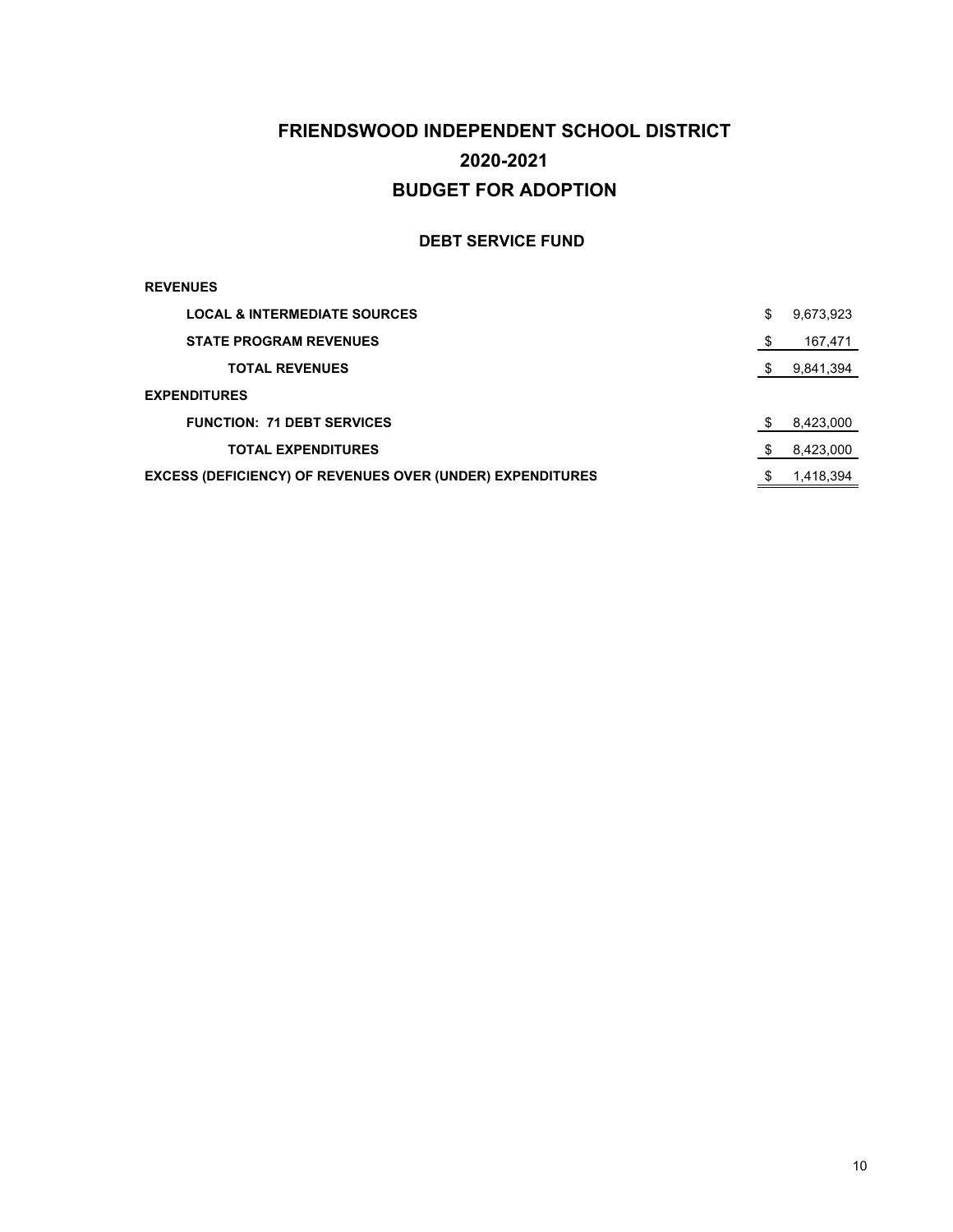# FRIENDSWOOD INDEPENDENT SCHOOL DISTRICT

# 2020-2021

# BUDGET FOR ADOPTION

## DEBT SERVICE FUND

| | |
|---|---|
| **REVENUES** | |
| **LOCAL & INTERMEDIATE SOURCES** | $ 9,673,923 |
| **STATE PROGRAM REVENUES** | $ 167,471 |
| **TOTAL REVENUES** | $ 9,841,394 |
| **EXPENDITURES** | |
| **FUNCTION: 71 DEBT SERVICES** | $ 8,423,000 |
| **TOTAL EXPENDITURES** | $ 8,423,000 |
| **EXCESS (DEFICIENCY) OF REVENUES OVER (UNDER) EXPENDITURES** | $ 1,418,394 |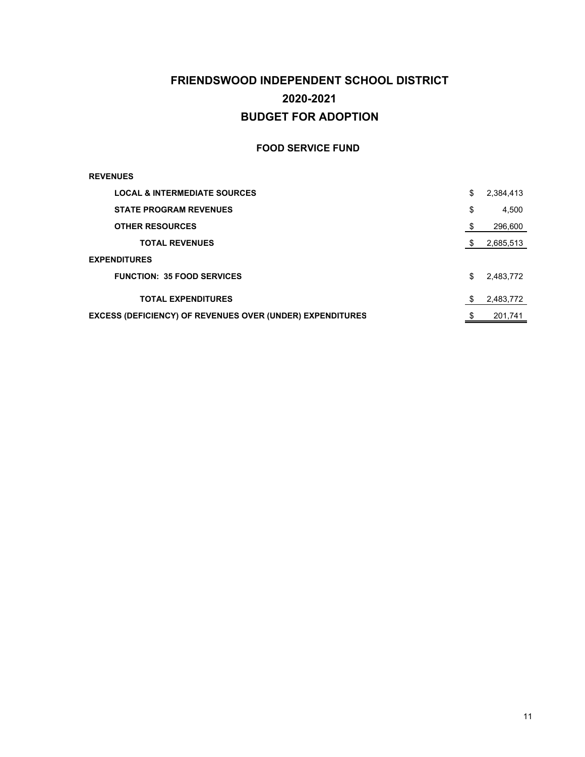# FRIENDSWOOD INDEPENDENT SCHOOL DISTRICT
# 2020-2021
# BUDGET FOR ADOPTION

## FOOD SERVICE FUND

| | | |
|---|---|---|
| **REVENUES** | | |
| **LOCAL & INTERMEDIATE SOURCES** | $ | 2,384,413 |
| **STATE PROGRAM REVENUES** | $ | 4,500 |
| **OTHER RESOURCES** | $ | 296,600 |
| **TOTAL REVENUES** | $ | 2,685,513 |
| **EXPENDITURES** | | |
| **FUNCTION: 35 FOOD SERVICES** | $ | 2,483,772 |
| **TOTAL EXPENDITURES** | $ | 2,483,772 |
| **EXCESS (DEFICIENCY) OF REVENUES OVER (UNDER) EXPENDITURES** | $ | 201,741 |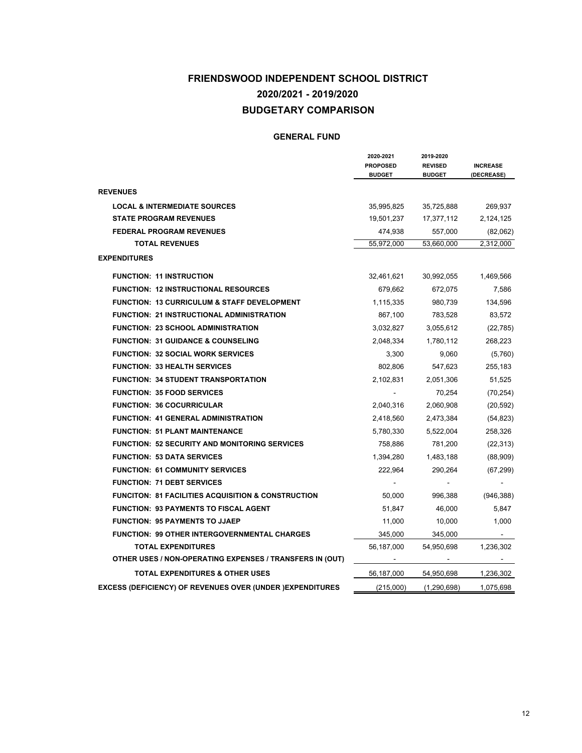# FRIENDSWOOD INDEPENDENT SCHOOL DISTRICT

## 2020/2021 - 2019/2020

## BUDGETARY COMPARISON

### GENERAL FUND

| | 2020-2021 PROPOSED BUDGET | 2019-2020 REVISED BUDGET | INCREASE (DECREASE) |
|---|---|---|---|
| **REVENUES** | | | |
| **LOCAL & INTERMEDIATE SOURCES** | 35,995,825 | 35,725,888 | 269,937 |
| **STATE PROGRAM REVENUES** | 19,501,237 | 17,377,112 | 2,124,125 |
| **FEDERAL PROGRAM REVENUES** | 474,938 | 557,000 | (82,062) |
| **TOTAL REVENUES** | 55,972,000 | 53,660,000 | 2,312,000 |
| **EXPENDITURES** | | | |
| **FUNCTION: 11 INSTRUCTION** | 32,461,621 | 30,992,055 | 1,469,566 |
| **FUNCTION: 12 INSTRUCTIONAL RESOURCES** | 679,662 | 672,075 | 7,586 |
| **FUNCTION: 13 CURRICULUM & STAFF DEVELOPMENT** | 1,115,335 | 980,739 | 134,596 |
| **FUNCTION: 21 INSTRUCTIONAL ADMINISTRATION** | 867,100 | 783,528 | 83,572 |
| **FUNCTION: 23 SCHOOL ADMINISTRATION** | 3,032,827 | 3,055,612 | (22,785) |
| **FUNCTION: 31 GUIDANCE & COUNSELING** | 2,048,334 | 1,780,112 | 268,223 |
| **FUNCTION: 32 SOCIAL WORK SERVICES** | 3,300 | 9,060 | (5,760) |
| **FUNCTION: 33 HEALTH SERVICES** | 802,806 | 547,623 | 255,183 |
| **FUNCTION: 34 STUDENT TRANSPORTATION** | 2,102,831 | 2,051,306 | 51,525 |
| **FUNCTION: 35 FOOD SERVICES** | - | 70,254 | (70,254) |
| **FUNCTION: 36 COCURRICULAR** | 2,040,316 | 2,060,908 | (20,592) |
| **FUNCTION: 41 GENERAL ADMINISTRATION** | 2,418,560 | 2,473,384 | (54,823) |
| **FUNCTION: 51 PLANT MAINTENANCE** | 5,780,330 | 5,522,004 | 258,326 |
| **FUNCTION: 52 SECURITY AND MONITORING SERVICES** | 758,886 | 781,200 | (22,313) |
| **FUNCTION: 53 DATA SERVICES** | 1,394,280 | 1,483,188 | (88,909) |
| **FUNCTION: 61 COMMUNITY SERVICES** | 222,964 | 290,264 | (67,299) |
| **FUNCTION: 71 DEBT SERVICES** | - | - | - |
| **FUNCITON: 81 FACILITIES ACQUISITION & CONSTRUCTION** | 50,000 | 996,388 | (946,388) |
| **FUNCTION: 93 PAYMENTS TO FISCAL AGENT** | 51,847 | 46,000 | 5,847 |
| **FUNCTION: 95 PAYMENTS TO JJAEP** | 11,000 | 10,000 | 1,000 |
| **FUNCTION: 99 OTHER INTERGOVERNMENTAL CHARGES** | 345,000 | 345,000 | - |
| **TOTAL EXPENDITURES** | 56,187,000 | 54,950,698 | 1,236,302 |
| **OTHER USES / NON-OPERATING EXPENSES / TRANSFERS IN (OUT)** | - | - | - |
| **TOTAL EXPENDITURES & OTHER USES** | 56,187,000 | 54,950,698 | 1,236,302 |
| **EXCESS (DEFICIENCY) OF REVENUES OVER (UNDER )EXPENDITURES** | (215,000) | (1,290,698) | 1,075,698 |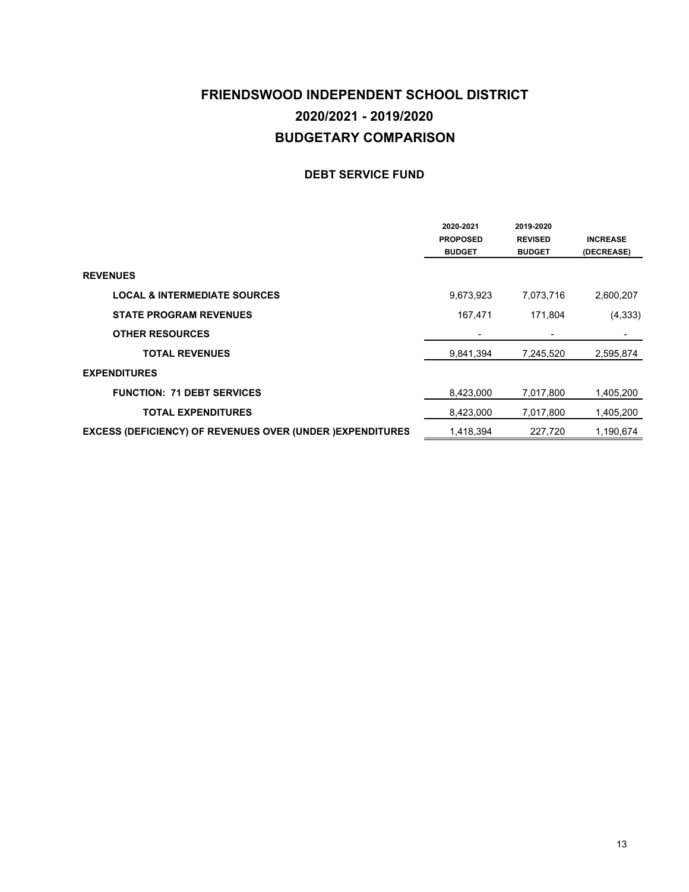# FRIENDSWOOD INDEPENDENT SCHOOL DISTRICT
## 2020/2021 - 2019/2020
## BUDGETARY COMPARISON

### DEBT SERVICE FUND

| | 2020-2021 PROPOSED BUDGET | 2019-2020 REVISED BUDGET | INCREASE (DECREASE) |
|---|---|---|---|
| **REVENUES** | | | |
| **LOCAL & INTERMEDIATE SOURCES** | 9,673,923 | 7,073,716 | 2,600,207 |
| **STATE PROGRAM REVENUES** | 167,471 | 171,804 | (4,333) |
| **OTHER RESOURCES** | - | - | - |
| **TOTAL REVENUES** | 9,841,394 | 7,245,520 | 2,595,874 |
| **EXPENDITURES** | | | |
| **FUNCTION: 71 DEBT SERVICES** | 8,423,000 | 7,017,800 | 1,405,200 |
| **TOTAL EXPENDITURES** | 8,423,000 | 7,017,800 | 1,405,200 |
| **EXCESS (DEFICIENCY) OF REVENUES OVER (UNDER )EXPENDITURES** | 1,418,394 | 227,720 | 1,190,674 |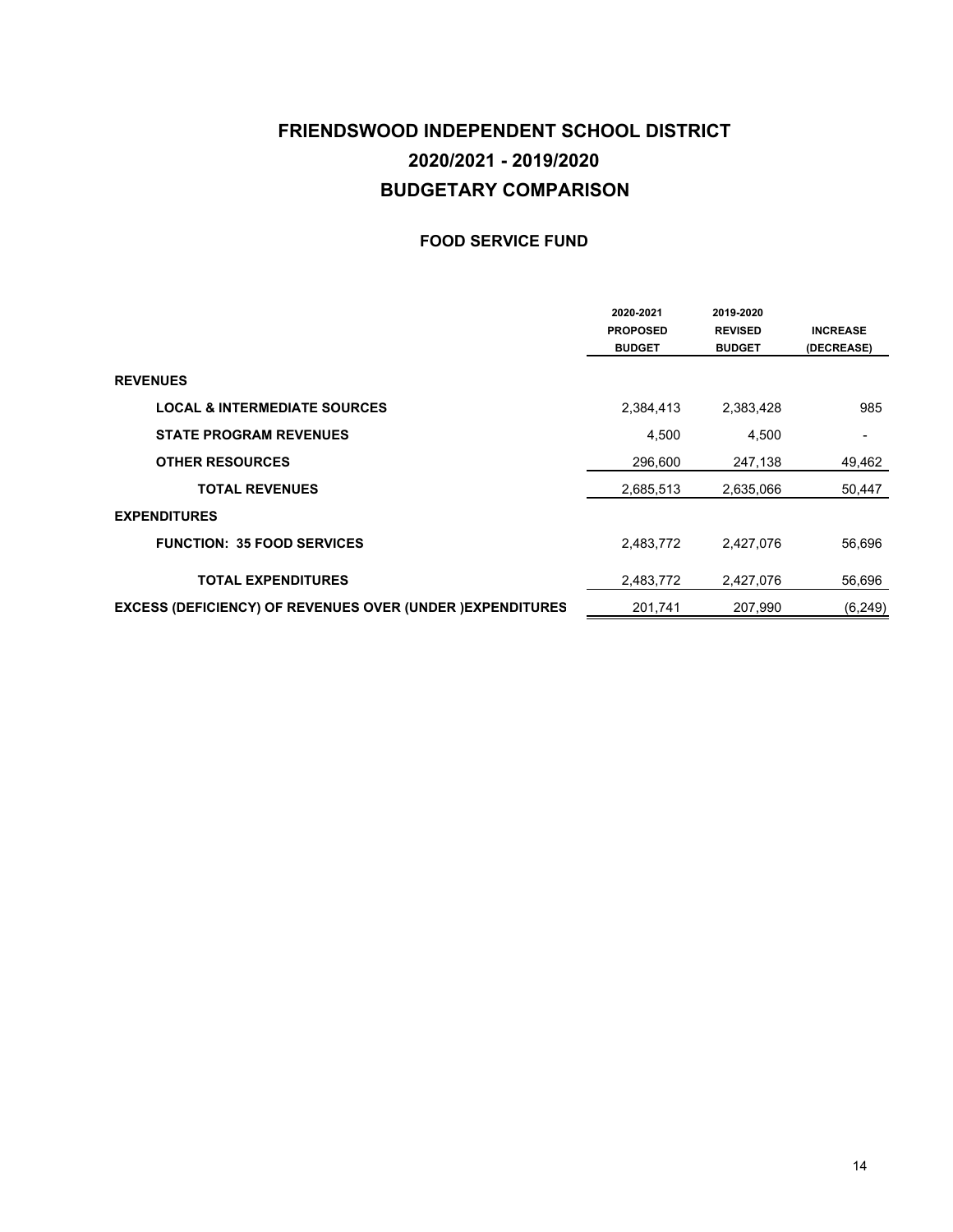# FRIENDSWOOD INDEPENDENT SCHOOL DISTRICT
# 2020/2021 - 2019/2020
# BUDGETARY COMPARISON

## FOOD SERVICE FUND

| | 2020-2021 PROPOSED BUDGET | 2019-2020 REVISED BUDGET | INCREASE (DECREASE) |
|---|---|---|---|
| **REVENUES** | | | |
| **LOCAL & INTERMEDIATE SOURCES** | 2,384,413 | 2,383,428 | 985 |
| **STATE PROGRAM REVENUES** | 4,500 | 4,500 | - |
| **OTHER RESOURCES** | 296,600 | 247,138 | 49,462 |
| **TOTAL REVENUES** | 2,685,513 | 2,635,066 | 50,447 |
| **EXPENDITURES** | | | |
| **FUNCTION: 35 FOOD SERVICES** | 2,483,772 | 2,427,076 | 56,696 |
| **TOTAL EXPENDITURES** | 2,483,772 | 2,427,076 | 56,696 |
| **EXCESS (DEFICIENCY) OF REVENUES OVER (UNDER )EXPENDITURES** | 201,741 | 207,990 | (6,249) |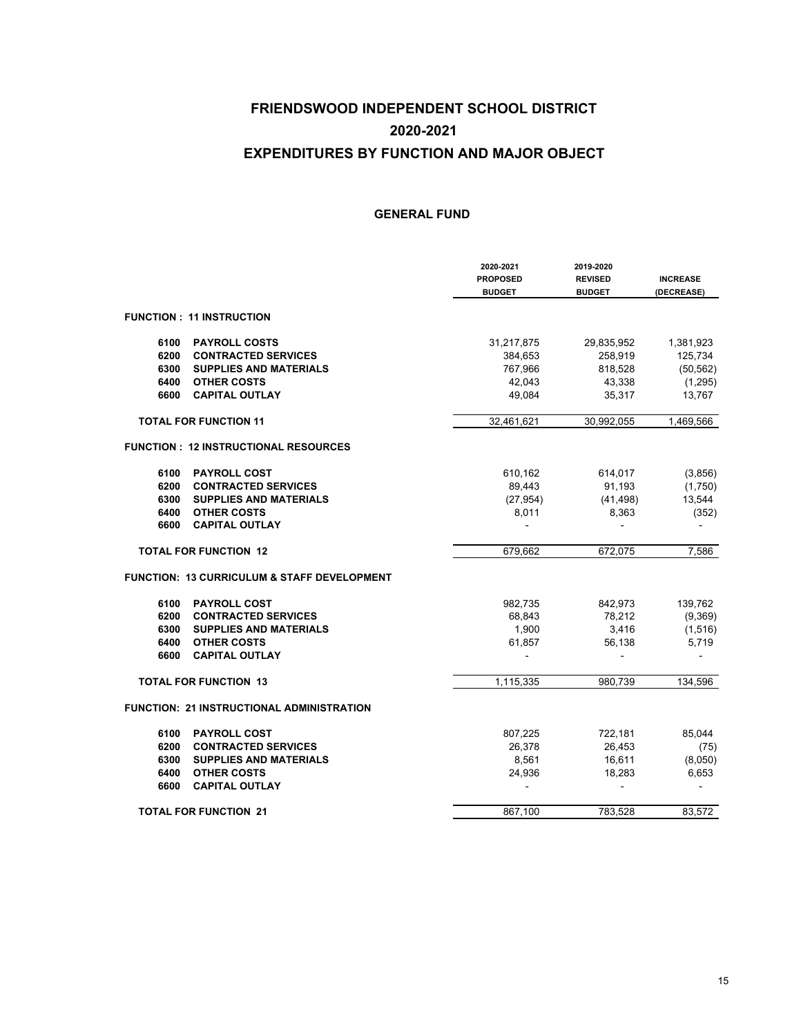# FRIENDSWOOD INDEPENDENT SCHOOL DISTRICT

# 2020-2021

# EXPENDITURES BY FUNCTION AND MAJOR OBJECT

## GENERAL FUND

| | | 2020-2021 PROPOSED BUDGET | 2019-2020 REVISED BUDGET | INCREASE (DECREASE) |
|---|---|---|---|---|
| **FUNCTION : 11 INSTRUCTION** | | | | |
| 6100 | PAYROLL COSTS | 31,217,875 | 29,835,952 | 1,381,923 |
| 6200 | CONTRACTED SERVICES | 384,653 | 258,919 | 125,734 |
| 6300 | SUPPLIES AND MATERIALS | 767,966 | 818,528 | (50,562) |
| 6400 | OTHER COSTS | 42,043 | 43,338 | (1,295) |
| 6600 | CAPITAL OUTLAY | 49,084 | 35,317 | 13,767 |
| **TOTAL FOR FUNCTION 11** | | 32,461,621 | 30,992,055 | 1,469,566 |
| **FUNCTION : 12 INSTRUCTIONAL RESOURCES** | | | | |
| 6100 | PAYROLL COST | 610,162 | 614,017 | (3,856) |
| 6200 | CONTRACTED SERVICES | 89,443 | 91,193 | (1,750) |
| 6300 | SUPPLIES AND MATERIALS | (27,954) | (41,498) | 13,544 |
| 6400 | OTHER COSTS | 8,011 | 8,363 | (352) |
| 6600 | CAPITAL OUTLAY | - | - | - |
| **TOTAL FOR FUNCTION 12** | | 679,662 | 672,075 | 7,586 |
| **FUNCTION: 13 CURRICULUM & STAFF DEVELOPMENT** | | | | |
| 6100 | PAYROLL COST | 982,735 | 842,973 | 139,762 |
| 6200 | CONTRACTED SERVICES | 68,843 | 78,212 | (9,369) |
| 6300 | SUPPLIES AND MATERIALS | 1,900 | 3,416 | (1,516) |
| 6400 | OTHER COSTS | 61,857 | 56,138 | 5,719 |
| 6600 | CAPITAL OUTLAY | - | - | - |
| **TOTAL FOR FUNCTION 13** | | 1,115,335 | 980,739 | 134,596 |
| **FUNCTION: 21 INSTRUCTIONAL ADMINISTRATION** | | | | |
| 6100 | PAYROLL COST | 807,225 | 722,181 | 85,044 |
| 6200 | CONTRACTED SERVICES | 26,378 | 26,453 | (75) |
| 6300 | SUPPLIES AND MATERIALS | 8,561 | 16,611 | (8,050) |
| 6400 | OTHER COSTS | 24,936 | 18,283 | 6,653 |
| 6600 | CAPITAL OUTLAY | - | - | - |
| **TOTAL FOR FUNCTION 21** | | 867,100 | 783,528 | 83,572 |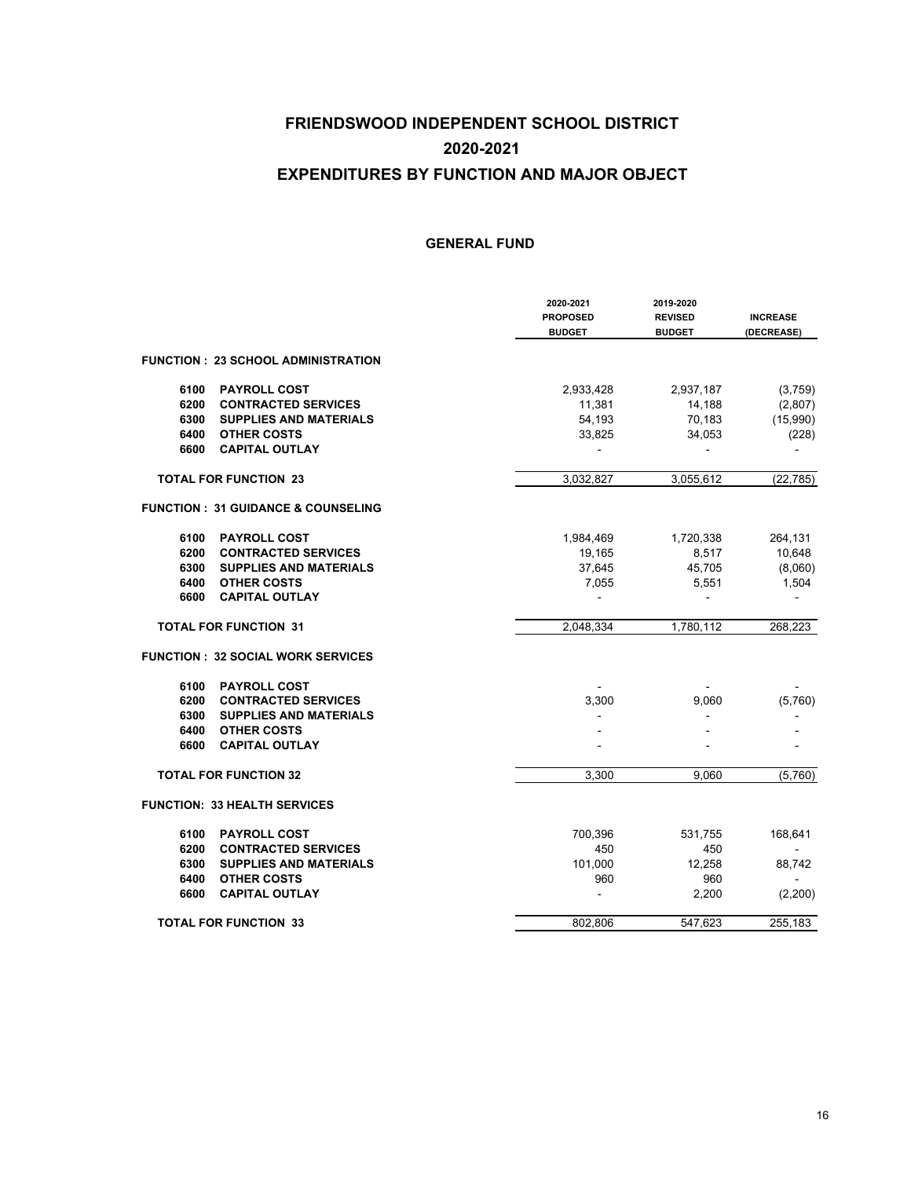# FRIENDSWOOD INDEPENDENT SCHOOL DISTRICT
# 2020-2021
# EXPENDITURES BY FUNCTION AND MAJOR OBJECT

## GENERAL FUND

| | | 2020-2021 PROPOSED BUDGET | 2019-2020 REVISED BUDGET | INCREASE (DECREASE) |
|---|---|---|---|---|
| **FUNCTION : 23 SCHOOL ADMINISTRATION** | | | | |
| **6100** | **PAYROLL COST** | 2,933,428 | 2,937,187 | (3,759) |
| **6200** | **CONTRACTED SERVICES** | 11,381 | 14,188 | (2,807) |
| **6300** | **SUPPLIES AND MATERIALS** | 54,193 | 70,183 | (15,990) |
| **6400** | **OTHER COSTS** | 33,825 | 34,053 | (228) |
| **6600** | **CAPITAL OUTLAY** | - | - | - |
| **TOTAL FOR FUNCTION 23** | | 3,032,827 | 3,055,612 | (22,785) |
| **FUNCTION : 31 GUIDANCE & COUNSELING** | | | | |
| **6100** | **PAYROLL COST** | 1,984,469 | 1,720,338 | 264,131 |
| **6200** | **CONTRACTED SERVICES** | 19,165 | 8,517 | 10,648 |
| **6300** | **SUPPLIES AND MATERIALS** | 37,645 | 45,705 | (8,060) |
| **6400** | **OTHER COSTS** | 7,055 | 5,551 | 1,504 |
| **6600** | **CAPITAL OUTLAY** | - | - | - |
| **TOTAL FOR FUNCTION 31** | | 2,048,334 | 1,780,112 | 268,223 |
| **FUNCTION : 32 SOCIAL WORK SERVICES** | | | | |
| **6100** | **PAYROLL COST** | - | - | - |
| **6200** | **CONTRACTED SERVICES** | 3,300 | 9,060 | (5,760) |
| **6300** | **SUPPLIES AND MATERIALS** | - | - | - |
| **6400** | **OTHER COSTS** | - | - | - |
| **6600** | **CAPITAL OUTLAY** | - | - | - |
| **TOTAL FOR FUNCTION 32** | | 3,300 | 9,060 | (5,760) |
| **FUNCTION: 33 HEALTH SERVICES** | | | | |
| **6100** | **PAYROLL COST** | 700,396 | 531,755 | 168,641 |
| **6200** | **CONTRACTED SERVICES** | 450 | 450 | - |
| **6300** | **SUPPLIES AND MATERIALS** | 101,000 | 12,258 | 88,742 |
| **6400** | **OTHER COSTS** | 960 | 960 | - |
| **6600** | **CAPITAL OUTLAY** | - | 2,200 | (2,200) |
| **TOTAL FOR FUNCTION 33** | | 802,806 | 547,623 | 255,183 |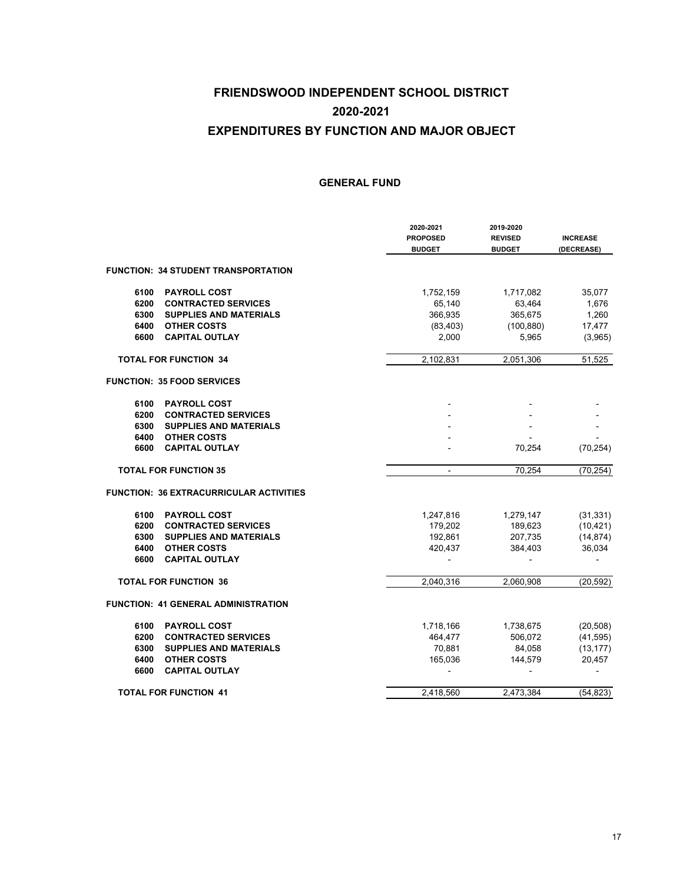# FRIENDSWOOD INDEPENDENT SCHOOL DISTRICT

## 2020-2021

## EXPENDITURES BY FUNCTION AND MAJOR OBJECT

### GENERAL FUND

| | | 2020-2021 PROPOSED BUDGET | 2019-2020 REVISED BUDGET | INCREASE (DECREASE) |
|---|---|---|---|---|
| **FUNCTION: 34 STUDENT TRANSPORTATION** | | | | |
| 6100 | PAYROLL COST | 1,752,159 | 1,717,082 | 35,077 |
| 6200 | CONTRACTED SERVICES | 65,140 | 63,464 | 1,676 |
| 6300 | SUPPLIES AND MATERIALS | 366,935 | 365,675 | 1,260 |
| 6400 | OTHER COSTS | (83,403) | (100,880) | 17,477 |
| 6600 | CAPITAL OUTLAY | 2,000 | 5,965 | (3,965) |
| **TOTAL FOR FUNCTION 34** | | 2,102,831 | 2,051,306 | 51,525 |
| **FUNCTION: 35 FOOD SERVICES** | | | | |
| 6100 | PAYROLL COST | - | - | - |
| 6200 | CONTRACTED SERVICES | - | - | - |
| 6300 | SUPPLIES AND MATERIALS | - | - | - |
| 6400 | OTHER COSTS | - | - | - |
| 6600 | CAPITAL OUTLAY | - | 70,254 | (70,254) |
| **TOTAL FOR FUNCTION 35** | | - | 70,254 | (70,254) |
| **FUNCTION: 36 EXTRACURRICULAR ACTIVITIES** | | | | |
| 6100 | PAYROLL COST | 1,247,816 | 1,279,147 | (31,331) |
| 6200 | CONTRACTED SERVICES | 179,202 | 189,623 | (10,421) |
| 6300 | SUPPLIES AND MATERIALS | 192,861 | 207,735 | (14,874) |
| 6400 | OTHER COSTS | 420,437 | 384,403 | 36,034 |
| 6600 | CAPITAL OUTLAY | - | - | - |
| **TOTAL FOR FUNCTION 36** | | 2,040,316 | 2,060,908 | (20,592) |
| **FUNCTION: 41 GENERAL ADMINISTRATION** | | | | |
| 6100 | PAYROLL COST | 1,718,166 | 1,738,675 | (20,508) |
| 6200 | CONTRACTED SERVICES | 464,477 | 506,072 | (41,595) |
| 6300 | SUPPLIES AND MATERIALS | 70,881 | 84,058 | (13,177) |
| 6400 | OTHER COSTS | 165,036 | 144,579 | 20,457 |
| 6600 | CAPITAL OUTLAY | - | - | - |
| **TOTAL FOR FUNCTION 41** | | 2,418,560 | 2,473,384 | (54,823) |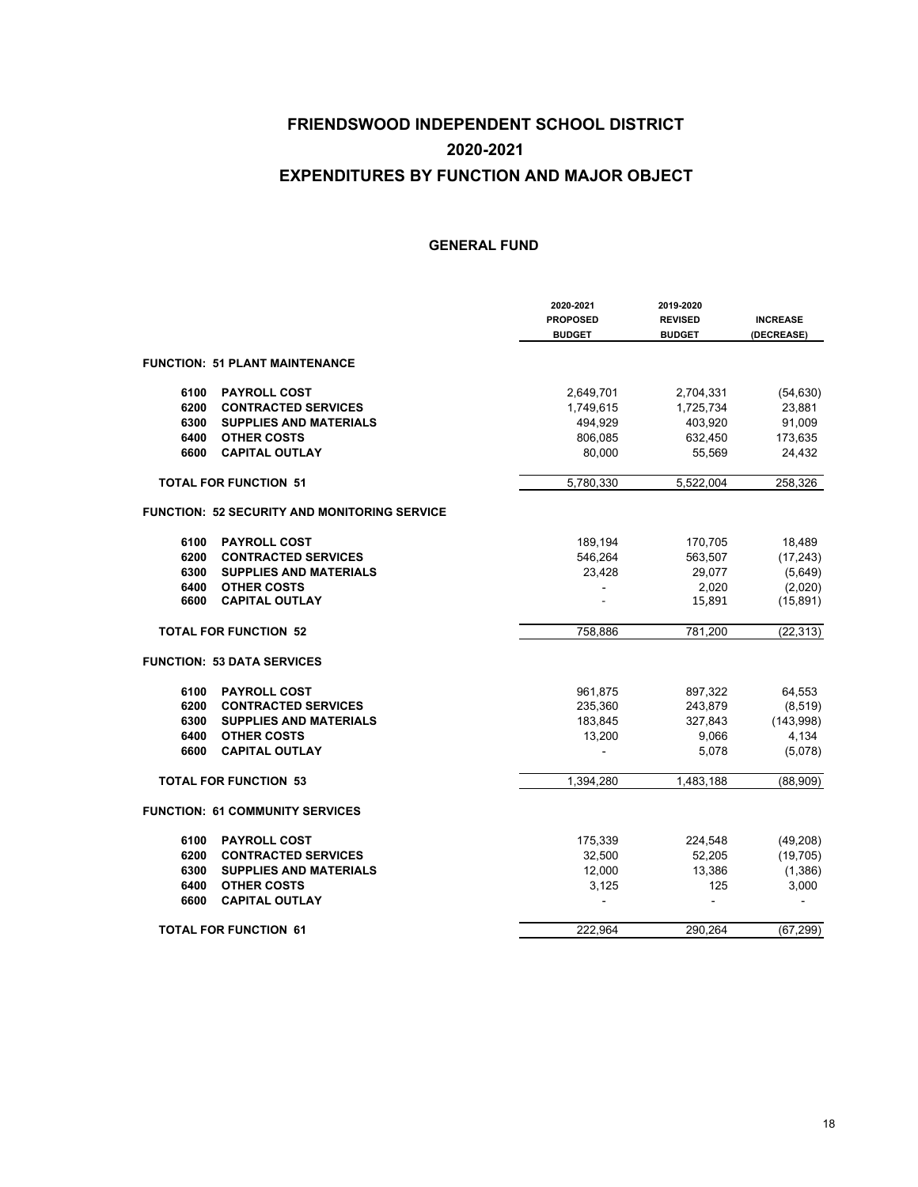# FRIENDSWOOD INDEPENDENT SCHOOL DISTRICT

# 2020-2021

# EXPENDITURES BY FUNCTION AND MAJOR OBJECT

## GENERAL FUND

| | | 2020-2021 PROPOSED BUDGET | 2019-2020 REVISED BUDGET | INCREASE (DECREASE) |
|---|---|---|---|---|
| **FUNCTION: 51 PLANT MAINTENANCE** | | | | |
| 6100 | PAYROLL COST | 2,649,701 | 2,704,331 | (54,630) |
| 6200 | CONTRACTED SERVICES | 1,749,615 | 1,725,734 | 23,881 |
| 6300 | SUPPLIES AND MATERIALS | 494,929 | 403,920 | 91,009 |
| 6400 | OTHER COSTS | 806,085 | 632,450 | 173,635 |
| 6600 | CAPITAL OUTLAY | 80,000 | 55,569 | 24,432 |
| **TOTAL FOR FUNCTION 51** | | 5,780,330 | 5,522,004 | 258,326 |
| **FUNCTION: 52 SECURITY AND MONITORING SERVICE** | | | | |
| 6100 | PAYROLL COST | 189,194 | 170,705 | 18,489 |
| 6200 | CONTRACTED SERVICES | 546,264 | 563,507 | (17,243) |
| 6300 | SUPPLIES AND MATERIALS | 23,428 | 29,077 | (5,649) |
| 6400 | OTHER COSTS | - | 2,020 | (2,020) |
| 6600 | CAPITAL OUTLAY | - | 15,891 | (15,891) |
| **TOTAL FOR FUNCTION 52** | | 758,886 | 781,200 | (22,313) |
| **FUNCTION: 53 DATA SERVICES** | | | | |
| 6100 | PAYROLL COST | 961,875 | 897,322 | 64,553 |
| 6200 | CONTRACTED SERVICES | 235,360 | 243,879 | (8,519) |
| 6300 | SUPPLIES AND MATERIALS | 183,845 | 327,843 | (143,998) |
| 6400 | OTHER COSTS | 13,200 | 9,066 | 4,134 |
| 6600 | CAPITAL OUTLAY | - | 5,078 | (5,078) |
| **TOTAL FOR FUNCTION 53** | | 1,394,280 | 1,483,188 | (88,909) |
| **FUNCTION: 61 COMMUNITY SERVICES** | | | | |
| 6100 | PAYROLL COST | 175,339 | 224,548 | (49,208) |
| 6200 | CONTRACTED SERVICES | 32,500 | 52,205 | (19,705) |
| 6300 | SUPPLIES AND MATERIALS | 12,000 | 13,386 | (1,386) |
| 6400 | OTHER COSTS | 3,125 | 125 | 3,000 |
| 6600 | CAPITAL OUTLAY | - | - | - |
| **TOTAL FOR FUNCTION 61** | | 222,964 | 290,264 | (67,299) |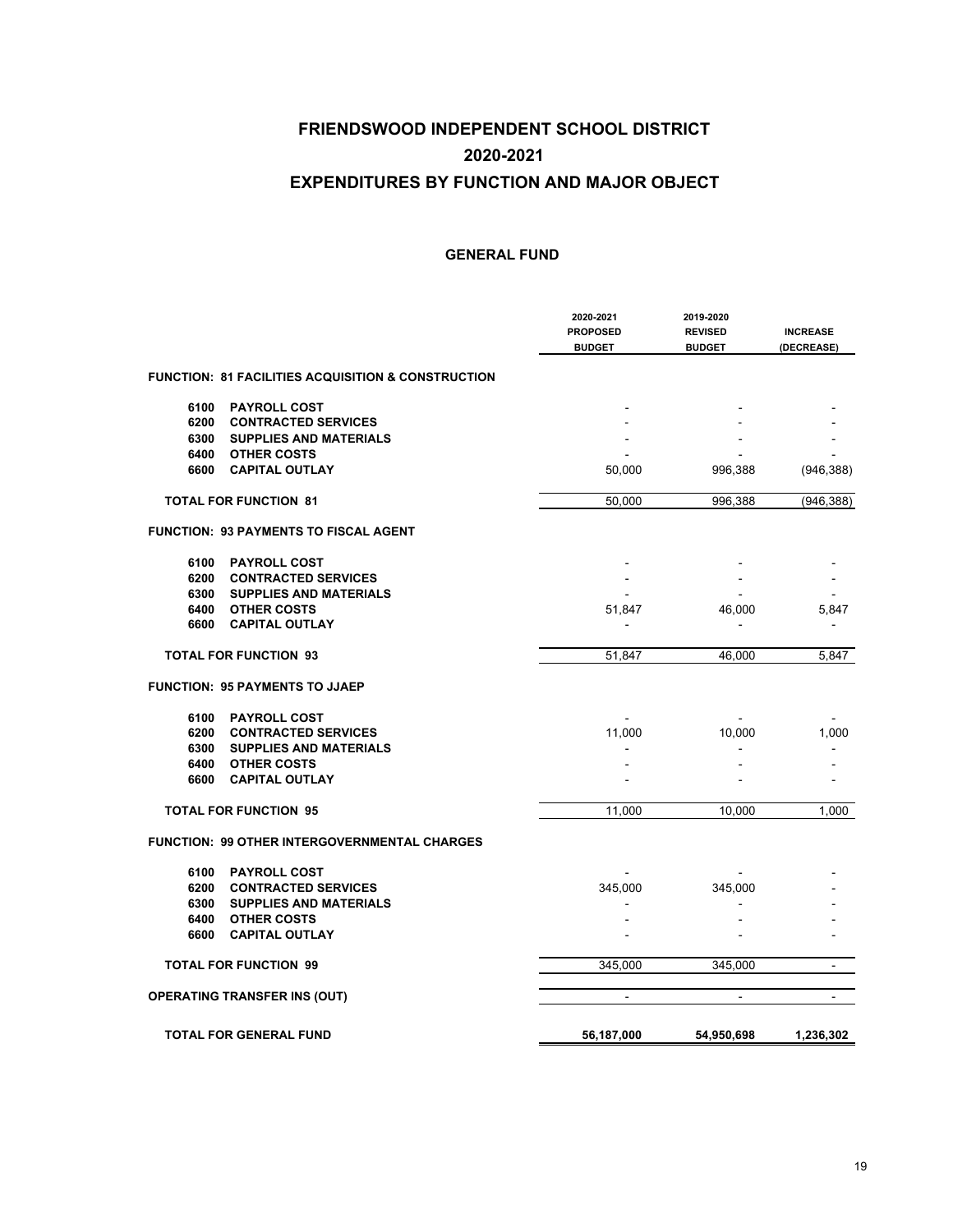# FRIENDSWOOD INDEPENDENT SCHOOL DISTRICT

# 2020-2021

# EXPENDITURES BY FUNCTION AND MAJOR OBJECT

## GENERAL FUND

| | 2020-2021 PROPOSED BUDGET | 2019-2020 REVISED BUDGET | INCREASE (DECREASE) |
|---|---|---|---|
| **FUNCTION: 81 FACILITIES ACQUISITION & CONSTRUCTION** | | | |
| 6100 PAYROLL COST | - | - | - |
| 6200 CONTRACTED SERVICES | - | - | - |
| 6300 SUPPLIES AND MATERIALS | - | - | - |
| 6400 OTHER COSTS | - | - | - |
| 6600 CAPITAL OUTLAY | 50,000 | 996,388 | (946,388) |
| **TOTAL FOR FUNCTION 81** | 50,000 | 996,388 | (946,388) |
| **FUNCTION: 93 PAYMENTS TO FISCAL AGENT** | | | |
| 6100 PAYROLL COST | - | - | - |
| 6200 CONTRACTED SERVICES | - | - | - |
| 6300 SUPPLIES AND MATERIALS | - | - | - |
| 6400 OTHER COSTS | 51,847 | 46,000 | 5,847 |
| 6600 CAPITAL OUTLAY | - | - | - |
| **TOTAL FOR FUNCTION 93** | 51,847 | 46,000 | 5,847 |
| **FUNCTION: 95 PAYMENTS TO JJAEP** | | | |
| 6100 PAYROLL COST | - | - | - |
| 6200 CONTRACTED SERVICES | 11,000 | 10,000 | 1,000 |
| 6300 SUPPLIES AND MATERIALS | - | - | - |
| 6400 OTHER COSTS | - | - | - |
| 6600 CAPITAL OUTLAY | - | - | - |
| **TOTAL FOR FUNCTION 95** | 11,000 | 10,000 | 1,000 |
| **FUNCTION: 99 OTHER INTERGOVERNMENTAL CHARGES** | | | |
| 6100 PAYROLL COST | - | - | - |
| 6200 CONTRACTED SERVICES | 345,000 | 345,000 | - |
| 6300 SUPPLIES AND MATERIALS | - | - | - |
| 6400 OTHER COSTS | - | - | - |
| 6600 CAPITAL OUTLAY | - | - | - |
| **TOTAL FOR FUNCTION 99** | 345,000 | 345,000 | - |
| **OPERATING TRANSFER INS (OUT)** | - | - | - |
| **TOTAL FOR GENERAL FUND** | **56,187,000** | **54,950,698** | **1,236,302** |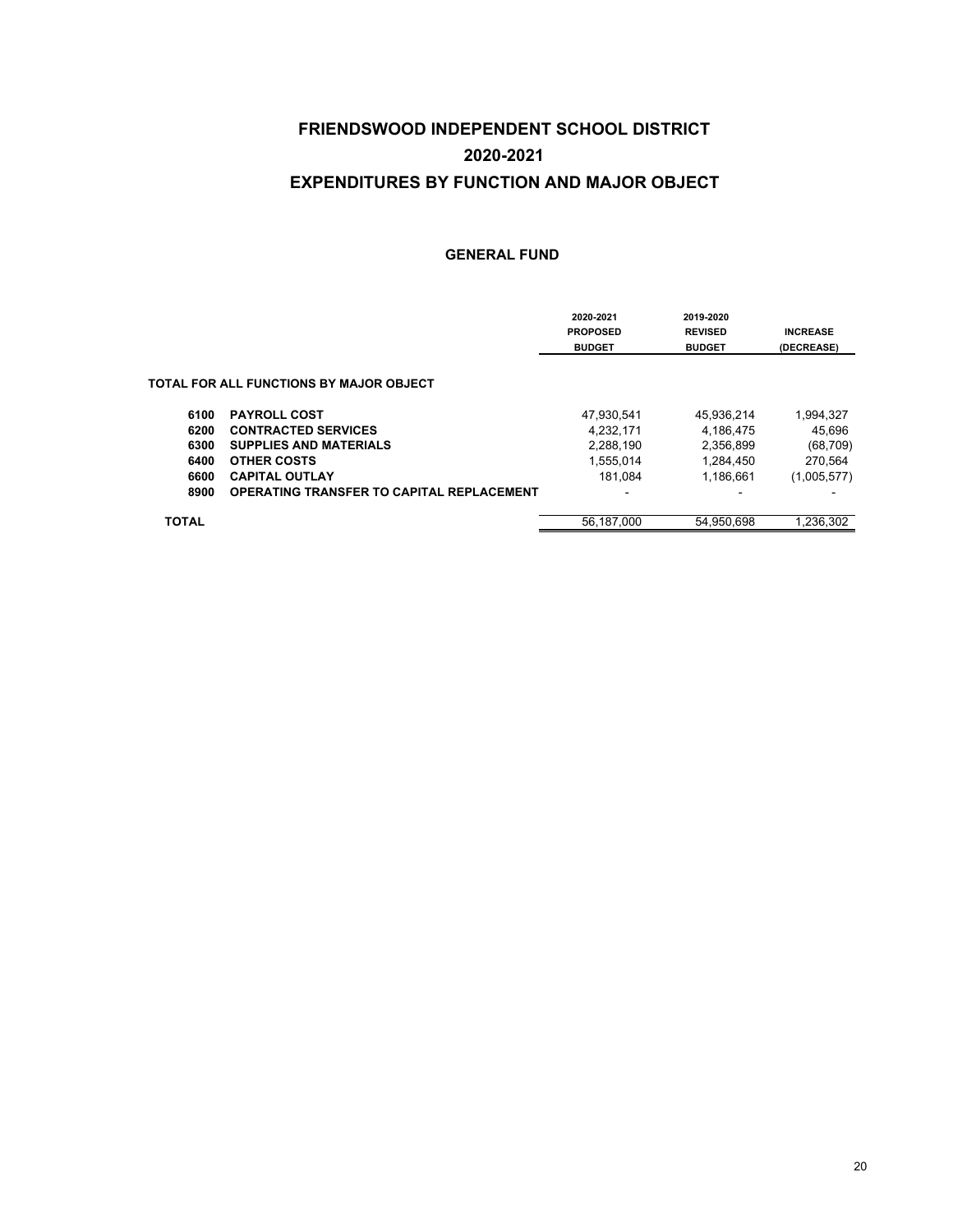# FRIENDSWOOD INDEPENDENT SCHOOL DISTRICT

## 2020-2021

## EXPENDITURES BY FUNCTION AND MAJOR OBJECT

### GENERAL FUND

| | | 2020-2021 PROPOSED BUDGET | 2019-2020 REVISED BUDGET | INCREASE (DECREASE) |
|---|---|---|---|---|
| **TOTAL FOR ALL FUNCTIONS BY MAJOR OBJECT** | | | | |
| **6100** | **PAYROLL COST** | 47,930,541 | 45,936,214 | 1,994,327 |
| **6200** | **CONTRACTED SERVICES** | 4,232,171 | 4,186,475 | 45,696 |
| **6300** | **SUPPLIES AND MATERIALS** | 2,288,190 | 2,356,899 | (68,709) |
| **6400** | **OTHER COSTS** | 1,555,014 | 1,284,450 | 270,564 |
| **6600** | **CAPITAL OUTLAY** | 181,084 | 1,186,661 | (1,005,577) |
| **8900** | **OPERATING TRANSFER TO CAPITAL REPLACEMENT** | - | - | - |
| **TOTAL** | | 56,187,000 | 54,950,698 | 1,236,302 |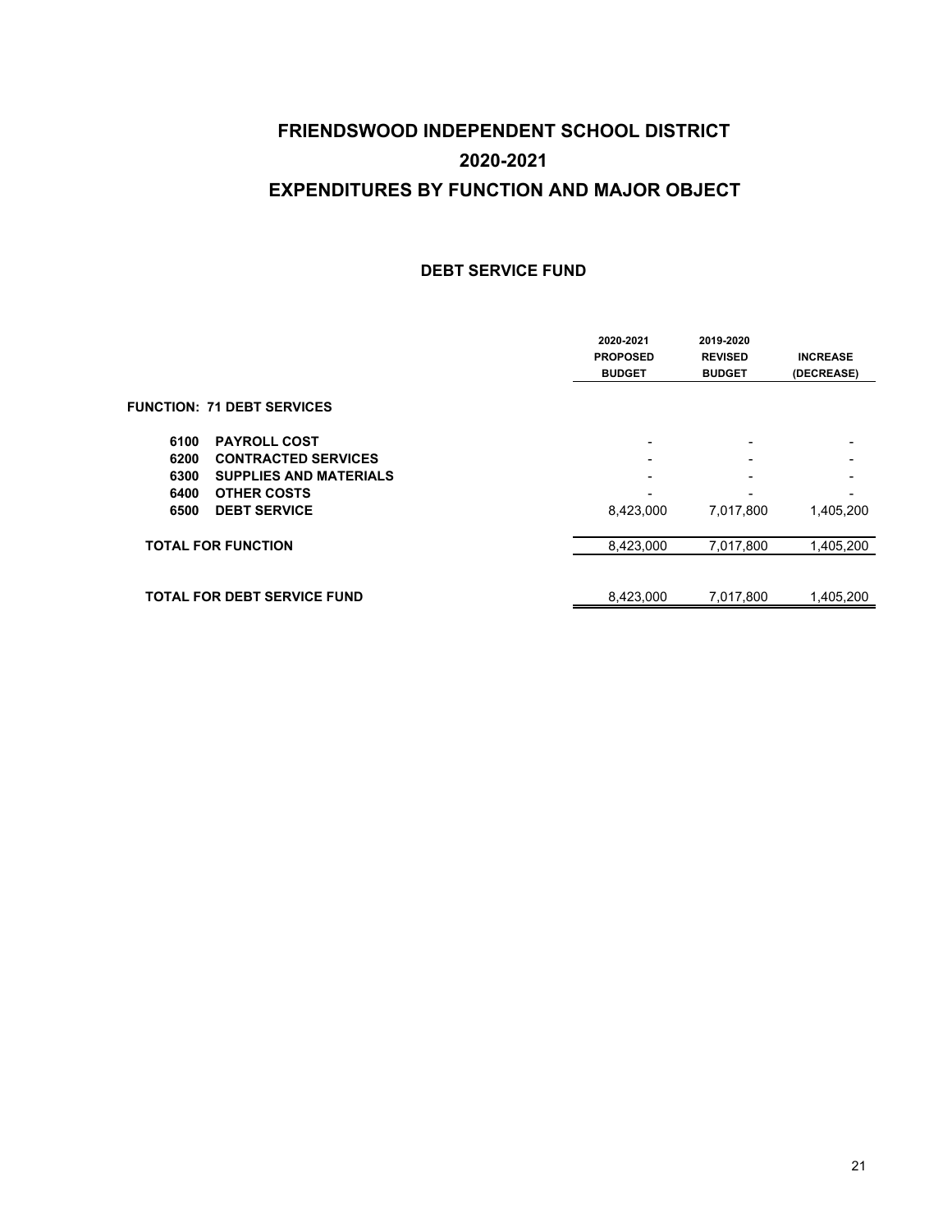# FRIENDSWOOD INDEPENDENT SCHOOL DISTRICT

# 2020-2021

# EXPENDITURES BY FUNCTION AND MAJOR OBJECT

### DEBT SERVICE FUND

| | | 2020-2021 PROPOSED BUDGET | 2019-2020 REVISED BUDGET | INCREASE (DECREASE) |
|---|---|---|---|---|
| **FUNCTION: 71 DEBT SERVICES** | | | | |
| 6100 | **PAYROLL COST** | - | - | - |
| 6200 | **CONTRACTED SERVICES** | - | - | - |
| 6300 | **SUPPLIES AND MATERIALS** | - | - | - |
| 6400 | **OTHER COSTS** | - | - | - |
| 6500 | **DEBT SERVICE** | 8,423,000 | 7,017,800 | 1,405,200 |
| **TOTAL FOR FUNCTION** | | 8,423,000 | 7,017,800 | 1,405,200 |
| **TOTAL FOR DEBT SERVICE FUND** | | 8,423,000 | 7,017,800 | 1,405,200 |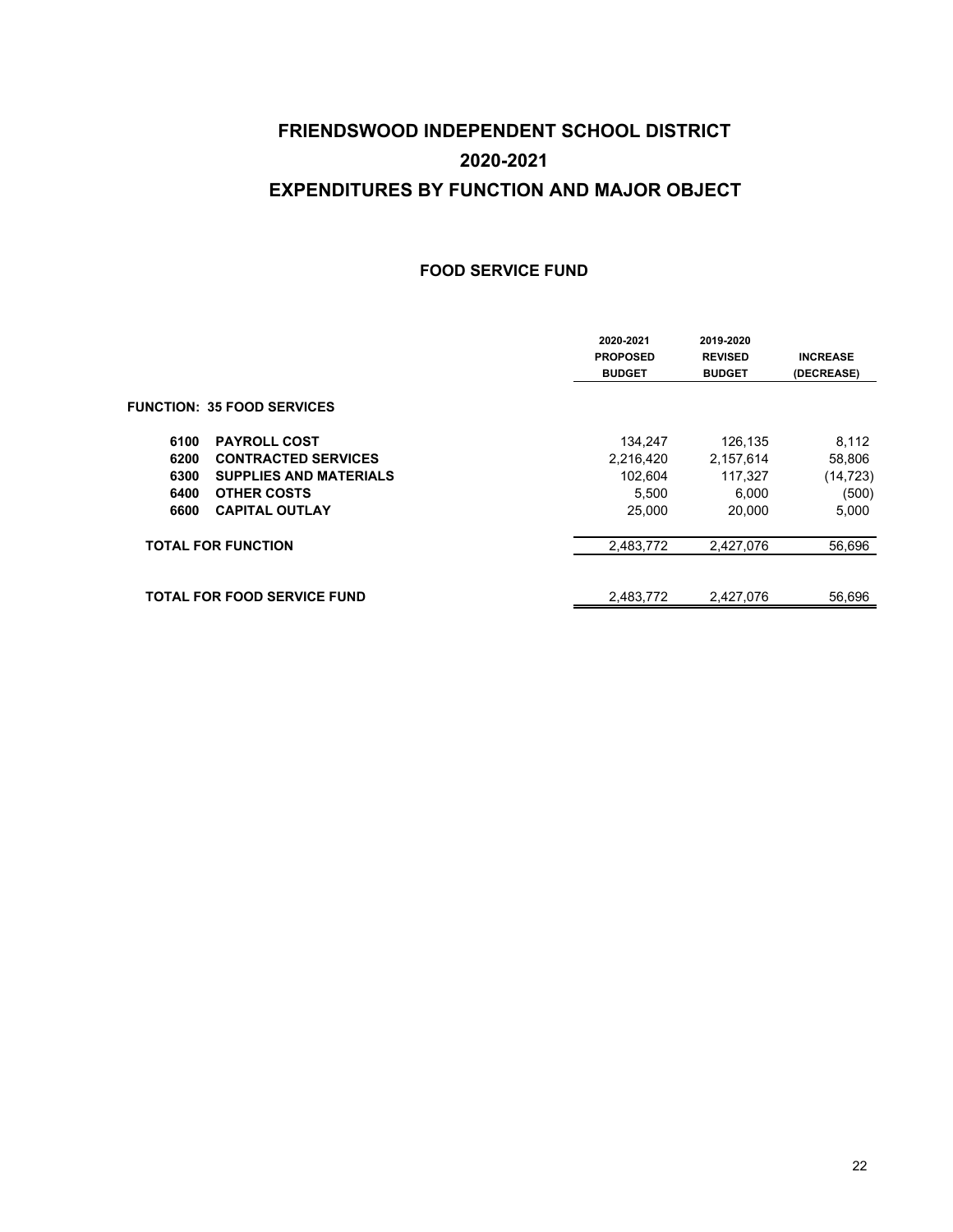# FRIENDSWOOD INDEPENDENT SCHOOL DISTRICT

# 2020-2021

# EXPENDITURES BY FUNCTION AND MAJOR OBJECT

### FOOD SERVICE FUND

| | | 2020-2021 PROPOSED BUDGET | 2019-2020 REVISED BUDGET | INCREASE (DECREASE) |
|---|---|---|---|---|
| **FUNCTION: 35 FOOD SERVICES** | | | | |
| **6100** | **PAYROLL COST** | 134,247 | 126,135 | 8,112 |
| **6200** | **CONTRACTED SERVICES** | 2,216,420 | 2,157,614 | 58,806 |
| **6300** | **SUPPLIES AND MATERIALS** | 102,604 | 117,327 | (14,723) |
| **6400** | **OTHER COSTS** | 5,500 | 6,000 | (500) |
| **6600** | **CAPITAL OUTLAY** | 25,000 | 20,000 | 5,000 |
| **TOTAL FOR FUNCTION** | | 2,483,772 | 2,427,076 | 56,696 |
| **TOTAL FOR FOOD SERVICE FUND** | | 2,483,772 | 2,427,076 | 56,696 |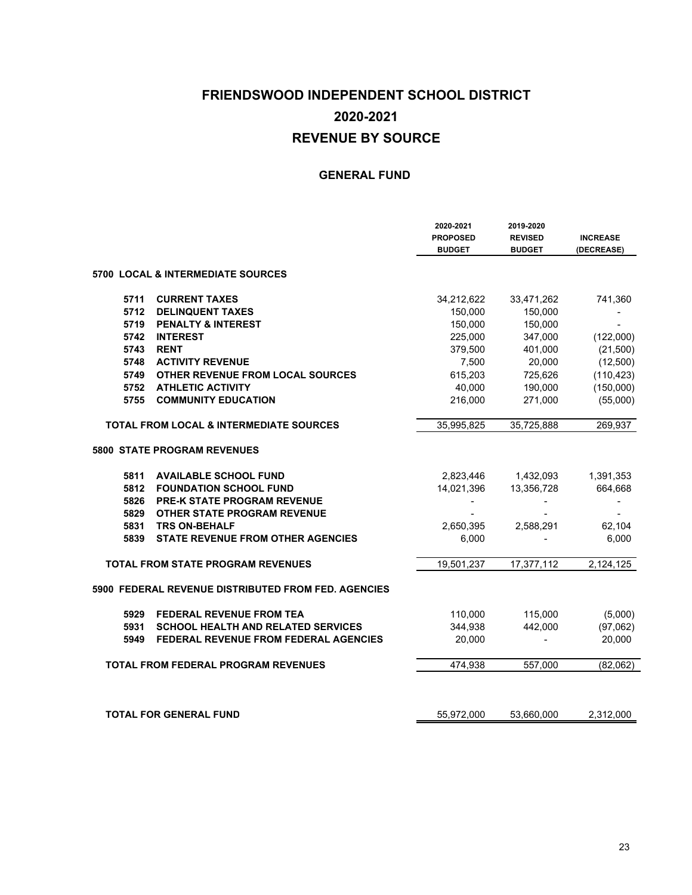# FRIENDSWOOD INDEPENDENT SCHOOL DISTRICT

# 2020-2021

# REVENUE BY SOURCE

## GENERAL FUND

| | | 2020-2021 PROPOSED BUDGET | 2019-2020 REVISED BUDGET | INCREASE (DECREASE) |
|---|---|---|---|---|
| **5700 LOCAL & INTERMEDIATE SOURCES** | | | | |
| **5711** | **CURRENT TAXES** | 34,212,622 | 33,471,262 | 741,360 |
| **5712** | **DELINQUENT TAXES** | 150,000 | 150,000 | - |
| **5719** | **PENALTY & INTEREST** | 150,000 | 150,000 | - |
| **5742** | **INTEREST** | 225,000 | 347,000 | (122,000) |
| **5743** | **RENT** | 379,500 | 401,000 | (21,500) |
| **5748** | **ACTIVITY REVENUE** | 7,500 | 20,000 | (12,500) |
| **5749** | **OTHER REVENUE FROM LOCAL SOURCES** | 615,203 | 725,626 | (110,423) |
| **5752** | **ATHLETIC ACTIVITY** | 40,000 | 190,000 | (150,000) |
| **5755** | **COMMUNITY EDUCATION** | 216,000 | 271,000 | (55,000) |
| **TOTAL FROM LOCAL & INTERMEDIATE SOURCES** | | 35,995,825 | 35,725,888 | 269,937 |
| **5800 STATE PROGRAM REVENUES** | | | | |
| **5811** | **AVAILABLE SCHOOL FUND** | 2,823,446 | 1,432,093 | 1,391,353 |
| **5812** | **FOUNDATION SCHOOL FUND** | 14,021,396 | 13,356,728 | 664,668 |
| **5826** | **PRE-K STATE PROGRAM REVENUE** | - | - | - |
| **5829** | **OTHER STATE PROGRAM REVENUE** | - | - | - |
| **5831** | **TRS ON-BEHALF** | 2,650,395 | 2,588,291 | 62,104 |
| **5839** | **STATE REVENUE FROM OTHER AGENCIES** | 6,000 | - | 6,000 |
| **TOTAL FROM STATE PROGRAM REVENUES** | | 19,501,237 | 17,377,112 | 2,124,125 |
| **5900 FEDERAL REVENUE DISTRIBUTED FROM FED. AGENCIES** | | | | |
| **5929** | **FEDERAL REVENUE FROM TEA** | 110,000 | 115,000 | (5,000) |
| **5931** | **SCHOOL HEALTH AND RELATED SERVICES** | 344,938 | 442,000 | (97,062) |
| **5949** | **FEDERAL REVENUE FROM FEDERAL AGENCIES** | 20,000 | - | 20,000 |
| **TOTAL FROM FEDERAL PROGRAM REVENUES** | | 474,938 | 557,000 | (82,062) |
| **TOTAL FOR GENERAL FUND** | | 55,972,000 | 53,660,000 | 2,312,000 |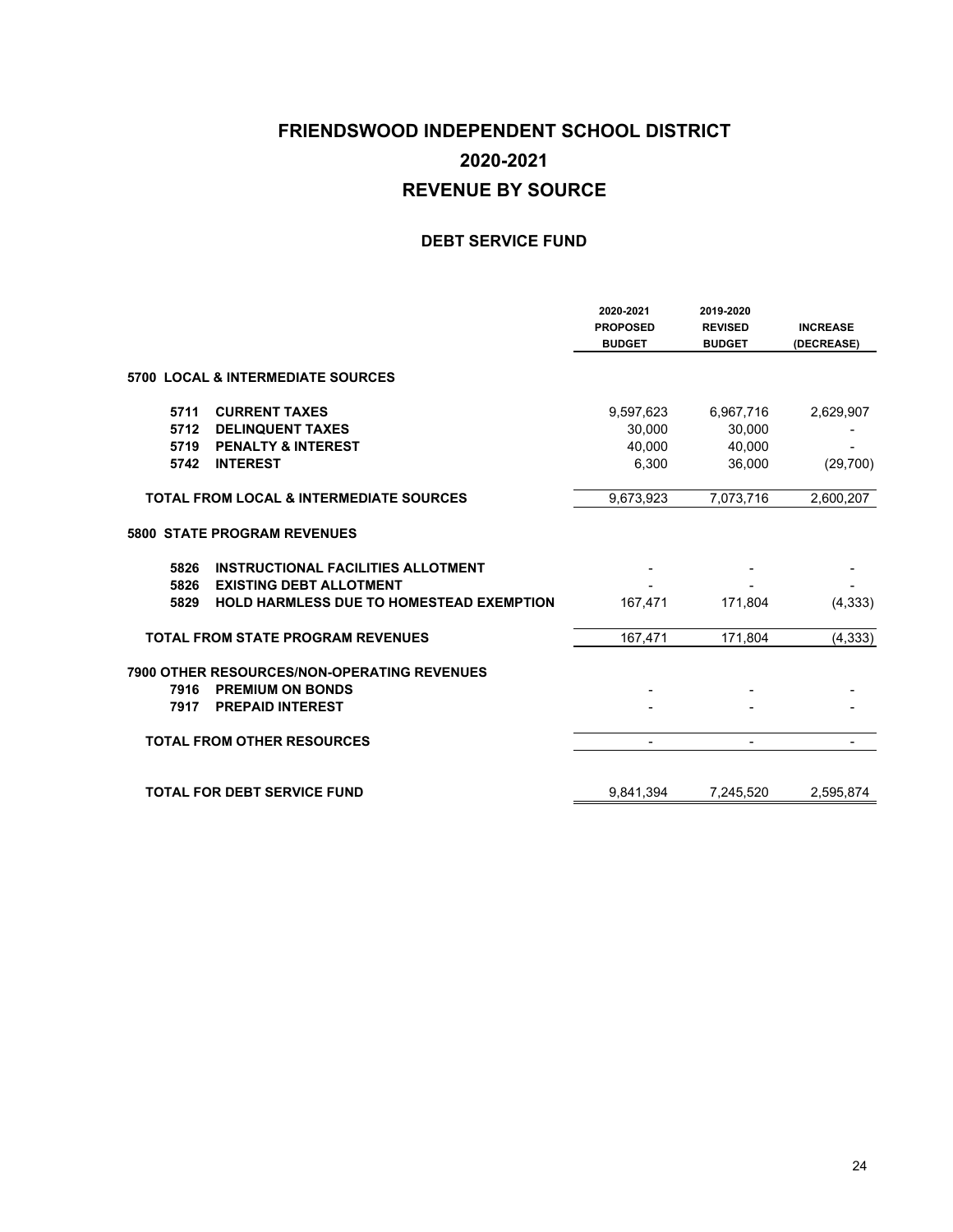# FRIENDSWOOD INDEPENDENT SCHOOL DISTRICT

# 2020-2021

# REVENUE BY SOURCE

## DEBT SERVICE FUND

| | | 2020-2021 PROPOSED BUDGET | 2019-2020 REVISED BUDGET | INCREASE (DECREASE) |
|---|---|---|---|---|
| **5700 LOCAL & INTERMEDIATE SOURCES** | | | | |
| **5711** | **CURRENT TAXES** | 9,597,623 | 6,967,716 | 2,629,907 |
| **5712** | **DELINQUENT TAXES** | 30,000 | 30,000 | - |
| **5719** | **PENALTY & INTEREST** | 40,000 | 40,000 | - |
| **5742** | **INTEREST** | 6,300 | 36,000 | (29,700) |
| **TOTAL FROM LOCAL & INTERMEDIATE SOURCES** | | 9,673,923 | 7,073,716 | 2,600,207 |
| **5800 STATE PROGRAM REVENUES** | | | | |
| **5826** | **INSTRUCTIONAL FACILITIES ALLOTMENT** | - | - | - |
| **5826** | **EXISTING DEBT ALLOTMENT** | - | - | - |
| **5829** | **HOLD HARMLESS DUE TO HOMESTEAD EXEMPTION** | 167,471 | 171,804 | (4,333) |
| **TOTAL FROM STATE PROGRAM REVENUES** | | 167,471 | 171,804 | (4,333) |
| **7900 OTHER RESOURCES/NON-OPERATING REVENUES** | | | | |
| **7916** | **PREMIUM ON BONDS** | - | - | - |
| **7917** | **PREPAID INTEREST** | - | - | - |
| **TOTAL FROM OTHER RESOURCES** | | - | - | - |
| **TOTAL FOR DEBT SERVICE FUND** | | 9,841,394 | 7,245,520 | 2,595,874 |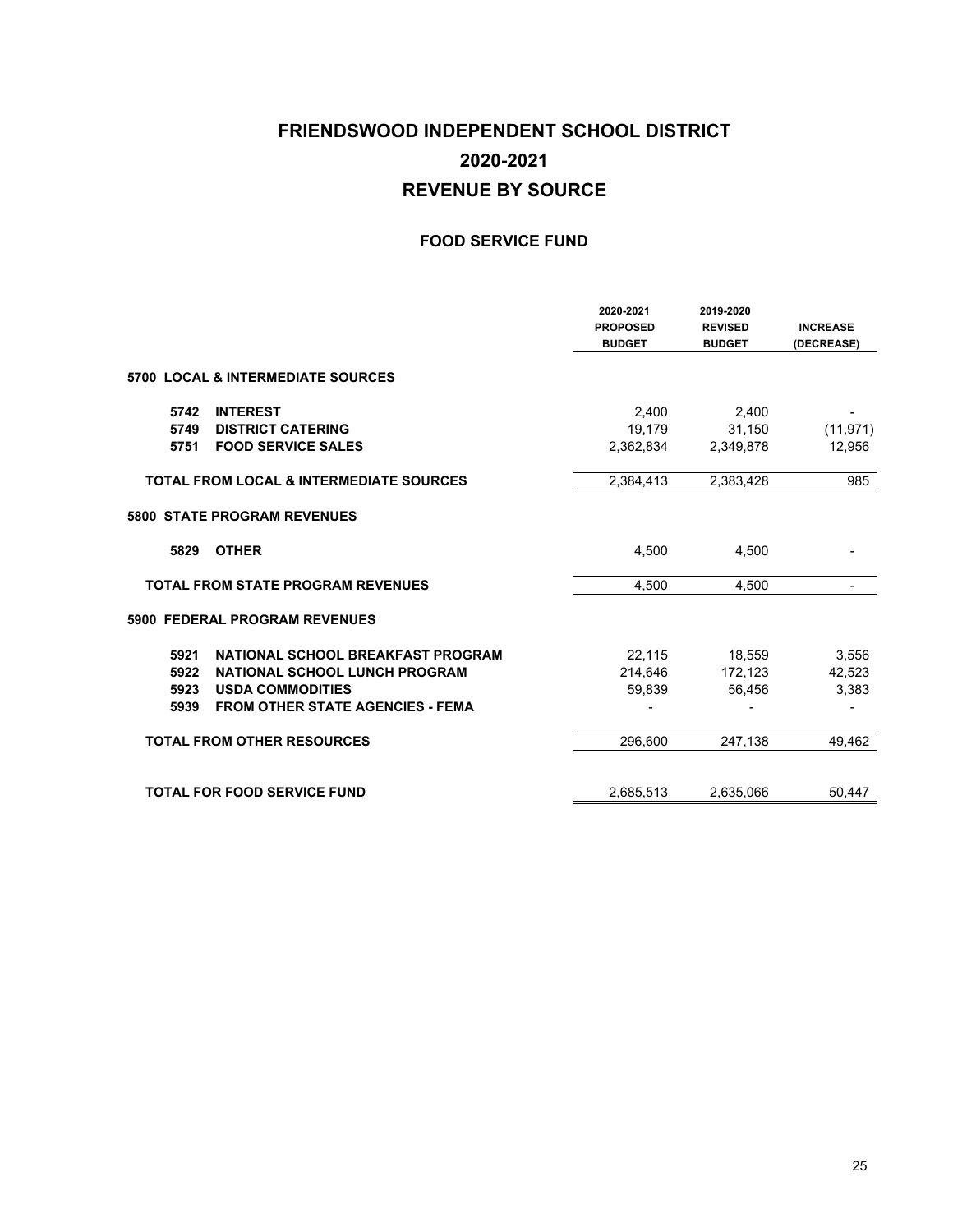# FRIENDSWOOD INDEPENDENT SCHOOL DISTRICT

# 2020-2021

# REVENUE BY SOURCE

## FOOD SERVICE FUND

| | 2020-2021 PROPOSED BUDGET | 2019-2020 REVISED BUDGET | INCREASE (DECREASE) |
|---|---|---|---|
| **5700 LOCAL & INTERMEDIATE SOURCES** | | | |
| **5742 INTEREST** | 2,400 | 2,400 | - |
| **5749 DISTRICT CATERING** | 19,179 | 31,150 | (11,971) |
| **5751 FOOD SERVICE SALES** | 2,362,834 | 2,349,878 | 12,956 |
| **TOTAL FROM LOCAL & INTERMEDIATE SOURCES** | 2,384,413 | 2,383,428 | 985 |
| **5800 STATE PROGRAM REVENUES** | | | |
| **5829 OTHER** | 4,500 | 4,500 | - |
| **TOTAL FROM STATE PROGRAM REVENUES** | 4,500 | 4,500 | - |
| **5900 FEDERAL PROGRAM REVENUES** | | | |
| **5921 NATIONAL SCHOOL BREAKFAST PROGRAM** | 22,115 | 18,559 | 3,556 |
| **5922 NATIONAL SCHOOL LUNCH PROGRAM** | 214,646 | 172,123 | 42,523 |
| **5923 USDA COMMODITIES** | 59,839 | 56,456 | 3,383 |
| **5939 FROM OTHER STATE AGENCIES - FEMA** | - | - | - |
| **TOTAL FROM OTHER RESOURCES** | 296,600 | 247,138 | 49,462 |
| **TOTAL FOR FOOD SERVICE FUND** | 2,685,513 | 2,635,066 | 50,447 |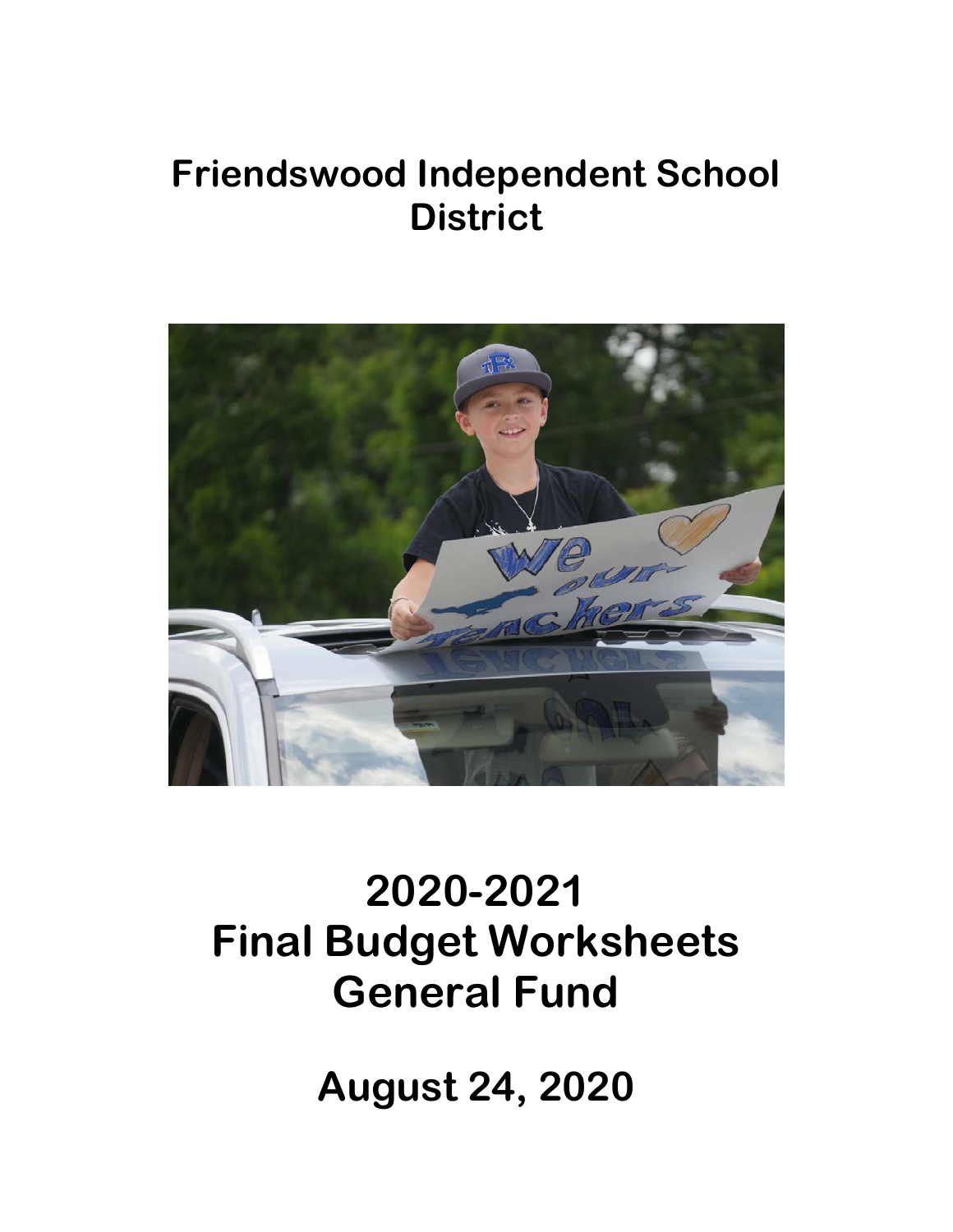# Friendswood Independent School District

# 2020-2021
# Final Budget Worksheets
# General Fund

## August 24, 2020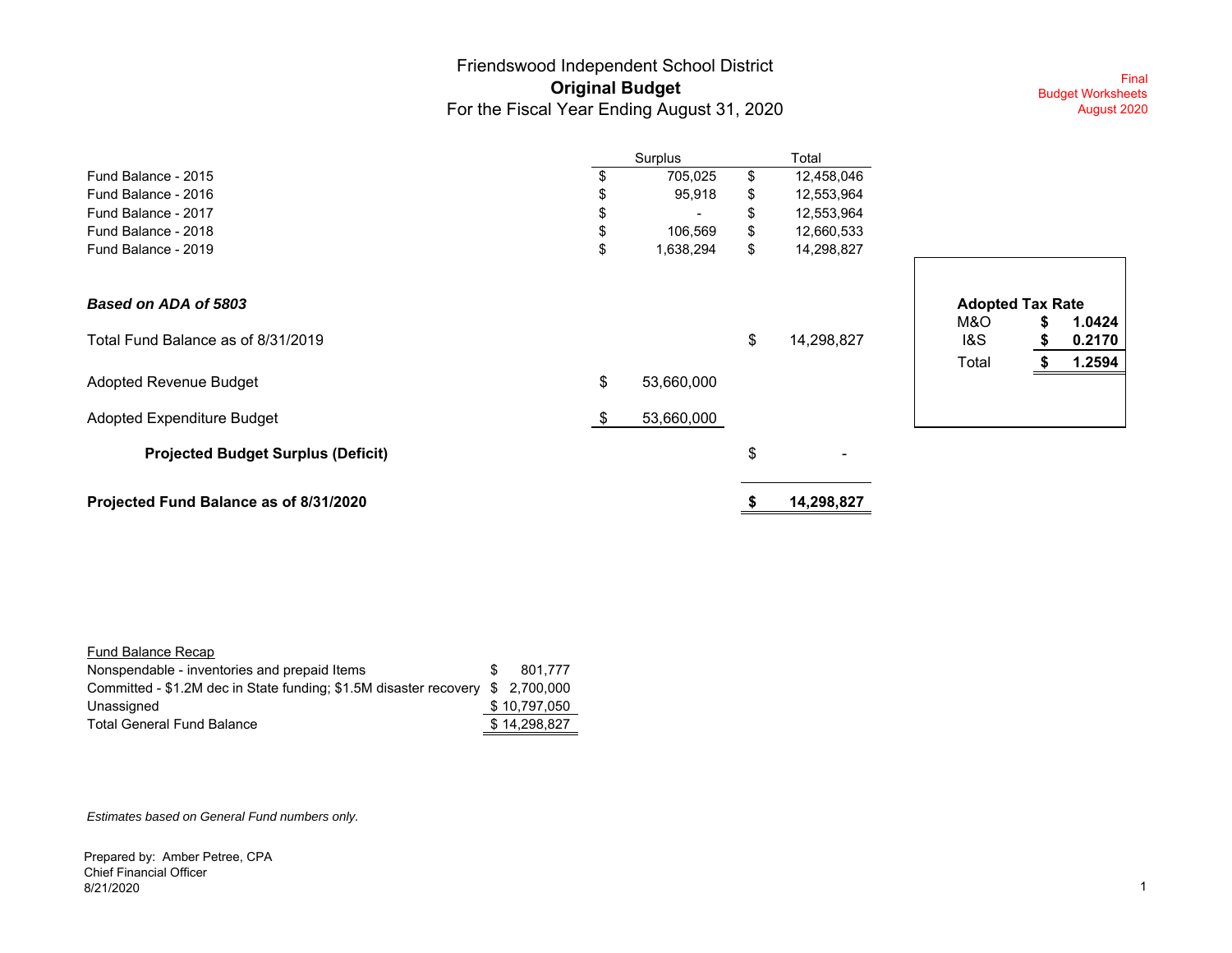# Friendswood Independent School District
## Original Budget
### For the Fiscal Year Ending August 31, 2020

Final
Budget Worksheets
August 2020

| | Surplus | Total |
|---|---|---|
| Fund Balance - 2015 | $ 705,025 | $ 12,458,046 |
| Fund Balance - 2016 | $ 95,918 | $ 12,553,964 |
| Fund Balance - 2017 | $ - | $ 12,553,964 |
| Fund Balance - 2018 | $ 106,569 | $ 12,660,533 |
| Fund Balance - 2019 | $ 1,638,294 | $ 14,298,827 |

***Based on ADA of 5803***

| | | |
|---|---|---|
| Total Fund Balance as of 8/31/2019 | | $ 14,298,827 |
| Adopted Revenue Budget | $ 53,660,000 | |
| Adopted Expenditure Budget | $ 53,660,000 | |
| **Projected Budget Surplus (Deficit)** | | $ - |
| **Projected Fund Balance as of 8/31/2020** | | **$ 14,298,827** |

| **Adopted Tax Rate** | |
|---|---|
| M&O | **$ 1.0424** |
| I&S | **$ 0.2170** |
| Total | **$ 1.2594** |

Fund Balance Recap

| | |
|---|---|
| Nonspendable - inventories and prepaid Items | $ 801,777 |
| Committed - $1.2M dec in State funding; $1.5M disaster recovery | $ 2,700,000 |
| Unassigned | $ 10,797,050 |
| Total General Fund Balance | $ 14,298,827 |

*Estimates based on General Fund numbers only.*

Prepared by: Amber Petree, CPA
Chief Financial Officer
8/21/2020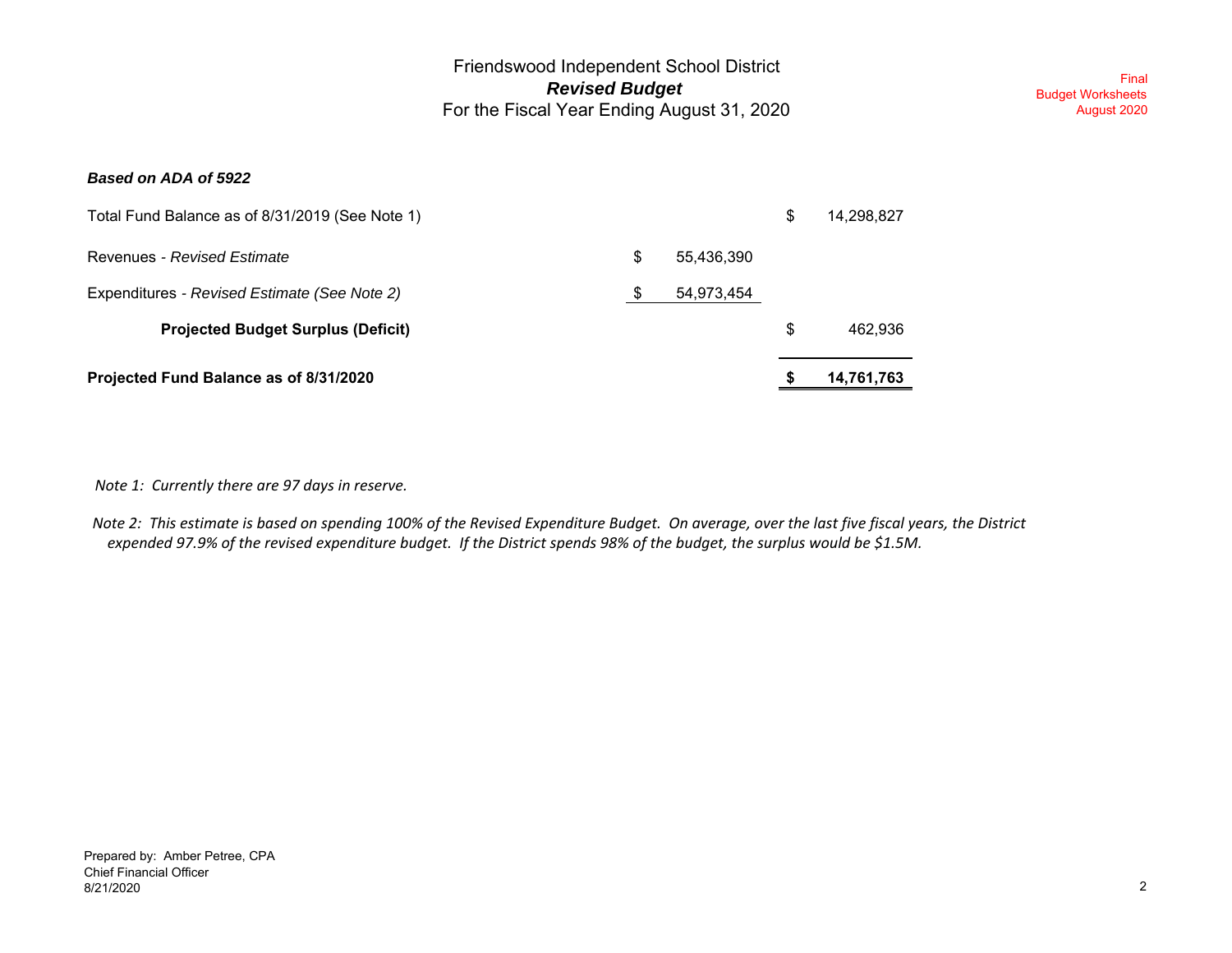# Friendswood Independent School District
## *Revised Budget*
### For the Fiscal Year Ending August 31, 2020

Final
Budget Worksheets
August 2020

***Based on ADA of 5922***

| | | |
|---|---|---|
| Total Fund Balance as of 8/31/2019 (See Note 1) | | $ 14,298,827 |
| Revenues - *Revised Estimate* | $ 55,436,390 | |
| Expenditures - *Revised Estimate (See Note 2)* | $ 54,973,454 | |
| **Projected Budget Surplus (Deficit)** | | $ 462,936 |
| **Projected Fund Balance as of 8/31/2020** | | **$ 14,761,763** |

*Note 1: Currently there are 97 days in reserve.*

*Note 2: This estimate is based on spending 100% of the Revised Expenditure Budget. On average, over the last five fiscal years, the District expended 97.9% of the revised expenditure budget. If the District spends 98% of the budget, the surplus would be $1.5M.*

Prepared by: Amber Petree, CPA
Chief Financial Officer
8/21/2020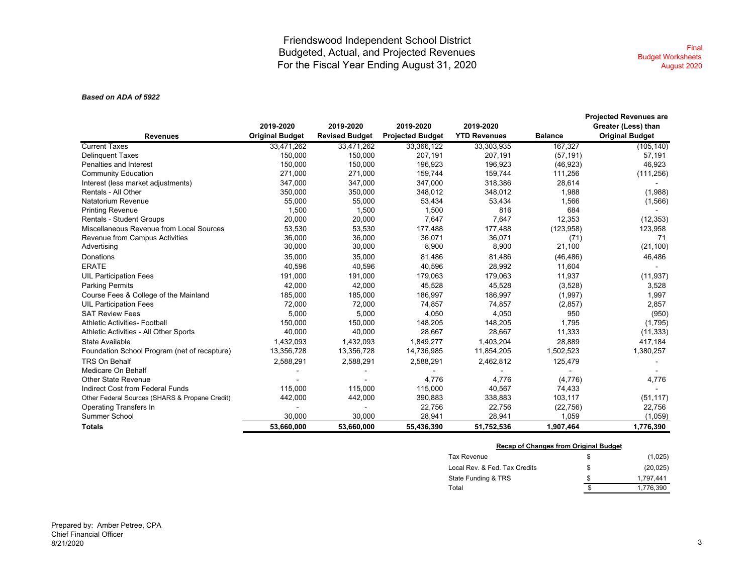# Friendswood Independent School District
## Budgeted, Actual, and Projected Revenues
## For the Fiscal Year Ending August 31, 2020

Final
Budget Worksheets
August 2020

***Based on ADA of 5922***

| Revenues | 2019-2020 Original Budget | 2019-2020 Revised Budget | 2019-2020 Projected Budget | 2019-2020 YTD Revenues | Balance | Projected Revenues are Greater (Less) than Original Budget |
|---|---|---|---|---|---|---|
| Current Taxes | 33,471,262 | 33,471,262 | 33,366,122 | 33,303,935 | 167,327 | (105,140) |
| Delinquent Taxes | 150,000 | 150,000 | 207,191 | 207,191 | (57,191) | 57,191 |
| Penalties and Interest | 150,000 | 150,000 | 196,923 | 196,923 | (46,923) | 46,923 |
| Community Education | 271,000 | 271,000 | 159,744 | 159,744 | 111,256 | (111,256) |
| Interest (less market adjustments) | 347,000 | 347,000 | 347,000 | 318,386 | 28,614 | - |
| Rentals - All Other | 350,000 | 350,000 | 348,012 | 348,012 | 1,988 | (1,988) |
| Natatorium Revenue | 55,000 | 55,000 | 53,434 | 53,434 | 1,566 | (1,566) |
| Printing Revenue | 1,500 | 1,500 | 1,500 | 816 | 684 | - |
| Rentals - Student Groups | 20,000 | 20,000 | 7,647 | 7,647 | 12,353 | (12,353) |
| Miscellaneous Revenue from Local Sources | 53,530 | 53,530 | 177,488 | 177,488 | (123,958) | 123,958 |
| Revenue from Campus Activities | 36,000 | 36,000 | 36,071 | 36,071 | (71) | 71 |
| Advertising | 30,000 | 30,000 | 8,900 | 8,900 | 21,100 | (21,100) |
| Donations | 35,000 | 35,000 | 81,486 | 81,486 | (46,486) | 46,486 |
| ERATE | 40,596 | 40,596 | 40,596 | 28,992 | 11,604 | - |
| UIL Participation Fees | 191,000 | 191,000 | 179,063 | 179,063 | 11,937 | (11,937) |
| Parking Permits | 42,000 | 42,000 | 45,528 | 45,528 | (3,528) | 3,528 |
| Course Fees & College of the Mainland | 185,000 | 185,000 | 186,997 | 186,997 | (1,997) | 1,997 |
| UIL Participation Fees | 72,000 | 72,000 | 74,857 | 74,857 | (2,857) | 2,857 |
| SAT Review Fees | 5,000 | 5,000 | 4,050 | 4,050 | 950 | (950) |
| Athletic Activities- Football | 150,000 | 150,000 | 148,205 | 148,205 | 1,795 | (1,795) |
| Athletic Activities - All Other Sports | 40,000 | 40,000 | 28,667 | 28,667 | 11,333 | (11,333) |
| State Available | 1,432,093 | 1,432,093 | 1,849,277 | 1,403,204 | 28,889 | 417,184 |
| Foundation School Program (net of recapture) | 13,356,728 | 13,356,728 | 14,736,985 | 11,854,205 | 1,502,523 | 1,380,257 |
| TRS On Behalf | 2,588,291 | 2,588,291 | 2,588,291 | 2,462,812 | 125,479 | - |
| Medicare On Behalf | - | - | - | - | - | - |
| Other State Revenue | - | - | 4,776 | 4,776 | (4,776) | 4,776 |
| Indirect Cost from Federal Funds | 115,000 | 115,000 | 115,000 | 40,567 | 74,433 | - |
| Other Federal Sources (SHARS & Propane Credit) | 442,000 | 442,000 | 390,883 | 338,883 | 103,117 | (51,117) |
| Operating Transfers In | - | - | 22,756 | 22,756 | (22,756) | 22,756 |
| Summer School | 30,000 | 30,000 | 28,941 | 28,941 | 1,059 | (1,059) |
| **Totals** | **53,660,000** | **53,660,000** | **55,436,390** | **51,752,536** | **1,907,464** | **1,776,390** |

**Recap of Changes from Original Budget**

| | | |
|---|---|---|
| Tax Revenue | $ | (1,025) |
| Local Rev. & Fed. Tax Credits | $ | (20,025) |
| State Funding & TRS | $ | 1,797,441 |
| Total | $ | 1,776,390 |

Prepared by: Amber Petree, CPA
Chief Financial Officer
8/21/2020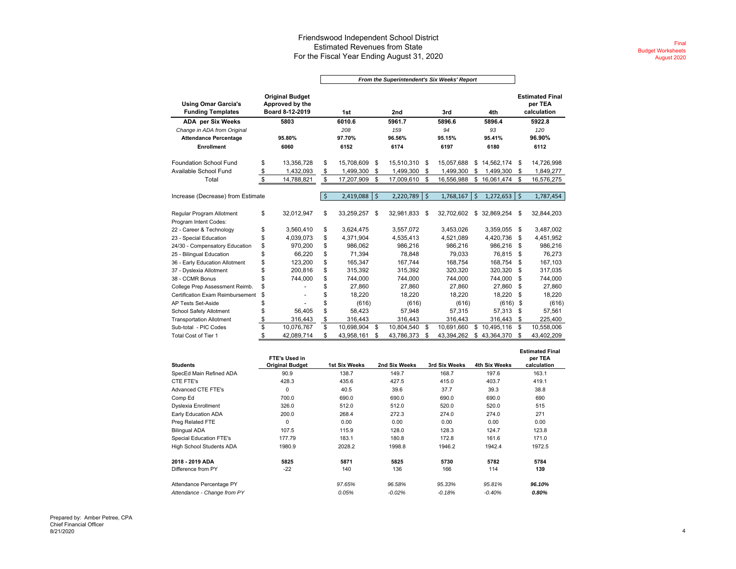# Friendswood Independent School District
## Estimated Revenues from State
### For the Fiscal Year Ending August 31, 2020

Final
Budget Worksheets
August 2020

*From the Superintendent's Six Weeks' Report*

| Using Omar Garcia's Funding Templates | Original Budget Approved by the Board 8-12-2019 | 1st | 2nd | 3rd | 4th | Estimated Final per TEA calculation |
|---|---|---|---|---|---|---|
| **ADA per Six Weeks** | **5803** | **6010.6** | **5961.7** | **5896.6** | **5896.4** | **5922.8** |
| *Change in ADA from Original* | | *208* | *159* | *94* | *93* | *120* |
| **Attendance Percentage** | **95.80%** | **97.70%** | **96.56%** | **95.15%** | **95.41%** | **96.90%** |
| **Enrollment** | **6060** | **6152** | **6174** | **6197** | **6180** | **6112** |
| Foundation School Fund | $ 13,356,728 | $ 15,708,609 | $ 15,510,310 | $ 15,057,688 | $ 14,562,174 | $ 14,726,998 |
| Available School Fund | $ 1,432,093 | $ 1,499,300 | $ 1,499,300 | $ 1,499,300 | $ 1,499,300 | $ 1,849,277 |
| Total | $ 14,788,821 | $ 17,207,909 | $ 17,009,610 | $ 16,556,988 | $ 16,061,474 | $ 16,576,275 |
| Increase (Decrease) from Estimate | | $ 2,419,088 | $ 2,220,789 | $ 1,768,167 | $ 1,272,653 | $ 1,787,454 |
| Regular Program Allotment | $ 32,012,947 | $ 33,259,257 | $ 32,981,833 | $ 32,702,602 | $ 32,869,254 | $ 32,844,203 |
| Program Intent Codes: | | | | | | |
| 22 - Career & Technology | $ 3,560,410 | $ 3,624,475 | 3,557,072 | 3,453,026 | 3,359,055 | $ 3,487,002 |
| 23 - Special Education | $ 4,039,073 | $ 4,371,904 | 4,535,413 | 4,521,089 | 4,420,736 | $ 4,451,952 |
| 24/30 - Compensatory Education | $ 970,200 | $ 986,062 | 986,216 | 986,216 | 986,216 | $ 986,216 |
| 25 - Bilingual Education | $ 66,220 | $ 71,394 | 78,848 | 79,033 | 76,815 | $ 76,273 |
| 36 - Early Education Allotment | $ 123,200 | $ 165,347 | 167,744 | 168,754 | 168,754 | $ 167,103 |
| 37 - Dyslexia Allotment | $ 200,816 | $ 315,392 | 315,392 | 320,320 | 320,320 | $ 317,035 |
| 38 - CCMR Bonus | $ 744,000 | $ 744,000 | 744,000 | 744,000 | 744,000 | $ 744,000 |
| College Prep Assessment Reimb. | $ - | $ 27,860 | 27,860 | 27,860 | 27,860 | $ 27,860 |
| Certification Exam Reimbursement | $ - | $ 18,220 | 18,220 | 18,220 | 18,220 | $ 18,220 |
| AP Tests Set-Aside | $ - | $ (616) | (616) | (616) | (616) | $ (616) |
| School Safety Allotment | $ 56,405 | $ 58,423 | 57,948 | 57,315 | 57,313 | $ 57,561 |
| Transportation Allotment | $ 316,443 | $ 316,443 | 316,443 | 316,443 | 316,443 | $ 225,400 |
| Sub-total - PIC Codes | $ 10,076,767 | $ 10,698,904 | $ 10,804,540 | $ 10,691,660 | $ 10,495,116 | $ 10,558,006 |
| Total Cost of Tier 1 | $ 42,089,714 | $ 43,958,161 | $ 43,786,373 | $ 43,394,262 | $ 43,364,370 | $ 43,402,209 |

| Students | FTE's Used in Original Budget | 1st Six Weeks | 2nd Six Weeks | 3rd Six Weeks | 4th Six Weeks | Estimated Final per TEA calculation |
|---|---|---|---|---|---|---|
| SpecEd Main Refined ADA | 90.9 | 138.7 | 149.7 | 168.7 | 197.6 | 163.1 |
| CTE FTE's | 428.3 | 435.6 | 427.5 | 415.0 | 403.7 | 419.1 |
| Advanced CTE FTE's | 0 | 40.5 | 39.6 | 37.7 | 39.3 | 38.8 |
| Comp Ed | 700.0 | 690.0 | 690.0 | 690.0 | 690.0 | 690 |
| Dyslexia Enrollment | 326.0 | 512.0 | 512.0 | 520.0 | 520.0 | 515 |
| Early Education ADA | 200.0 | 268.4 | 272.3 | 274.0 | 274.0 | 271 |
| Preg Related FTE | 0 | 0.00 | 0.00 | 0.00 | 0.00 | 0.00 |
| Bilingual ADA | 107.5 | 115.9 | 128.0 | 128.3 | 124.7 | 123.8 |
| Special Education FTE's | 177.79 | 183.1 | 180.8 | 172.8 | 161.6 | 171.0 |
| High School Students ADA | 1980.9 | 2028.2 | 1998.8 | 1946.2 | 1942.4 | 1972.5 |
| **2018 - 2019 ADA** | **5825** | **5871** | **5825** | **5730** | **5782** | **5784** |
| Difference from PY | -22 | 140 | 136 | 166 | 114 | **139** |
| Attendance Percentage PY | | *97.65%* | *96.58%* | *95.33%* | *95.81%* | ***96.10%*** |
| *Attendance - Change from PY* | | *0.05%* | *-0.02%* | *-0.18%* | *-0.40%* | ***0.80%*** |

Prepared by: Amber Petree, CPA
Chief Financial Officer
8/21/2020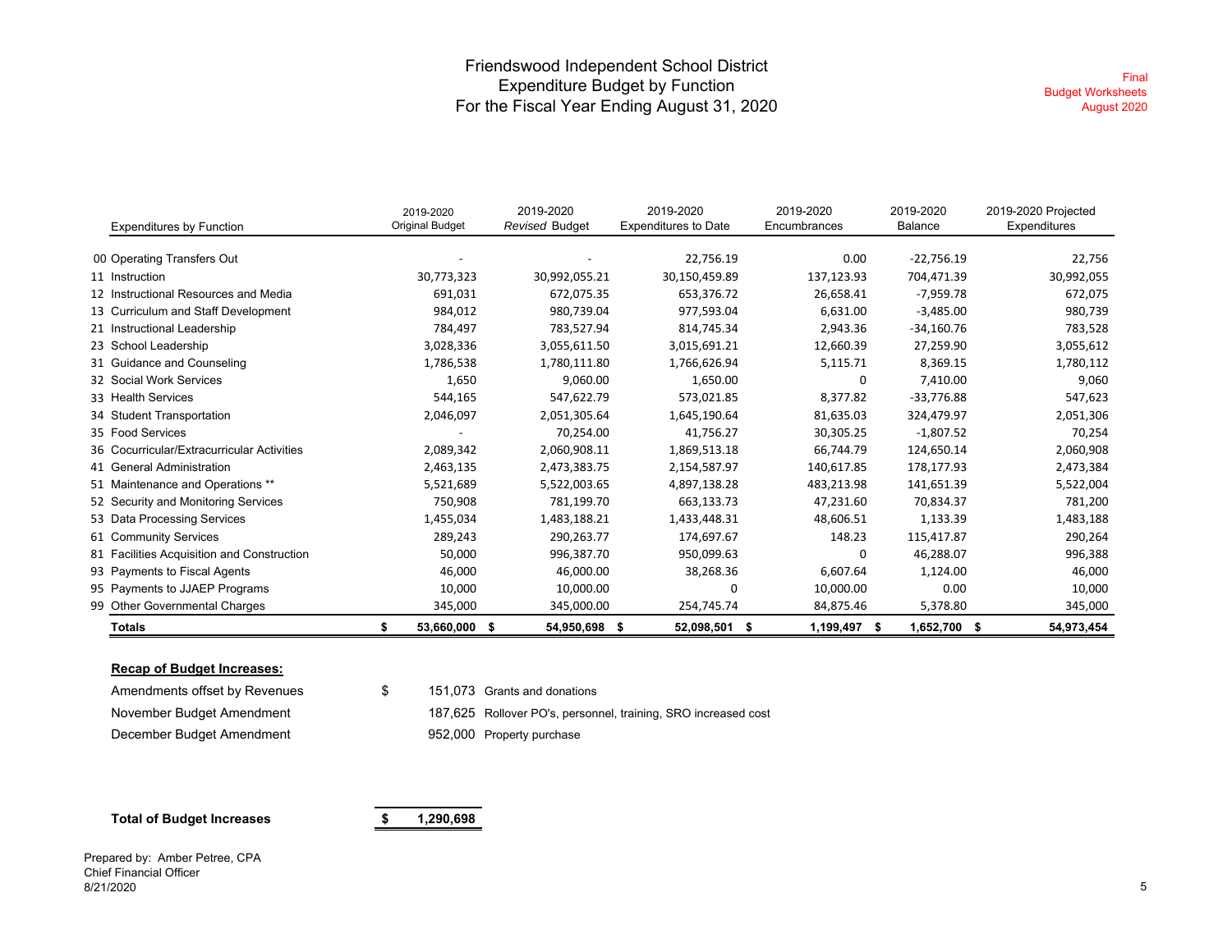# Friendswood Independent School District
## Expenditure Budget by Function
## For the Fiscal Year Ending August 31, 2020

Final
Budget Worksheets
August 2020

| Expenditures by Function | 2019-2020 Original Budget | 2019-2020 *Revised* Budget | 2019-2020 Expenditures to Date | 2019-2020 Encumbrances | 2019-2020 Balance | 2019-2020 Projected Expenditures |
|---|---|---|---|---|---|---|
| 00 Operating Transfers Out | - | - | 22,756.19 | 0.00 | -22,756.19 | 22,756 |
| 11 Instruction | 30,773,323 | 30,992,055.21 | 30,150,459.89 | 137,123.93 | 704,471.39 | 30,992,055 |
| 12 Instructional Resources and Media | 691,031 | 672,075.35 | 653,376.72 | 26,658.41 | -7,959.78 | 672,075 |
| 13 Curriculum and Staff Development | 984,012 | 980,739.04 | 977,593.04 | 6,631.00 | -3,485.00 | 980,739 |
| 21 Instructional Leadership | 784,497 | 783,527.94 | 814,745.34 | 2,943.36 | -34,160.76 | 783,528 |
| 23 School Leadership | 3,028,336 | 3,055,611.50 | 3,015,691.21 | 12,660.39 | 27,259.90 | 3,055,612 |
| 31 Guidance and Counseling | 1,786,538 | 1,780,111.80 | 1,766,626.94 | 5,115.71 | 8,369.15 | 1,780,112 |
| 32 Social Work Services | 1,650 | 9,060.00 | 1,650.00 | 0 | 7,410.00 | 9,060 |
| 33 Health Services | 544,165 | 547,622.79 | 573,021.85 | 8,377.82 | -33,776.88 | 547,623 |
| 34 Student Transportation | 2,046,097 | 2,051,305.64 | 1,645,190.64 | 81,635.03 | 324,479.97 | 2,051,306 |
| 35 Food Services | - | 70,254.00 | 41,756.27 | 30,305.25 | -1,807.52 | 70,254 |
| 36 Cocurricular/Extracurricular Activities | 2,089,342 | 2,060,908.11 | 1,869,513.18 | 66,744.79 | 124,650.14 | 2,060,908 |
| 41 General Administration | 2,463,135 | 2,473,383.75 | 2,154,587.97 | 140,617.85 | 178,177.93 | 2,473,384 |
| 51 Maintenance and Operations ** | 5,521,689 | 5,522,003.65 | 4,897,138.28 | 483,213.98 | 141,651.39 | 5,522,004 |
| 52 Security and Monitoring Services | 750,908 | 781,199.70 | 663,133.73 | 47,231.60 | 70,834.37 | 781,200 |
| 53 Data Processing Services | 1,455,034 | 1,483,188.21 | 1,433,448.31 | 48,606.51 | 1,133.39 | 1,483,188 |
| 61 Community Services | 289,243 | 290,263.77 | 174,697.67 | 148.23 | 115,417.87 | 290,264 |
| 81 Facilities Acquisition and Construction | 50,000 | 996,387.70 | 950,099.63 | 0 | 46,288.07 | 996,388 |
| 93 Payments to Fiscal Agents | 46,000 | 46,000.00 | 38,268.36 | 6,607.64 | 1,124.00 | 46,000 |
| 95 Payments to JJAEP Programs | 10,000 | 10,000.00 | 0 | 10,000.00 | 0.00 | 10,000 |
| 99 Other Governmental Charges | 345,000 | 345,000.00 | 254,745.74 | 84,875.46 | 5,378.80 | 345,000 |
| **Totals** | **$ 53,660,000** | **$ 54,950,698** | **$ 52,098,501** | **$ 1,199,497** | **$ 1,652,700** | **$ 54,973,454** |

**Recap of Budget Increases:**

| | | |
|---|---|---|
| Amendments offset by Revenues | $ 151,073 | Grants and donations |
| November Budget Amendment | 187,625 | Rollover PO's, personnel, training, SRO increased cost |
| December Budget Amendment | 952,000 | Property purchase |
| **Total of Budget Increases** | **$ 1,290,698** | |

Prepared by: Amber Petree, CPA
Chief Financial Officer
8/21/2020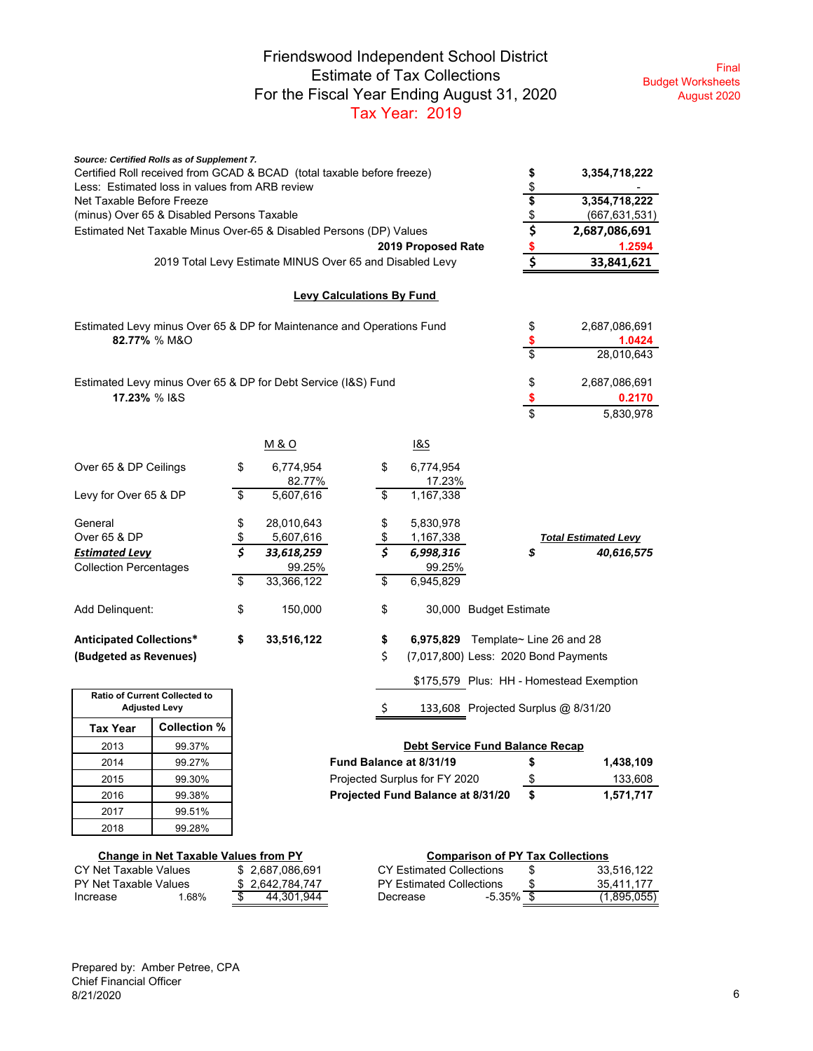# Friendswood Independent School District
## Estimate of Tax Collections
## For the Fiscal Year Ending August 31, 2020
## Tax Year: 2019

Final Budget Worksheets August 2020

***Source: Certified Rolls as of Supplement 7.***

| | | |
|---|---|---|
| Certified Roll received from GCAD & BCAD (total taxable before freeze) | $ | 3,354,718,222 |
| Less: Estimated loss in values from ARB review | $ | - |
| Net Taxable Before Freeze | $ | 3,354,718,222 |
| (minus) Over 65 & Disabled Persons Taxable | $ | (667,631,531) |
| Estimated Net Taxable Minus Over-65 & Disabled Persons (DP) Values | $ | 2,687,086,691 |
| **2019 Proposed Rate** | $ | 1.2594 |
| 2019 Total Levy Estimate MINUS Over 65 and Disabled Levy | $ | 33,841,621 |

### Levy Calculations By Fund

| | | |
|---|---|---|
| Estimated Levy minus Over 65 & DP for Maintenance and Operations Fund | $ | 2,687,086,691 |
| **82.77%** % M&O | $ | 1.0424 |
| | $ | 28,010,643 |
| Estimated Levy minus Over 65 & DP for Debt Service (I&S) Fund | $ | 2,687,086,691 |
| **17.23%** % I&S | $ | 0.2170 |
| | $ | 5,830,978 |

| | M & O | I&S | |
|---|---|---|---|
| Over 65 & DP Ceilings | $ 6,774,954 | $ 6,774,954 | |
| | 82.77% | 17.23% | |
| Levy for Over 65 & DP | $ 5,607,616 | $ 1,167,338 | |
| General | $ 28,010,643 | $ 5,830,978 | |
| Over 65 & DP | $ 5,607,616 | $ 1,167,338 | ***Total Estimated Levy*** |
| ***Estimated Levy*** | ***$ 33,618,259*** | ***$ 6,998,316*** | ***$ 40,616,575*** |
| Collection Percentages | 99.25% | 99.25% | |
| | $ 33,366,122 | $ 6,945,829 | |
| Add Delinquent: | $ 150,000 | $ 30,000 | Budget Estimate |
| **Anticipated Collections*** | **$ 33,516,122** | **$ 6,975,829** | Template~ Line 26 and 28 |
| **(Budgeted as Revenues)** | | $ (7,017,800) | Less: 2020 Bond Payments |
| | | $175,579 | Plus: HH - Homestead Exemption |
| | | $ 133,608 | Projected Surplus @ 8/31/20 |

| Ratio of Current Collected to Adjusted Levy | |
|---|---|
| **Tax Year** | **Collection %** |
| 2013 | 99.37% |
| 2014 | 99.27% |
| 2015 | 99.30% |
| 2016 | 99.38% |
| 2017 | 99.51% |
| 2018 | 99.28% |

### Debt Service Fund Balance Recap

| | | |
|---|---|---|
| **Fund Balance at 8/31/19** | **$** | **1,438,109** |
| Projected Surplus for FY 2020 | $ | 133,608 |
| **Projected Fund Balance at 8/31/20** | **$** | **1,571,717** |

### Change in Net Taxable Values from PY

| | | |
|---|---|---|
| CY Net Taxable Values | | $ 2,687,086,691 |
| PY Net Taxable Values | | $ 2,642,784,747 |
| Increase | 1.68% | $ 44,301,944 |

### Comparison of PY Tax Collections

| | | |
|---|---|---|
| CY Estimated Collections | | $ 33,516,122 |
| PY Estimated Collections | | $ 35,411,177 |
| Decrease | -5.35% | $ (1,895,055) |

Prepared by: Amber Petree, CPA
Chief Financial Officer
8/21/2020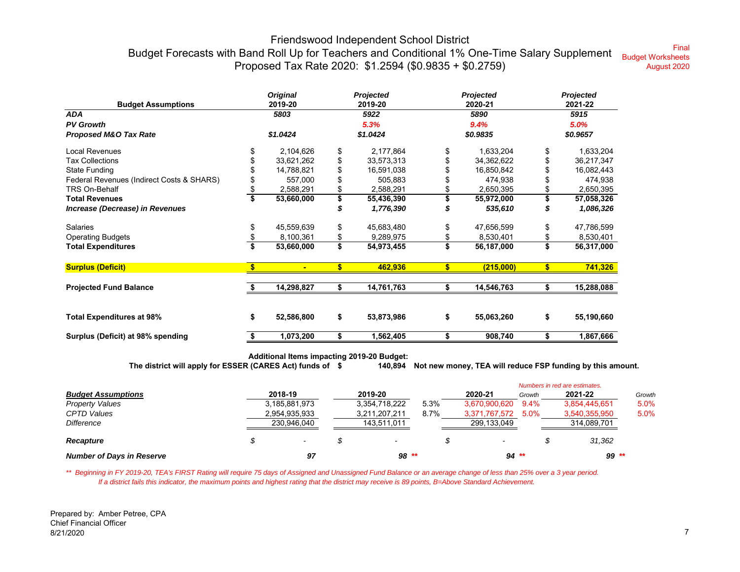# Friendswood Independent School District

## Budget Forecasts with Band Roll Up for Teachers and Conditional 1% One-Time Salary Supplement

## Proposed Tax Rate 2020: $1.2594 ($0.9835 + $0.2759)

Final
Budget Worksheets
August 2020

| Budget Assumptions | Original 2019-20 | Projected 2019-20 | Projected 2020-21 | Projected 2021-22 |
|---|---|---|---|---|
| ***ADA*** | *5803* | *5922* | *5890* | *5915* |
| ***PV Growth*** | | *5.3%* | *9.4%* | *5.0%* |
| ***Proposed M&O Tax Rate*** | *$1.0424* | *$1.0424* | *$0.9835* | *$0.9657* |
| Local Revenues | $ 2,104,626 | $ 2,177,864 | $ 1,633,204 | $ 1,633,204 |
| Tax Collections | $ 33,621,262 | $ 33,573,313 | $ 34,362,622 | $ 36,217,347 |
| State Funding | $ 14,788,821 | $ 16,591,038 | $ 16,850,842 | $ 16,082,443 |
| Federal Revenues (Indirect Costs & SHARS) | $ 557,000 | $ 505,883 | $ 474,938 | $ 474,938 |
| TRS On-Behalf | $ 2,588,291 | $ 2,588,291 | $ 2,650,395 | $ 2,650,395 |
| **Total Revenues** | **$ 53,660,000** | **$ 55,436,390** | **$ 55,972,000** | **$ 57,058,326** |
| ***Increase (Decrease) in Revenues*** | | ***$ 1,776,390*** | ***$ 535,610*** | ***$ 1,086,326*** |
| Salaries | $ 45,559,639 | $ 45,683,480 | $ 47,656,599 | $ 47,786,599 |
| Operating Budgets | $ 8,100,361 | $ 9,289,975 | $ 8,530,401 | $ 8,530,401 |
| **Total Expenditures** | **$ 53,660,000** | **$ 54,973,455** | **$ 56,187,000** | **$ 56,317,000** |
| **Surplus (Deficit)** | **$ -** | **$ 462,936** | **$ (215,000)** | **$ 741,326** |
| **Projected Fund Balance** | **$ 14,298,827** | **$ 14,761,763** | **$ 14,546,763** | **$ 15,288,088** |
| **Total Expenditures at 98%** | **$ 52,586,800** | **$ 53,873,986** | **$ 55,063,260** | **$ 55,190,660** |
| **Surplus (Deficit) at 98% spending** | **$ 1,073,200** | **$ 1,562,405** | **$ 908,740** | **$ 1,867,666** |

**Additional Items impacting 2019-20 Budget:**

**The district will apply for ESSER (CARES Act) funds of $ 140,894 Not new money, TEA will reduce FSP funding by this amount.**

*Numbers in red are estimates.*

| ***Budget Assumptions*** | 2018-19 | 2019-20 | | 2020-21 | *Growth* | 2021-22 | *Growth* |
|---|---|---|---|---|---|---|---|
| *Property Values* | 3,185,881,973 | 3,354,718,222 | 5.3% | 3,670,900,620 | 9.4% | 3,854,445,651 | 5.0% |
| *CPTD Values* | 2,954,935,933 | 3,211,207,211 | 8.7% | 3,371,767,572 | 5.0% | 3,540,355,950 | 5.0% |
| *Difference* | 230,946,040 | 143,511,011 | | 299,133,049 | | 314,089,701 | |
| ***Recapture*** | *$ -* | *$ -* | | *$ -* | | *$ 31,362* | |
| ***Number of Days in Reserve*** | ***97*** | ***98 \*\**** | | ***94 \*\**** | | ***99 \*\**** | |

*\*\* Beginning in FY 2019-20, TEA's FIRST Rating will require 75 days of Assigned and Unassigned Fund Balance or an average change of less than 25% over a 3 year period.*
*If a district fails this indicator, the maximum points and highest rating that the district may receive is 89 points, B=Above Standard Achievement.*

Prepared by: Amber Petree, CPA
Chief Financial Officer
8/21/2020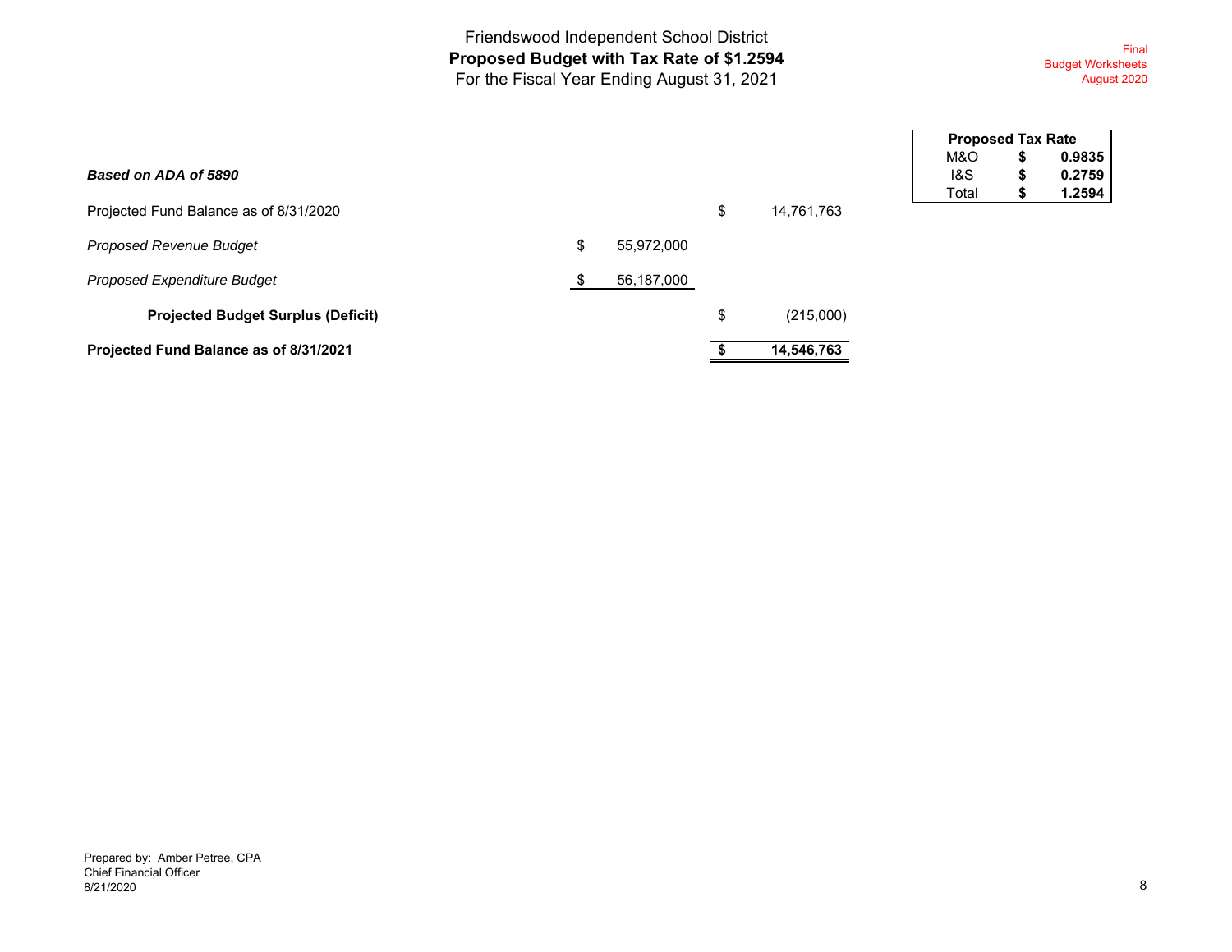Friendswood Independent School District

# Proposed Budget with Tax Rate of $1.2594

For the Fiscal Year Ending August 31, 2021

Final
Budget Worksheets
August 2020

| Proposed Tax Rate | | |
|---|---|---|
| M&O | **$** | **0.9835** |
| I&S | **$** | **0.2759** |
| Total | **$** | **1.2594** |

***Based on ADA of 5890***

| | | | | |
|---|---|---|---|---|
| Projected Fund Balance as of 8/31/2020 | | | $ | 14,761,763 |
| *Proposed Revenue Budget* | $ | 55,972,000 | | |
| *Proposed Expenditure Budget* | $ | 56,187,000 | | |
| **Projected Budget Surplus (Deficit)** | | | $ | (215,000) |
| **Projected Fund Balance as of 8/31/2021** | | | **$** | **14,546,763** |

Prepared by: Amber Petree, CPA
Chief Financial Officer
8/21/2020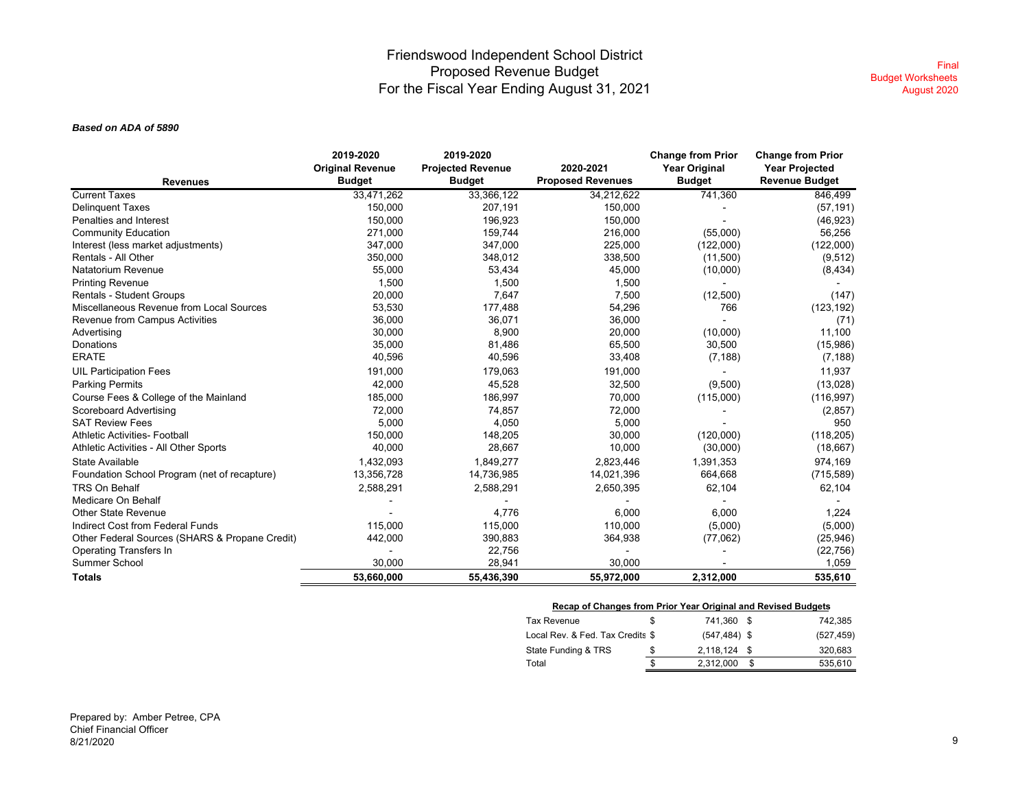# Friendswood Independent School District
## Proposed Revenue Budget
## For the Fiscal Year Ending August 31, 2021

Final
Budget Worksheets
August 2020

***Based on ADA of 5890***

| Revenues | 2019-2020 Original Revenue Budget | 2019-2020 Projected Revenue Budget | 2020-2021 Proposed Revenues | Change from Prior Year Original Budget | Change from Prior Year Projected Revenue Budget |
|---|---|---|---|---|---|
| Current Taxes | 33,471,262 | 33,366,122 | 34,212,622 | 741,360 | 846,499 |
| Delinquent Taxes | 150,000 | 207,191 | 150,000 | - | (57,191) |
| Penalties and Interest | 150,000 | 196,923 | 150,000 | - | (46,923) |
| Community Education | 271,000 | 159,744 | 216,000 | (55,000) | 56,256 |
| Interest (less market adjustments) | 347,000 | 347,000 | 225,000 | (122,000) | (122,000) |
| Rentals - All Other | 350,000 | 348,012 | 338,500 | (11,500) | (9,512) |
| Natatorium Revenue | 55,000 | 53,434 | 45,000 | (10,000) | (8,434) |
| Printing Revenue | 1,500 | 1,500 | 1,500 | - | - |
| Rentals - Student Groups | 20,000 | 7,647 | 7,500 | (12,500) | (147) |
| Miscellaneous Revenue from Local Sources | 53,530 | 177,488 | 54,296 | 766 | (123,192) |
| Revenue from Campus Activities | 36,000 | 36,071 | 36,000 | - | (71) |
| Advertising | 30,000 | 8,900 | 20,000 | (10,000) | 11,100 |
| Donations | 35,000 | 81,486 | 65,500 | 30,500 | (15,986) |
| ERATE | 40,596 | 40,596 | 33,408 | (7,188) | (7,188) |
| UIL Participation Fees | 191,000 | 179,063 | 191,000 | - | 11,937 |
| Parking Permits | 42,000 | 45,528 | 32,500 | (9,500) | (13,028) |
| Course Fees & College of the Mainland | 185,000 | 186,997 | 70,000 | (115,000) | (116,997) |
| Scoreboard Advertising | 72,000 | 74,857 | 72,000 | - | (2,857) |
| SAT Review Fees | 5,000 | 4,050 | 5,000 | - | 950 |
| Athletic Activities- Football | 150,000 | 148,205 | 30,000 | (120,000) | (118,205) |
| Athletic Activities - All Other Sports | 40,000 | 28,667 | 10,000 | (30,000) | (18,667) |
| State Available | 1,432,093 | 1,849,277 | 2,823,446 | 1,391,353 | 974,169 |
| Foundation School Program (net of recapture) | 13,356,728 | 14,736,985 | 14,021,396 | 664,668 | (715,589) |
| TRS On Behalf | 2,588,291 | 2,588,291 | 2,650,395 | 62,104 | 62,104 |
| Medicare On Behalf | - | - | - | - | - |
| Other State Revenue | - | 4,776 | 6,000 | 6,000 | 1,224 |
| Indirect Cost from Federal Funds | 115,000 | 115,000 | 110,000 | (5,000) | (5,000) |
| Other Federal Sources (SHARS & Propane Credit) | 442,000 | 390,883 | 364,938 | (77,062) | (25,946) |
| Operating Transfers In | - | 22,756 | - | - | (22,756) |
| Summer School | 30,000 | 28,941 | 30,000 | - | 1,059 |
| **Totals** | **53,660,000** | **55,436,390** | **55,972,000** | **2,312,000** | **535,610** |

**Recap of Changes from Prior Year Original and Revised Budgets**

| | Original | Revised |
|---|---|---|
| Tax Revenue | $ 741,360 | $ 742,385 |
| Local Rev. & Fed. Tax Credits | $ (547,484) | $ (527,459) |
| State Funding & TRS | $ 2,118,124 | $ 320,683 |
| Total | $ 2,312,000 | $ 535,610 |

Prepared by: Amber Petree, CPA
Chief Financial Officer
8/21/2020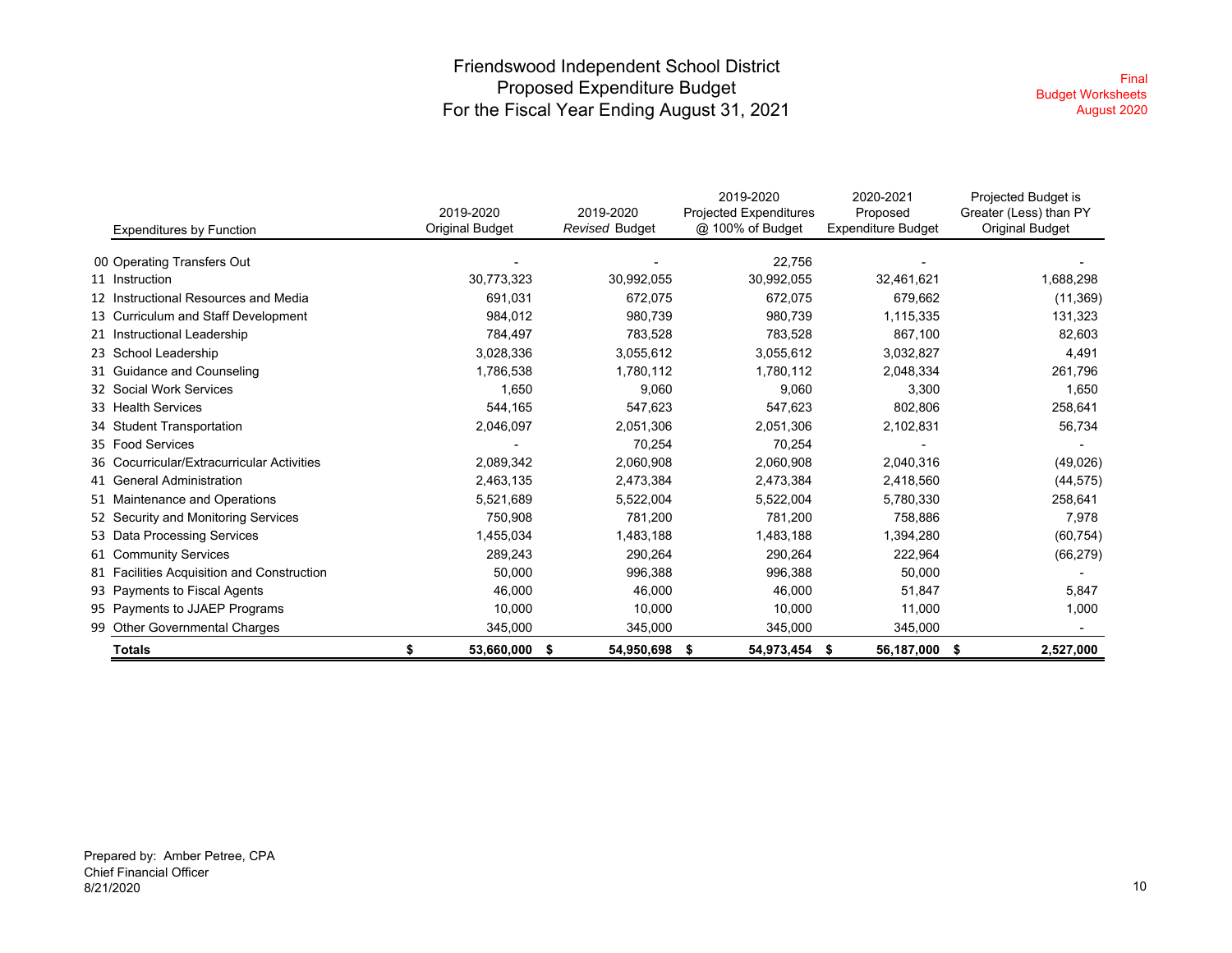# Friendswood Independent School District
## Proposed Expenditure Budget
## For the Fiscal Year Ending August 31, 2021

Final
Budget Worksheets
August 2020

| | Expenditures by Function | 2019-2020 Original Budget | 2019-2020 *Revised* Budget | 2019-2020 Projected Expenditures @ 100% of Budget | 2020-2021 Proposed Expenditure Budget | Projected Budget is Greater (Less) than PY Original Budget |
|---|---|---|---|---|---|---|
| 00 | Operating Transfers Out | - | - | 22,756 | - | - |
| 11 | Instruction | 30,773,323 | 30,992,055 | 30,992,055 | 32,461,621 | 1,688,298 |
| 12 | Instructional Resources and Media | 691,031 | 672,075 | 672,075 | 679,662 | (11,369) |
| 13 | Curriculum and Staff Development | 984,012 | 980,739 | 980,739 | 1,115,335 | 131,323 |
| 21 | Instructional Leadership | 784,497 | 783,528 | 783,528 | 867,100 | 82,603 |
| 23 | School Leadership | 3,028,336 | 3,055,612 | 3,055,612 | 3,032,827 | 4,491 |
| 31 | Guidance and Counseling | 1,786,538 | 1,780,112 | 1,780,112 | 2,048,334 | 261,796 |
| 32 | Social Work Services | 1,650 | 9,060 | 9,060 | 3,300 | 1,650 |
| 33 | Health Services | 544,165 | 547,623 | 547,623 | 802,806 | 258,641 |
| 34 | Student Transportation | 2,046,097 | 2,051,306 | 2,051,306 | 2,102,831 | 56,734 |
| 35 | Food Services | - | 70,254 | 70,254 | - | - |
| 36 | Cocurricular/Extracurricular Activities | 2,089,342 | 2,060,908 | 2,060,908 | 2,040,316 | (49,026) |
| 41 | General Administration | 2,463,135 | 2,473,384 | 2,473,384 | 2,418,560 | (44,575) |
| 51 | Maintenance and Operations | 5,521,689 | 5,522,004 | 5,522,004 | 5,780,330 | 258,641 |
| 52 | Security and Monitoring Services | 750,908 | 781,200 | 781,200 | 758,886 | 7,978 |
| 53 | Data Processing Services | 1,455,034 | 1,483,188 | 1,483,188 | 1,394,280 | (60,754) |
| 61 | Community Services | 289,243 | 290,264 | 290,264 | 222,964 | (66,279) |
| 81 | Facilities Acquisition and Construction | 50,000 | 996,388 | 996,388 | 50,000 | - |
| 93 | Payments to Fiscal Agents | 46,000 | 46,000 | 46,000 | 51,847 | 5,847 |
| 95 | Payments to JJAEP Programs | 10,000 | 10,000 | 10,000 | 11,000 | 1,000 |
| 99 | Other Governmental Charges | 345,000 | 345,000 | 345,000 | 345,000 | - |
| | **Totals** | **$ 53,660,000** | **$ 54,950,698** | **$ 54,973,454** | **$ 56,187,000** | **$ 2,527,000** |

Prepared by: Amber Petree, CPA
Chief Financial Officer
8/21/2020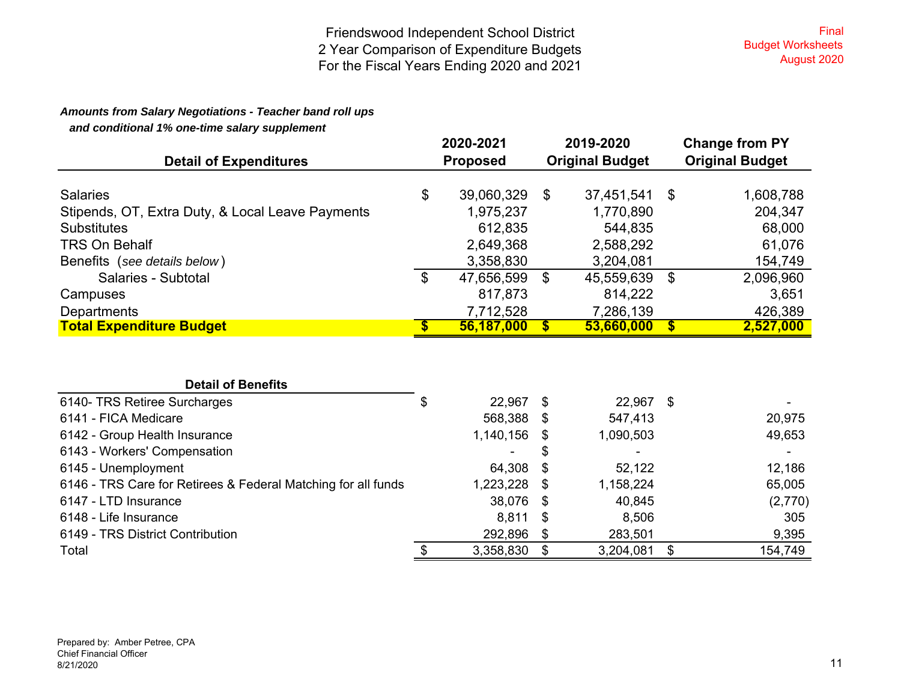# Friendswood Independent School District
## 2 Year Comparison of Expenditure Budgets
## For the Fiscal Years Ending 2020 and 2021

Final
Budget Worksheets
August 2020

***Amounts from Salary Negotiations - Teacher band roll ups and conditional 1% one-time salary supplement***

| Detail of Expenditures | 2020-2021 Proposed | 2019-2020 Original Budget | Change from PY Original Budget |
|---|---|---|---|
| Salaries | $ 39,060,329 | $ 37,451,541 | $ 1,608,788 |
| Stipends, OT, Extra Duty, & Local Leave Payments | 1,975,237 | 1,770,890 | 204,347 |
| Substitutes | 612,835 | 544,835 | 68,000 |
| TRS On Behalf | 2,649,368 | 2,588,292 | 61,076 |
| Benefits (*see details below*) | 3,358,830 | 3,204,081 | 154,749 |
| Salaries - Subtotal | $ 47,656,599 | $ 45,559,639 | $ 2,096,960 |
| Campuses | 817,873 | 814,222 | 3,651 |
| Departments | 7,712,528 | 7,286,139 | 426,389 |
| **Total Expenditure Budget** | **$ 56,187,000** | **$ 53,660,000** | **$ 2,527,000** |

| Detail of Benefits | 2020-2021 Proposed | 2019-2020 Original Budget | Change from PY Original Budget |
|---|---|---|---|
| 6140- TRS Retiree Surcharges | $ 22,967 | $ 22,967 | $ - |
| 6141 - FICA Medicare | 568,388 | $ 547,413 | 20,975 |
| 6142 - Group Health Insurance | 1,140,156 | $ 1,090,503 | 49,653 |
| 6143 - Workers' Compensation | - | $ - | - |
| 6145 - Unemployment | 64,308 | $ 52,122 | 12,186 |
| 6146 - TRS Care for Retirees & Federal Matching for all funds | 1,223,228 | $ 1,158,224 | 65,005 |
| 6147 - LTD Insurance | 38,076 | $ 40,845 | (2,770) |
| 6148 - Life Insurance | 8,811 | $ 8,506 | 305 |
| 6149 - TRS District Contribution | 292,896 | $ 283,501 | 9,395 |
| Total | $ 3,358,830 | $ 3,204,081 | $ 154,749 |

Prepared by: Amber Petree, CPA
Chief Financial Officer
8/21/2020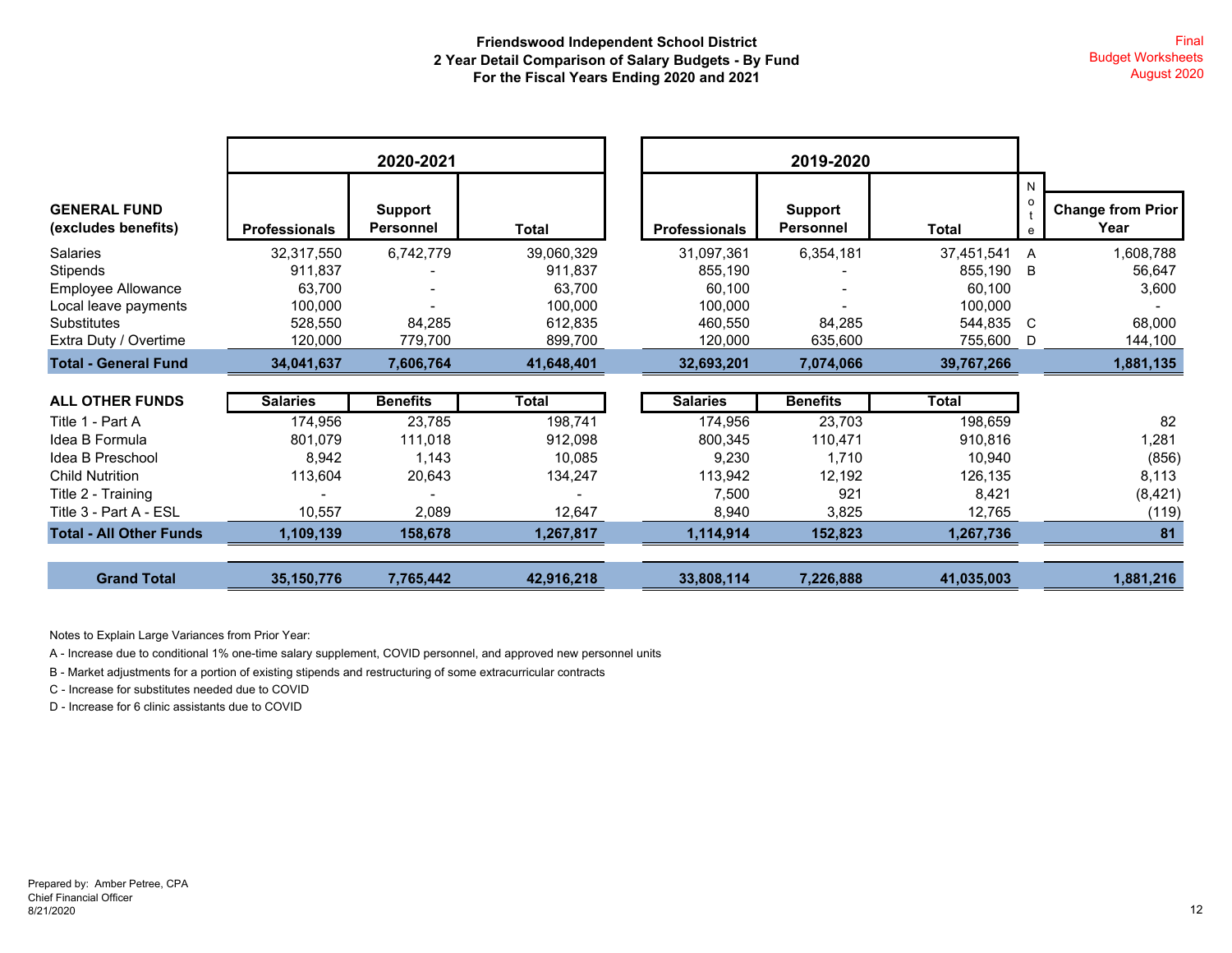**Friendswood Independent School District**
**2 Year Detail Comparison of Salary Budgets - By Fund**
**For the Fiscal Years Ending 2020 and 2021**

Final
Budget Worksheets
August 2020

| GENERAL FUND (excludes benefits) | 2020-2021 | | | 2019-2020 | | | Note | Change from Prior Year |
|---|---|---|---|---|---|---|---|---|
| | Professionals | Support Personnel | Total | Professionals | Support Personnel | Total | | |
| Salaries | 32,317,550 | 6,742,779 | 39,060,329 | 31,097,361 | 6,354,181 | 37,451,541 | A | 1,608,788 |
| Stipends | 911,837 | - | 911,837 | 855,190 | - | 855,190 | B | 56,647 |
| Employee Allowance | 63,700 | - | 63,700 | 60,100 | - | 60,100 | | 3,600 |
| Local leave payments | 100,000 | - | 100,000 | 100,000 | - | 100,000 | | - |
| Substitutes | 528,550 | 84,285 | 612,835 | 460,550 | 84,285 | 544,835 | C | 68,000 |
| Extra Duty / Overtime | 120,000 | 779,700 | 899,700 | 120,000 | 635,600 | 755,600 | D | 144,100 |
| **Total - General Fund** | **34,041,637** | **7,606,764** | **41,648,401** | **32,693,201** | **7,074,066** | **39,767,266** | | **1,881,135** |
| **ALL OTHER FUNDS** | **Salaries** | **Benefits** | **Total** | **Salaries** | **Benefits** | **Total** | | |
| Title 1 - Part A | 174,956 | 23,785 | 198,741 | 174,956 | 23,703 | 198,659 | | 82 |
| Idea B Formula | 801,079 | 111,018 | 912,098 | 800,345 | 110,471 | 910,816 | | 1,281 |
| Idea B Preschool | 8,942 | 1,143 | 10,085 | 9,230 | 1,710 | 10,940 | | (856) |
| Child Nutrition | 113,604 | 20,643 | 134,247 | 113,942 | 12,192 | 126,135 | | 8,113 |
| Title 2 - Training | - | - | - | 7,500 | 921 | 8,421 | | (8,421) |
| Title 3 - Part A - ESL | 10,557 | 2,089 | 12,647 | 8,940 | 3,825 | 12,765 | | (119) |
| **Total - All Other Funds** | **1,109,139** | **158,678** | **1,267,817** | **1,114,914** | **152,823** | **1,267,736** | | **81** |
| **Grand Total** | **35,150,776** | **7,765,442** | **42,916,218** | **33,808,114** | **7,226,888** | **41,035,003** | | **1,881,216** |

Notes to Explain Large Variances from Prior Year:

A - Increase due to conditional 1% one-time salary supplement, COVID personnel, and approved new personnel units

B - Market adjustments for a portion of existing stipends and restructuring of some extracurricular contracts

C - Increase for substitutes needed due to COVID

D - Increase for 6 clinic assistants due to COVID

Prepared by: Amber Petree, CPA
Chief Financial Officer
8/21/2020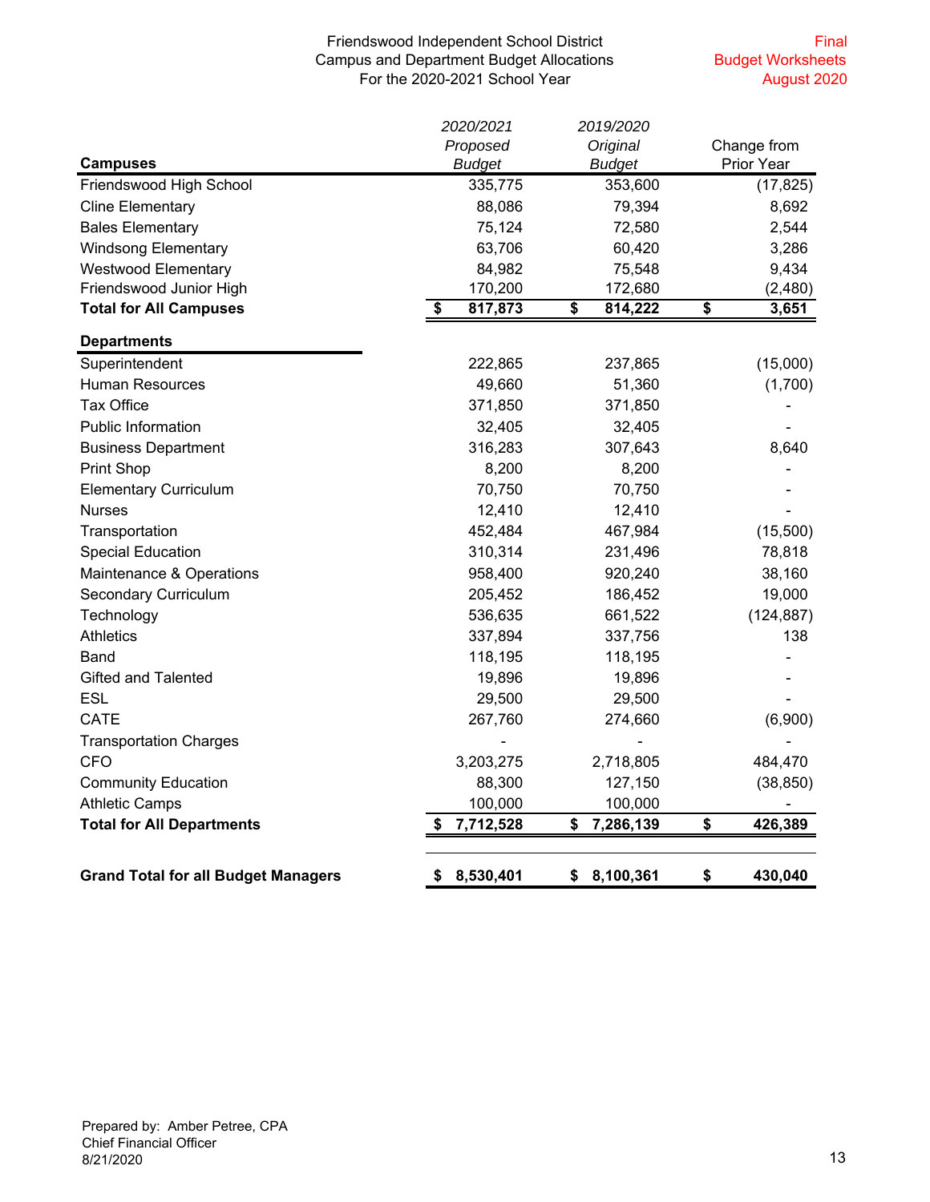Friendswood Independent School District
Campus and Department Budget Allocations
For the 2020-2021 School Year

Final
Budget Worksheets
August 2020

| Campuses | *2020/2021 Proposed Budget* | *2019/2020 Original Budget* | Change from Prior Year |
|---|---|---|---|
| Friendswood High School | 335,775 | 353,600 | (17,825) |
| Cline Elementary | 88,086 | 79,394 | 8,692 |
| Bales Elementary | 75,124 | 72,580 | 2,544 |
| Windsong Elementary | 63,706 | 60,420 | 3,286 |
| Westwood Elementary | 84,982 | 75,548 | 9,434 |
| Friendswood Junior High | 170,200 | 172,680 | (2,480) |
| **Total for All Campuses** | **$ 817,873** | **$ 814,222** | **$ 3,651** |
| **Departments** | | | |
| Superintendent | 222,865 | 237,865 | (15,000) |
| Human Resources | 49,660 | 51,360 | (1,700) |
| Tax Office | 371,850 | 371,850 | - |
| Public Information | 32,405 | 32,405 | - |
| Business Department | 316,283 | 307,643 | 8,640 |
| Print Shop | 8,200 | 8,200 | - |
| Elementary Curriculum | 70,750 | 70,750 | - |
| Nurses | 12,410 | 12,410 | - |
| Transportation | 452,484 | 467,984 | (15,500) |
| Special Education | 310,314 | 231,496 | 78,818 |
| Maintenance & Operations | 958,400 | 920,240 | 38,160 |
| Secondary Curriculum | 205,452 | 186,452 | 19,000 |
| Technology | 536,635 | 661,522 | (124,887) |
| Athletics | 337,894 | 337,756 | 138 |
| Band | 118,195 | 118,195 | - |
| Gifted and Talented | 19,896 | 19,896 | - |
| ESL | 29,500 | 29,500 | - |
| CATE | 267,760 | 274,660 | (6,900) |
| Transportation Charges | - | - | - |
| CFO | 3,203,275 | 2,718,805 | 484,470 |
| Community Education | 88,300 | 127,150 | (38,850) |
| Athletic Camps | 100,000 | 100,000 | - |
| **Total for All Departments** | **$ 7,712,528** | **$ 7,286,139** | **$ 426,389** |
| **Grand Total for all Budget Managers** | **$ 8,530,401** | **$ 8,100,361** | **$ 430,040** |

Prepared by: Amber Petree, CPA
Chief Financial Officer
8/21/2020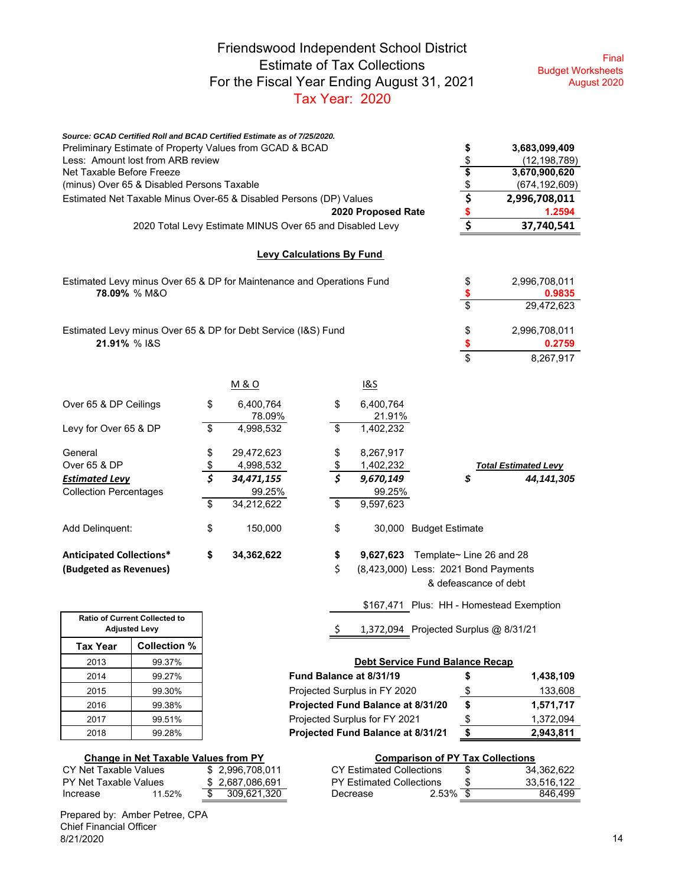# Friendswood Independent School District
## Estimate of Tax Collections
## For the Fiscal Year Ending August 31, 2021
## Tax Year: 2020

Final
Budget Worksheets
August 2020

***Source: GCAD Certified Roll and BCAD Certified Estimate as of 7/25/2020.***

| | | |
|---|---|---|
| Preliminary Estimate of Property Values from GCAD & BCAD | **$** | **3,683,099,409** |
| Less: Amount lost from ARB review | $ | (12,198,789) |
| Net Taxable Before Freeze | **$** | **3,670,900,620** |
| (minus) Over 65 & Disabled Persons Taxable | $ | (674,192,609) |
| Estimated Net Taxable Minus Over-65 & Disabled Persons (DP) Values | **$** | **2,996,708,011** |
| **2020 Proposed Rate** | **$** | **1.2594** |
| 2020 Total Levy Estimate MINUS Over 65 and Disabled Levy | **$** | **37,740,541** |

**Levy Calculations By Fund**

| | | |
|---|---|---|
| Estimated Levy minus Over 65 & DP for Maintenance and Operations Fund | $ | 2,996,708,011 |
| **78.09%** % M&O | **$** | **0.9835** |
| | $ | 29,472,623 |
| Estimated Levy minus Over 65 & DP for Debt Service (I&S) Fund | $ | 2,996,708,011 |
| **21.91%** % I&S | **$** | **0.2759** |
| | $ | 8,267,917 |

| | M & O | I&S | | |
|---|---|---|---|---|
| Over 65 & DP Ceilings | $ 6,400,764 | $ 6,400,764 | | |
| | 78.09% | 21.91% | | |
| Levy for Over 65 & DP | $ 4,998,532 | $ 1,402,232 | | |
| General | $ 29,472,623 | $ 8,267,917 | | |
| Over 65 & DP | $ 4,998,532 | $ 1,402,232 | | ***Total Estimated Levy*** |
| ***Estimated Levy*** | ***$ 34,471,155*** | ***$ 9,670,149*** | | ***$ 44,141,305*** |
| Collection Percentages | 99.25% | 99.25% | | |
| | $ 34,212,622 | $ 9,597,623 | | |
| Add Delinquent: | $ 150,000 | $ 30,000 | Budget Estimate | |
| **Anticipated Collections*** | **$ 34,362,622** | **$ 9,627,623** | Template~ Line 26 and 28 | |
| **(Budgeted as Revenues)** | | $ (8,423,000) | Less: 2021 Bond Payments & defeascance of debt | |
| | | $167,471 | Plus: HH - Homestead Exemption | |
| | | $ 1,372,094 | Projected Surplus @ 8/31/21 | |

| Ratio of Current Collected to Adjusted Levy | |
|---|---|
| **Tax Year** | **Collection %** |
| 2013 | 99.37% |
| 2014 | 99.27% |
| 2015 | 99.30% |
| 2016 | 99.38% |
| 2017 | 99.51% |
| 2018 | 99.28% |

**Debt Service Fund Balance Recap**

| | | |
|---|---|---|
| **Fund Balance at 8/31/19** | **$** | **1,438,109** |
| Projected Surplus in FY 2020 | $ | 133,608 |
| **Projected Fund Balance at 8/31/20** | **$** | **1,571,717** |
| Projected Surplus for FY 2021 | $ | 1,372,094 |
| **Projected Fund Balance at 8/31/21** | **$** | **2,943,811** |

**Change in Net Taxable Values from PY**

| | | |
|---|---|---|
| CY Net Taxable Values | | $ 2,996,708,011 |
| PY Net Taxable Values | | $ 2,687,086,691 |
| Increase | 11.52% | $ 309,621,320 |

**Comparison of PY Tax Collections**

| | | |
|---|---|---|
| CY Estimated Collections | | $ 34,362,622 |
| PY Estimated Collections | | $ 33,516,122 |
| Decrease | 2.53% | $ 846,499 |

Prepared by: Amber Petree, CPA
Chief Financial Officer
8/21/2020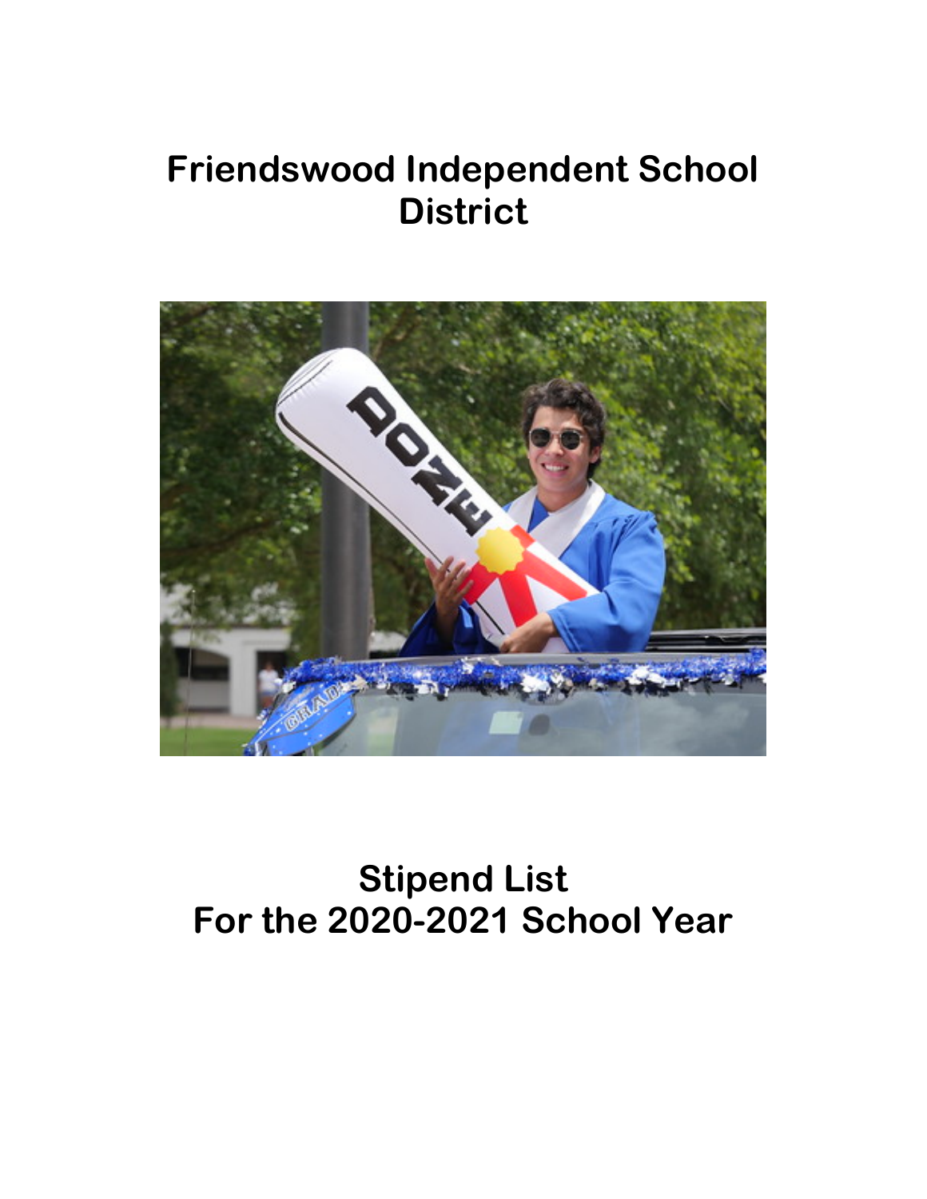# Friendswood Independent School District

# Stipend List
# For the 2020-2021 School Year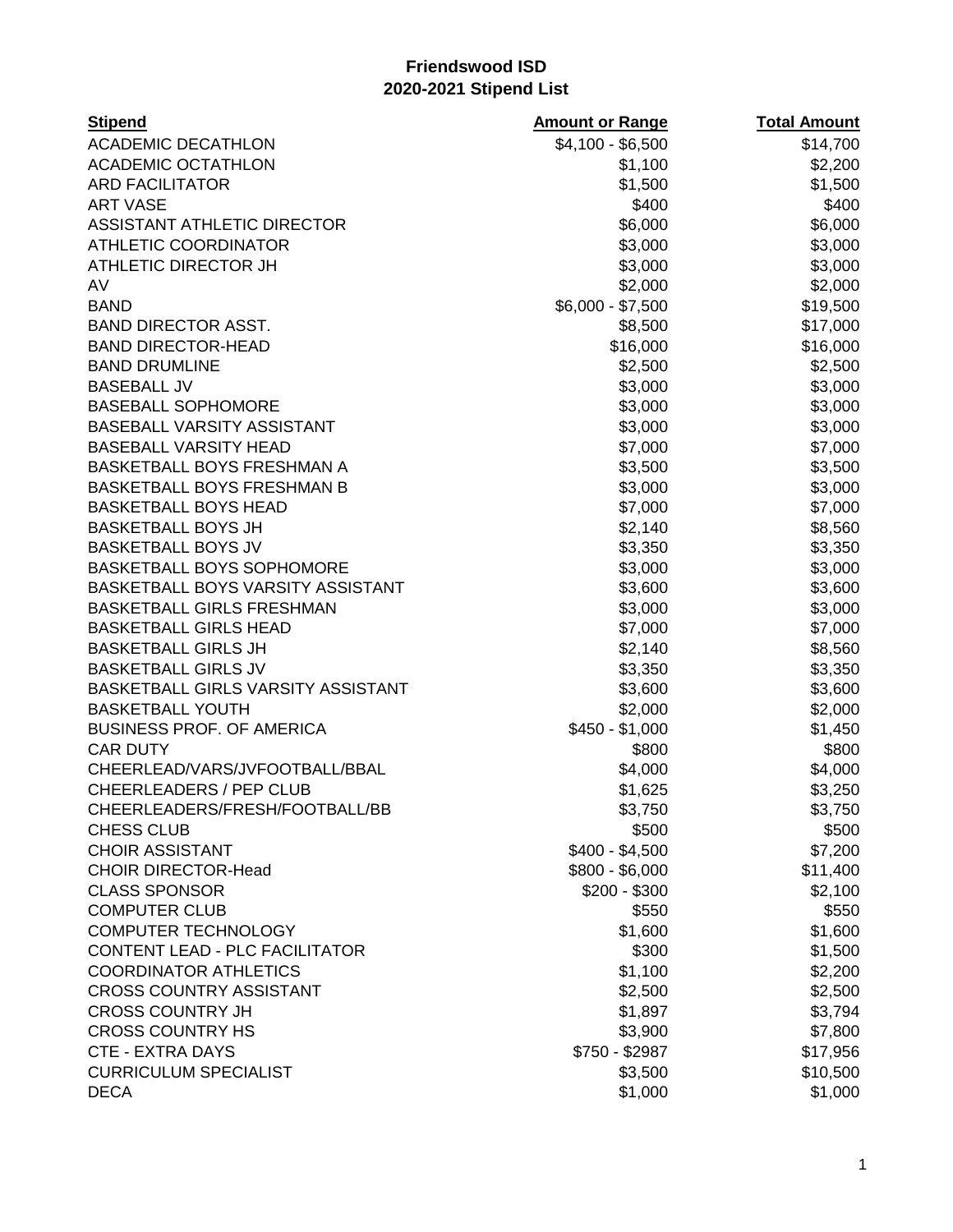# Friendswood ISD
## 2020-2021 Stipend List

| Stipend | Amount or Range | Total Amount |
|---|---|---|
| ACADEMIC DECATHLON | $4,100 - $6,500 | $14,700 |
| ACADEMIC OCTATHLON | $1,100 | $2,200 |
| ARD FACILITATOR | $1,500 | $1,500 |
| ART VASE | $400 | $400 |
| ASSISTANT ATHLETIC DIRECTOR | $6,000 | $6,000 |
| ATHLETIC COORDINATOR | $3,000 | $3,000 |
| ATHLETIC DIRECTOR JH | $3,000 | $3,000 |
| AV | $2,000 | $2,000 |
| BAND | $6,000 - $7,500 | $19,500 |
| BAND DIRECTOR ASST. | $8,500 | $17,000 |
| BAND DIRECTOR-HEAD | $16,000 | $16,000 |
| BAND DRUMLINE | $2,500 | $2,500 |
| BASEBALL JV | $3,000 | $3,000 |
| BASEBALL SOPHOMORE | $3,000 | $3,000 |
| BASEBALL VARSITY ASSISTANT | $3,000 | $3,000 |
| BASEBALL VARSITY HEAD | $7,000 | $7,000 |
| BASKETBALL BOYS FRESHMAN A | $3,500 | $3,500 |
| BASKETBALL BOYS FRESHMAN B | $3,000 | $3,000 |
| BASKETBALL BOYS HEAD | $7,000 | $7,000 |
| BASKETBALL BOYS JH | $2,140 | $8,560 |
| BASKETBALL BOYS JV | $3,350 | $3,350 |
| BASKETBALL BOYS SOPHOMORE | $3,000 | $3,000 |
| BASKETBALL BOYS VARSITY ASSISTANT | $3,600 | $3,600 |
| BASKETBALL GIRLS FRESHMAN | $3,000 | $3,000 |
| BASKETBALL GIRLS HEAD | $7,000 | $7,000 |
| BASKETBALL GIRLS JH | $2,140 | $8,560 |
| BASKETBALL GIRLS JV | $3,350 | $3,350 |
| BASKETBALL GIRLS VARSITY ASSISTANT | $3,600 | $3,600 |
| BASKETBALL YOUTH | $2,000 | $2,000 |
| BUSINESS PROF. OF AMERICA | $450 - $1,000 | $1,450 |
| CAR DUTY | $800 | $800 |
| CHEERLEAD/VARS/JVFOOTBALL/BBAL | $4,000 | $4,000 |
| CHEERLEADERS / PEP CLUB | $1,625 | $3,250 |
| CHEERLEADERS/FRESH/FOOTBALL/BB | $3,750 | $3,750 |
| CHESS CLUB | $500 | $500 |
| CHOIR ASSISTANT | $400 - $4,500 | $7,200 |
| CHOIR DIRECTOR-Head | $800 - $6,000 | $11,400 |
| CLASS SPONSOR | $200 - $300 | $2,100 |
| COMPUTER CLUB | $550 | $550 |
| COMPUTER TECHNOLOGY | $1,600 | $1,600 |
| CONTENT LEAD - PLC FACILITATOR | $300 | $1,500 |
| COORDINATOR ATHLETICS | $1,100 | $2,200 |
| CROSS COUNTRY ASSISTANT | $2,500 | $2,500 |
| CROSS COUNTRY JH | $1,897 | $3,794 |
| CROSS COUNTRY HS | $3,900 | $7,800 |
| CTE - EXTRA DAYS | $750 - $2987 | $17,956 |
| CURRICULUM SPECIALIST | $3,500 | $10,500 |
| DECA | $1,000 | $1,000 |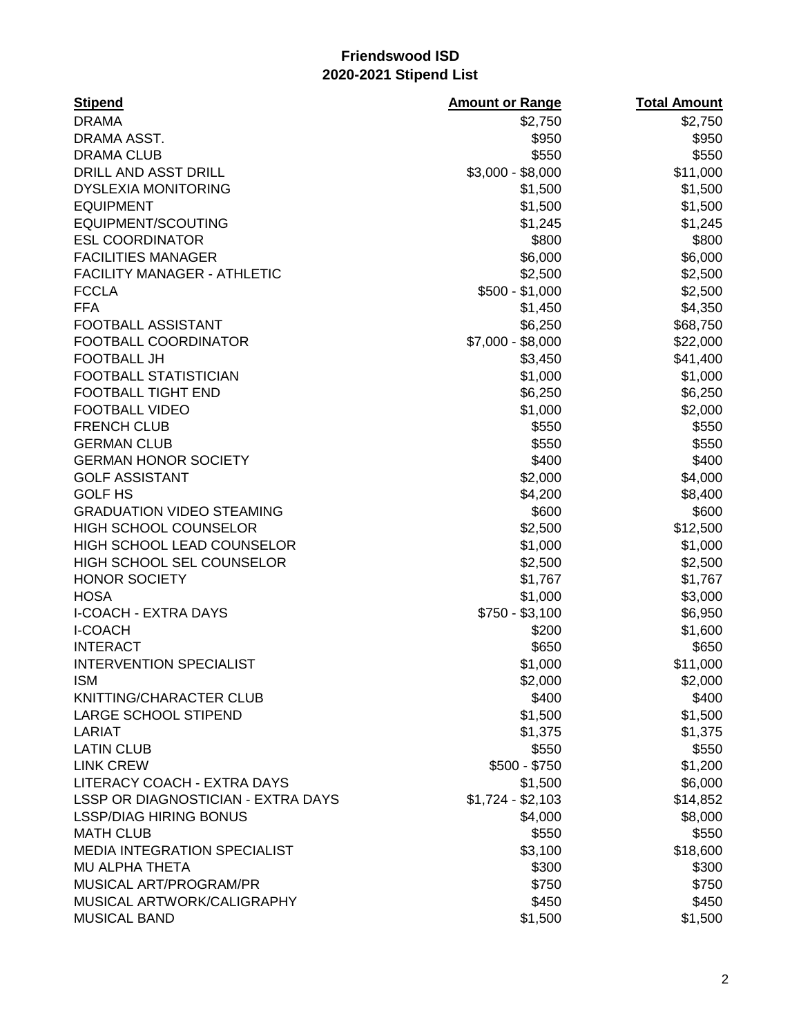# Friendswood ISD
## 2020-2021 Stipend List

| Stipend | Amount or Range | Total Amount |
|---|---|---|
| DRAMA | $2,750 | $2,750 |
| DRAMA ASST. | $950 | $950 |
| DRAMA CLUB | $550 | $550 |
| DRILL AND ASST DRILL | $3,000 - $8,000 | $11,000 |
| DYSLEXIA MONITORING | $1,500 | $1,500 |
| EQUIPMENT | $1,500 | $1,500 |
| EQUIPMENT/SCOUTING | $1,245 | $1,245 |
| ESL COORDINATOR | $800 | $800 |
| FACILITIES MANAGER | $6,000 | $6,000 |
| FACILITY MANAGER - ATHLETIC | $2,500 | $2,500 |
| FCCLA | $500 - $1,000 | $2,500 |
| FFA | $1,450 | $4,350 |
| FOOTBALL ASSISTANT | $6,250 | $68,750 |
| FOOTBALL COORDINATOR | $7,000 - $8,000 | $22,000 |
| FOOTBALL JH | $3,450 | $41,400 |
| FOOTBALL STATISTICIAN | $1,000 | $1,000 |
| FOOTBALL TIGHT END | $6,250 | $6,250 |
| FOOTBALL VIDEO | $1,000 | $2,000 |
| FRENCH CLUB | $550 | $550 |
| GERMAN CLUB | $550 | $550 |
| GERMAN HONOR SOCIETY | $400 | $400 |
| GOLF ASSISTANT | $2,000 | $4,000 |
| GOLF HS | $4,200 | $8,400 |
| GRADUATION VIDEO STEAMING | $600 | $600 |
| HIGH SCHOOL COUNSELOR | $2,500 | $12,500 |
| HIGH SCHOOL LEAD COUNSELOR | $1,000 | $1,000 |
| HIGH SCHOOL SEL COUNSELOR | $2,500 | $2,500 |
| HONOR SOCIETY | $1,767 | $1,767 |
| HOSA | $1,000 | $3,000 |
| I-COACH - EXTRA DAYS | $750 - $3,100 | $6,950 |
| I-COACH | $200 | $1,600 |
| INTERACT | $650 | $650 |
| INTERVENTION SPECIALIST | $1,000 | $11,000 |
| ISM | $2,000 | $2,000 |
| KNITTING/CHARACTER CLUB | $400 | $400 |
| LARGE SCHOOL STIPEND | $1,500 | $1,500 |
| LARIAT | $1,375 | $1,375 |
| LATIN CLUB | $550 | $550 |
| LINK CREW | $500 - $750 | $1,200 |
| LITERACY COACH - EXTRA DAYS | $1,500 | $6,000 |
| LSSP OR DIAGNOSTICIAN - EXTRA DAYS | $1,724 - $2,103 | $14,852 |
| LSSP/DIAG HIRING BONUS | $4,000 | $8,000 |
| MATH CLUB | $550 | $550 |
| MEDIA INTEGRATION SPECIALIST | $3,100 | $18,600 |
| MU ALPHA THETA | $300 | $300 |
| MUSICAL ART/PROGRAM/PR | $750 | $750 |
| MUSICAL ARTWORK/CALIGRAPHY | $450 | $450 |
| MUSICAL BAND | $1,500 | $1,500 |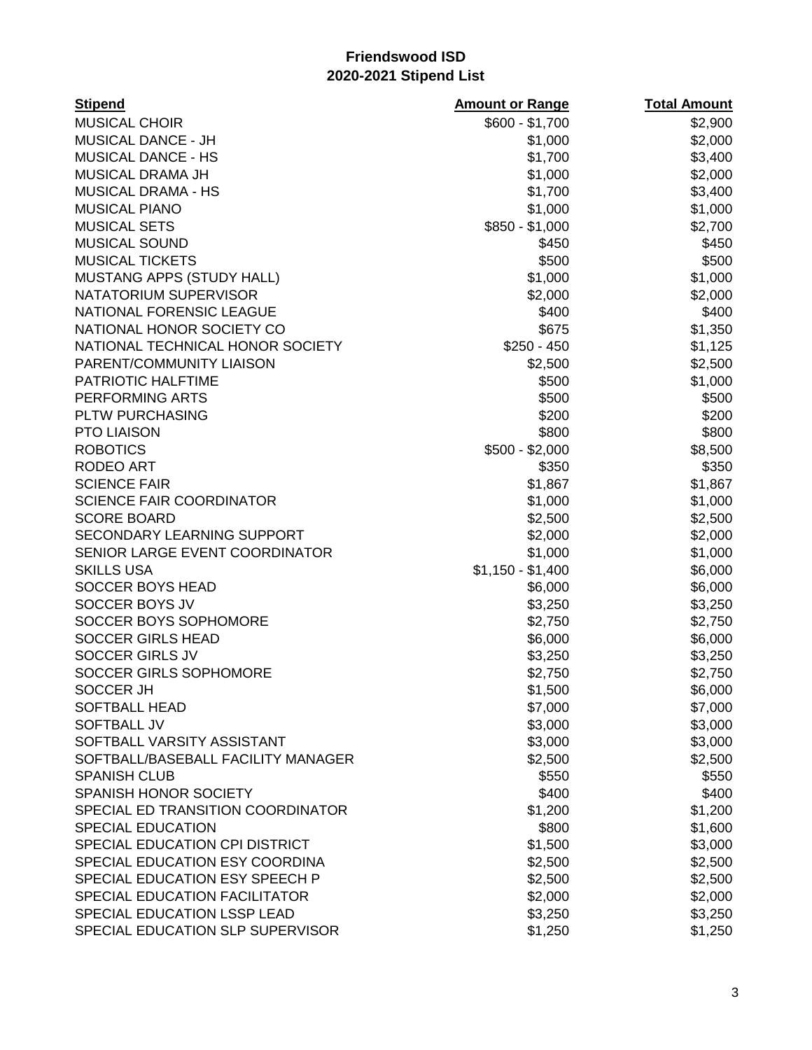# Friendswood ISD
## 2020-2021 Stipend List

| Stipend | Amount or Range | Total Amount |
|---|---|---|
| MUSICAL CHOIR | $600 - $1,700 | $2,900 |
| MUSICAL DANCE - JH | $1,000 | $2,000 |
| MUSICAL DANCE - HS | $1,700 | $3,400 |
| MUSICAL DRAMA JH | $1,000 | $2,000 |
| MUSICAL DRAMA - HS | $1,700 | $3,400 |
| MUSICAL PIANO | $1,000 | $1,000 |
| MUSICAL SETS | $850 - $1,000 | $2,700 |
| MUSICAL SOUND | $450 | $450 |
| MUSICAL TICKETS | $500 | $500 |
| MUSTANG APPS (STUDY HALL) | $1,000 | $1,000 |
| NATATORIUM SUPERVISOR | $2,000 | $2,000 |
| NATIONAL FORENSIC LEAGUE | $400 | $400 |
| NATIONAL HONOR SOCIETY CO | $675 | $1,350 |
| NATIONAL TECHNICAL HONOR SOCIETY | $250 - 450 | $1,125 |
| PARENT/COMMUNITY LIAISON | $2,500 | $2,500 |
| PATRIOTIC HALFTIME | $500 | $1,000 |
| PERFORMING ARTS | $500 | $500 |
| PLTW PURCHASING | $200 | $200 |
| PTO LIAISON | $800 | $800 |
| ROBOTICS | $500 - $2,000 | $8,500 |
| RODEO ART | $350 | $350 |
| SCIENCE FAIR | $1,867 | $1,867 |
| SCIENCE FAIR COORDINATOR | $1,000 | $1,000 |
| SCORE BOARD | $2,500 | $2,500 |
| SECONDARY LEARNING SUPPORT | $2,000 | $2,000 |
| SENIOR LARGE EVENT COORDINATOR | $1,000 | $1,000 |
| SKILLS USA | $1,150 - $1,400 | $6,000 |
| SOCCER BOYS HEAD | $6,000 | $6,000 |
| SOCCER BOYS JV | $3,250 | $3,250 |
| SOCCER BOYS SOPHOMORE | $2,750 | $2,750 |
| SOCCER GIRLS HEAD | $6,000 | $6,000 |
| SOCCER GIRLS JV | $3,250 | $3,250 |
| SOCCER GIRLS SOPHOMORE | $2,750 | $2,750 |
| SOCCER JH | $1,500 | $6,000 |
| SOFTBALL HEAD | $7,000 | $7,000 |
| SOFTBALL JV | $3,000 | $3,000 |
| SOFTBALL VARSITY ASSISTANT | $3,000 | $3,000 |
| SOFTBALL/BASEBALL FACILITY MANAGER | $2,500 | $2,500 |
| SPANISH CLUB | $550 | $550 |
| SPANISH HONOR SOCIETY | $400 | $400 |
| SPECIAL ED TRANSITION COORDINATOR | $1,200 | $1,200 |
| SPECIAL EDUCATION | $800 | $1,600 |
| SPECIAL EDUCATION CPI DISTRICT | $1,500 | $3,000 |
| SPECIAL EDUCATION ESY COORDINA | $2,500 | $2,500 |
| SPECIAL EDUCATION ESY SPEECH P | $2,500 | $2,500 |
| SPECIAL EDUCATION FACILITATOR | $2,000 | $2,000 |
| SPECIAL EDUCATION LSSP LEAD | $3,250 | $3,250 |
| SPECIAL EDUCATION SLP SUPERVISOR | $1,250 | $1,250 |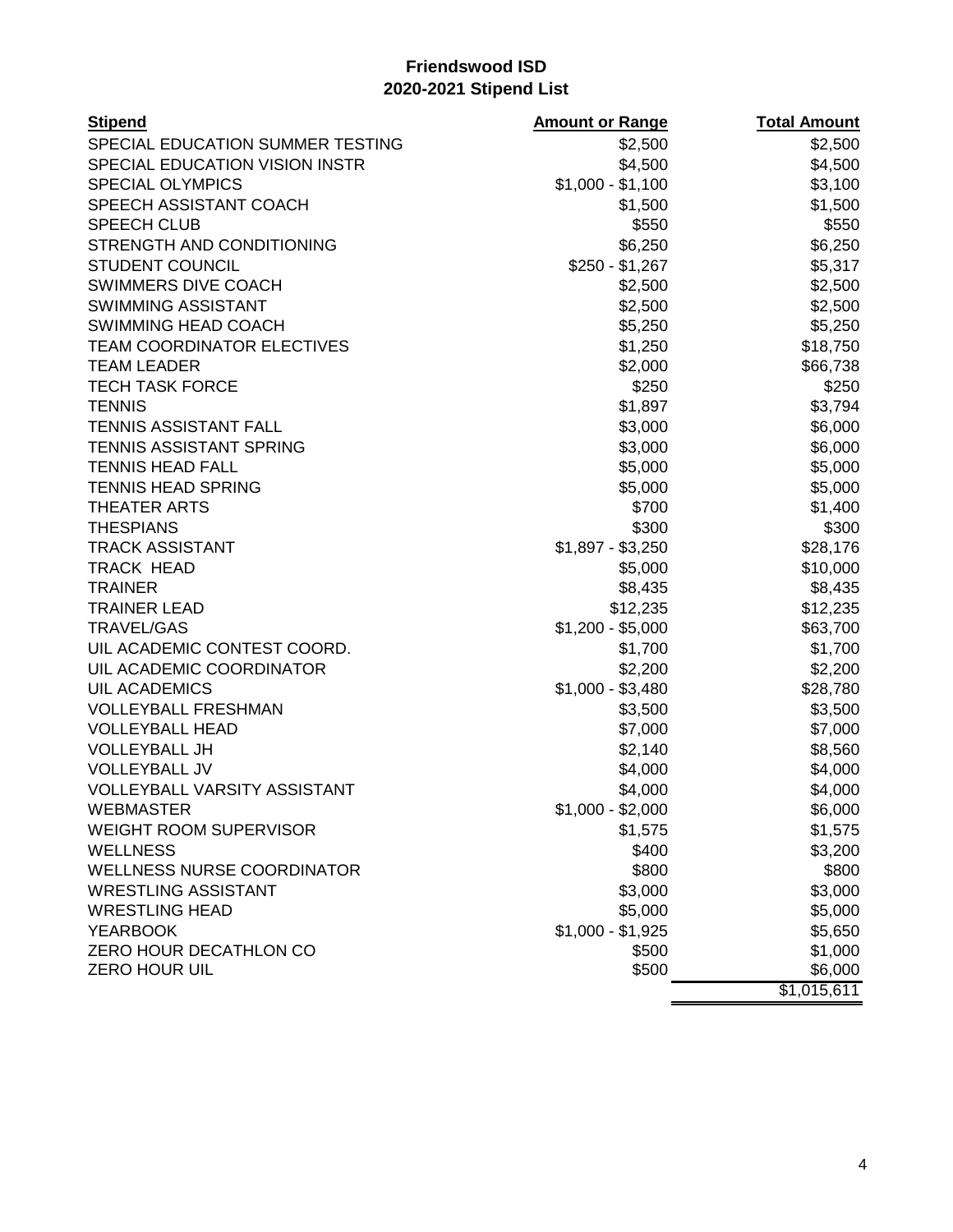## Friendswood ISD
## 2020-2021 Stipend List

| Stipend | Amount or Range | Total Amount |
|---|---|---|
| SPECIAL EDUCATION SUMMER TESTING | $2,500 | $2,500 |
| SPECIAL EDUCATION VISION INSTR | $4,500 | $4,500 |
| SPECIAL OLYMPICS | $1,000 - $1,100 | $3,100 |
| SPEECH ASSISTANT COACH | $1,500 | $1,500 |
| SPEECH CLUB | $550 | $550 |
| STRENGTH AND CONDITIONING | $6,250 | $6,250 |
| STUDENT COUNCIL | $250 - $1,267 | $5,317 |
| SWIMMERS DIVE COACH | $2,500 | $2,500 |
| SWIMMING ASSISTANT | $2,500 | $2,500 |
| SWIMMING HEAD COACH | $5,250 | $5,250 |
| TEAM COORDINATOR ELECTIVES | $1,250 | $18,750 |
| TEAM LEADER | $2,000 | $66,738 |
| TECH TASK FORCE | $250 | $250 |
| TENNIS | $1,897 | $3,794 |
| TENNIS ASSISTANT FALL | $3,000 | $6,000 |
| TENNIS ASSISTANT SPRING | $3,000 | $6,000 |
| TENNIS HEAD FALL | $5,000 | $5,000 |
| TENNIS HEAD SPRING | $5,000 | $5,000 |
| THEATER ARTS | $700 | $1,400 |
| THESPIANS | $300 | $300 |
| TRACK ASSISTANT | $1,897 - $3,250 | $28,176 |
| TRACK HEAD | $5,000 | $10,000 |
| TRAINER | $8,435 | $8,435 |
| TRAINER LEAD | $12,235 | $12,235 |
| TRAVEL/GAS | $1,200 - $5,000 | $63,700 |
| UIL ACADEMIC CONTEST COORD. | $1,700 | $1,700 |
| UIL ACADEMIC COORDINATOR | $2,200 | $2,200 |
| UIL ACADEMICS | $1,000 - $3,480 | $28,780 |
| VOLLEYBALL FRESHMAN | $3,500 | $3,500 |
| VOLLEYBALL HEAD | $7,000 | $7,000 |
| VOLLEYBALL JH | $2,140 | $8,560 |
| VOLLEYBALL JV | $4,000 | $4,000 |
| VOLLEYBALL VARSITY ASSISTANT | $4,000 | $4,000 |
| WEBMASTER | $1,000 - $2,000 | $6,000 |
| WEIGHT ROOM SUPERVISOR | $1,575 | $1,575 |
| WELLNESS | $400 | $3,200 |
| WELLNESS NURSE COORDINATOR | $800 | $800 |
| WRESTLING ASSISTANT | $3,000 | $3,000 |
| WRESTLING HEAD | $5,000 | $5,000 |
| YEARBOOK | $1,000 - $1,925 | $5,650 |
| ZERO HOUR DECATHLON CO | $500 | $1,000 |
| ZERO HOUR UIL | $500 | $6,000 |
| | | $1,015,611 |